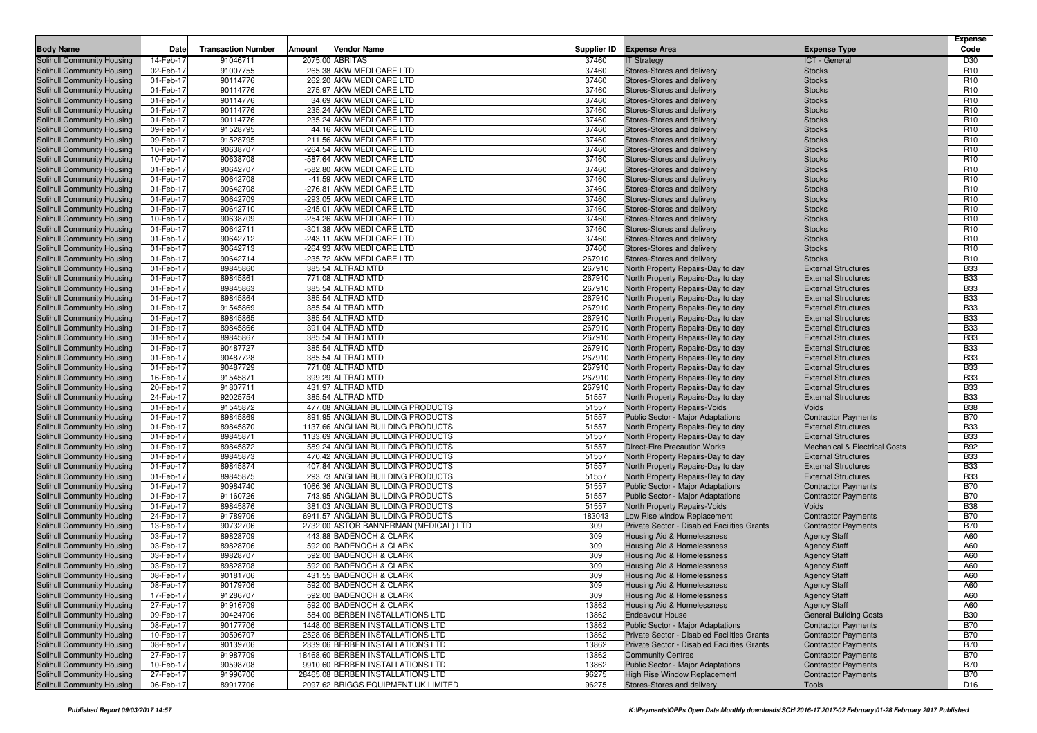| Body Name | Date | Transaction Number | Amount | Vendor Name | Supplier ID | Expense Area | Expense Type | Expense Code |
|---|---|---|---|---|---|---|---|---|
| Solihull Community Housing | 14-Feb-17 | 91046711 | 2075.00 | ABRITAS | 37460 | IT Strategy | ICT - General | D30 |
| Solihull Community Housing | 02-Feb-17 | 91007755 | 265.38 | AKW MEDI CARE LTD | 37460 | Stores-Stores and delivery | Stocks | R10 |
| Solihull Community Housing | 01-Feb-17 | 90114776 | 262.20 | AKW MEDI CARE LTD | 37460 | Stores-Stores and delivery | Stocks | R10 |
| Solihull Community Housing | 01-Feb-17 | 90114776 | 275.97 | AKW MEDI CARE LTD | 37460 | Stores-Stores and delivery | Stocks | R10 |
| Solihull Community Housing | 01-Feb-17 | 90114776 | 34.69 | AKW MEDI CARE LTD | 37460 | Stores-Stores and delivery | Stocks | R10 |
| Solihull Community Housing | 01-Feb-17 | 90114776 | 235.24 | AKW MEDI CARE LTD | 37460 | Stores-Stores and delivery | Stocks | R10 |
| Solihull Community Housing | 01-Feb-17 | 90114776 | 235.24 | AKW MEDI CARE LTD | 37460 | Stores-Stores and delivery | Stocks | R10 |
| Solihull Community Housing | 09-Feb-17 | 91528795 | 44.16 | AKW MEDI CARE LTD | 37460 | Stores-Stores and delivery | Stocks | R10 |
| Solihull Community Housing | 09-Feb-17 | 91528795 | 211.56 | AKW MEDI CARE LTD | 37460 | Stores-Stores and delivery | Stocks | R10 |
| Solihull Community Housing | 10-Feb-17 | 90638707 | -264.54 | AKW MEDI CARE LTD | 37460 | Stores-Stores and delivery | Stocks | R10 |
| Solihull Community Housing | 10-Feb-17 | 90638708 | -587.64 | AKW MEDI CARE LTD | 37460 | Stores-Stores and delivery | Stocks | R10 |
| Solihull Community Housing | 01-Feb-17 | 90642707 | -582.80 | AKW MEDI CARE LTD | 37460 | Stores-Stores and delivery | Stocks | R10 |
| Solihull Community Housing | 01-Feb-17 | 90642708 | -41.59 | AKW MEDI CARE LTD | 37460 | Stores-Stores and delivery | Stocks | R10 |
| Solihull Community Housing | 01-Feb-17 | 90642708 | -276.81 | AKW MEDI CARE LTD | 37460 | Stores-Stores and delivery | Stocks | R10 |
| Solihull Community Housing | 01-Feb-17 | 90642709 | -293.05 | AKW MEDI CARE LTD | 37460 | Stores-Stores and delivery | Stocks | R10 |
| Solihull Community Housing | 01-Feb-17 | 90642710 | -245.01 | AKW MEDI CARE LTD | 37460 | Stores-Stores and delivery | Stocks | R10 |
| Solihull Community Housing | 10-Feb-17 | 90638709 | -254.26 | AKW MEDI CARE LTD | 37460 | Stores-Stores and delivery | Stocks | R10 |
| Solihull Community Housing | 01-Feb-17 | 90642711 | -301.38 | AKW MEDI CARE LTD | 37460 | Stores-Stores and delivery | Stocks | R10 |
| Solihull Community Housing | 01-Feb-17 | 90642712 | -243.11 | AKW MEDI CARE LTD | 37460 | Stores-Stores and delivery | Stocks | R10 |
| Solihull Community Housing | 01-Feb-17 | 90642713 | -264.93 | AKW MEDI CARE LTD | 37460 | Stores-Stores and delivery | Stocks | R10 |
| Solihull Community Housing | 01-Feb-17 | 90642714 | -235.72 | AKW MEDI CARE LTD | 267910 | Stores-Stores and delivery | Stocks | R10 |
| Solihull Community Housing | 01-Feb-17 | 89845860 | 385.54 | ALTRAD MTD | 267910 | North Property Repairs-Day to day | External Structures | B33 |
| Solihull Community Housing | 01-Feb-17 | 89845861 | 771.08 | ALTRAD MTD | 267910 | North Property Repairs-Day to day | External Structures | B33 |
| Solihull Community Housing | 01-Feb-17 | 89845863 | 385.54 | ALTRAD MTD | 267910 | North Property Repairs-Day to day | External Structures | B33 |
| Solihull Community Housing | 01-Feb-17 | 89845864 | 385.54 | ALTRAD MTD | 267910 | North Property Repairs-Day to day | External Structures | B33 |
| Solihull Community Housing | 01-Feb-17 | 91545869 | 385.54 | ALTRAD MTD | 267910 | North Property Repairs-Day to day | External Structures | B33 |
| Solihull Community Housing | 01-Feb-17 | 89845865 | 385.54 | ALTRAD MTD | 267910 | North Property Repairs-Day to day | External Structures | B33 |
| Solihull Community Housing | 01-Feb-17 | 89845866 | 391.04 | ALTRAD MTD | 267910 | North Property Repairs-Day to day | External Structures | B33 |
| Solihull Community Housing | 01-Feb-17 | 89845867 | 385.54 | ALTRAD MTD | 267910 | North Property Repairs-Day to day | External Structures | B33 |
| Solihull Community Housing | 01-Feb-17 | 90487727 | 385.54 | ALTRAD MTD | 267910 | North Property Repairs-Day to day | External Structures | B33 |
| Solihull Community Housing | 01-Feb-17 | 90487728 | 385.54 | ALTRAD MTD | 267910 | North Property Repairs-Day to day | External Structures | B33 |
| Solihull Community Housing | 01-Feb-17 | 90487729 | 771.08 | ALTRAD MTD | 267910 | North Property Repairs-Day to day | External Structures | B33 |
| Solihull Community Housing | 16-Feb-17 | 91545871 | 399.29 | ALTRAD MTD | 267910 | North Property Repairs-Day to day | External Structures | B33 |
| Solihull Community Housing | 20-Feb-17 | 91807711 | 431.97 | ALTRAD MTD | 267910 | North Property Repairs-Day to day | External Structures | B33 |
| Solihull Community Housing | 24-Feb-17 | 92025754 | 385.54 | ALTRAD MTD | 51557 | North Property Repairs-Day to day | External Structures | B33 |
| Solihull Community Housing | 01-Feb-17 | 91545872 | 477.08 | ANGLIAN BUILDING PRODUCTS | 51557 | North Property Repairs-Voids | Voids | B38 |
| Solihull Community Housing | 01-Feb-17 | 89845869 | 891.95 | ANGLIAN BUILDING PRODUCTS | 51557 | Public Sector - Major Adaptations | Contractor Payments | B70 |
| Solihull Community Housing | 01-Feb-17 | 89845870 | 1137.66 | ANGLIAN BUILDING PRODUCTS | 51557 | North Property Repairs-Day to day | External Structures | B33 |
| Solihull Community Housing | 01-Feb-17 | 89845871 | 1133.69 | ANGLIAN BUILDING PRODUCTS | 51557 | North Property Repairs-Day to day | External Structures | B33 |
| Solihull Community Housing | 01-Feb-17 | 89845872 | 589.24 | ANGLIAN BUILDING PRODUCTS | 51557 | Direct-Fire Precaution Works | Mechanical & Electrical Costs | B92 |
| Solihull Community Housing | 01-Feb-17 | 89845873 | 470.42 | ANGLIAN BUILDING PRODUCTS | 51557 | North Property Repairs-Day to day | External Structures | B33 |
| Solihull Community Housing | 01-Feb-17 | 89845874 | 407.84 | ANGLIAN BUILDING PRODUCTS | 51557 | North Property Repairs-Day to day | External Structures | B33 |
| Solihull Community Housing | 01-Feb-17 | 89845875 | 293.73 | ANGLIAN BUILDING PRODUCTS | 51557 | North Property Repairs-Day to day | External Structures | B33 |
| Solihull Community Housing | 01-Feb-17 | 90984740 | 1066.36 | ANGLIAN BUILDING PRODUCTS | 51557 | Public Sector - Major Adaptations | Contractor Payments | B70 |
| Solihull Community Housing | 01-Feb-17 | 91160726 | 743.95 | ANGLIAN BUILDING PRODUCTS | 51557 | Public Sector - Major Adaptations | Contractor Payments | B70 |
| Solihull Community Housing | 01-Feb-17 | 89845876 | 381.03 | ANGLIAN BUILDING PRODUCTS | 51557 | North Property Repairs-Voids | Voids | B38 |
| Solihull Community Housing | 24-Feb-17 | 91789706 | 6941.57 | ANGLIAN BUILDING PRODUCTS | 183043 | Low Rise window Replacement | Contractor Payments | B70 |
| Solihull Community Housing | 13-Feb-17 | 90732706 | 2732.00 | ASTOR BANNERMAN (MEDICAL) LTD | 309 | Private Sector - Disabled Facilities Grants | Contractor Payments | B70 |
| Solihull Community Housing | 03-Feb-17 | 89828709 | 443.88 | BADENOCH & CLARK | 309 | Housing Aid & Homelessness | Agency Staff | A60 |
| Solihull Community Housing | 03-Feb-17 | 89828706 | 592.00 | BADENOCH & CLARK | 309 | Housing Aid & Homelessness | Agency Staff | A60 |
| Solihull Community Housing | 03-Feb-17 | 89828707 | 592.00 | BADENOCH & CLARK | 309 | Housing Aid & Homelessness | Agency Staff | A60 |
| Solihull Community Housing | 03-Feb-17 | 89828708 | 592.00 | BADENOCH & CLARK | 309 | Housing Aid & Homelessness | Agency Staff | A60 |
| Solihull Community Housing | 08-Feb-17 | 90181706 | 431.55 | BADENOCH & CLARK | 309 | Housing Aid & Homelessness | Agency Staff | A60 |
| Solihull Community Housing | 08-Feb-17 | 90179706 | 592.00 | BADENOCH & CLARK | 309 | Housing Aid & Homelessness | Agency Staff | A60 |
| Solihull Community Housing | 17-Feb-17 | 91286707 | 592.00 | BADENOCH & CLARK | 309 | Housing Aid & Homelessness | Agency Staff | A60 |
| Solihull Community Housing | 27-Feb-17 | 91916709 | 592.00 | BADENOCH & CLARK | 13862 | Housing Aid & Homelessness | Agency Staff | A60 |
| Solihull Community Housing | 09-Feb-17 | 90424706 | 584.00 | BERBEN INSTALLATIONS LTD | 13862 | Endeavour House | General Building Costs | B30 |
| Solihull Community Housing | 08-Feb-17 | 90177706 | 1448.00 | BERBEN INSTALLATIONS LTD | 13862 | Public Sector - Major Adaptations | Contractor Payments | B70 |
| Solihull Community Housing | 10-Feb-17 | 90596707 | 2528.06 | BERBEN INSTALLATIONS LTD | 13862 | Private Sector - Disabled Facilities Grants | Contractor Payments | B70 |
| Solihull Community Housing | 08-Feb-17 | 90139706 | 2339.06 | BERBEN INSTALLATIONS LTD | 13862 | Private Sector - Disabled Facilities Grants | Contractor Payments | B70 |
| Solihull Community Housing | 27-Feb-17 | 91987709 | 18468.60 | BERBEN INSTALLATIONS LTD | 13862 | Community Centres | Contractor Payments | B70 |
| Solihull Community Housing | 10-Feb-17 | 90598708 | 9910.60 | BERBEN INSTALLATIONS LTD | 13862 | Public Sector - Major Adaptations | Contractor Payments | B70 |
| Solihull Community Housing | 27-Feb-17 | 91996706 | 28465.08 | BERBEN INSTALLATIONS LTD | 96275 | High Rise Window Replacement | Contractor Payments | B70 |
| Solihull Community Housing | 06-Feb-17 | 89917706 | 2097.62 | BRIGGS EQUIPMENT UK LIMITED | 96275 | Stores-Stores and delivery | Tools | D16 |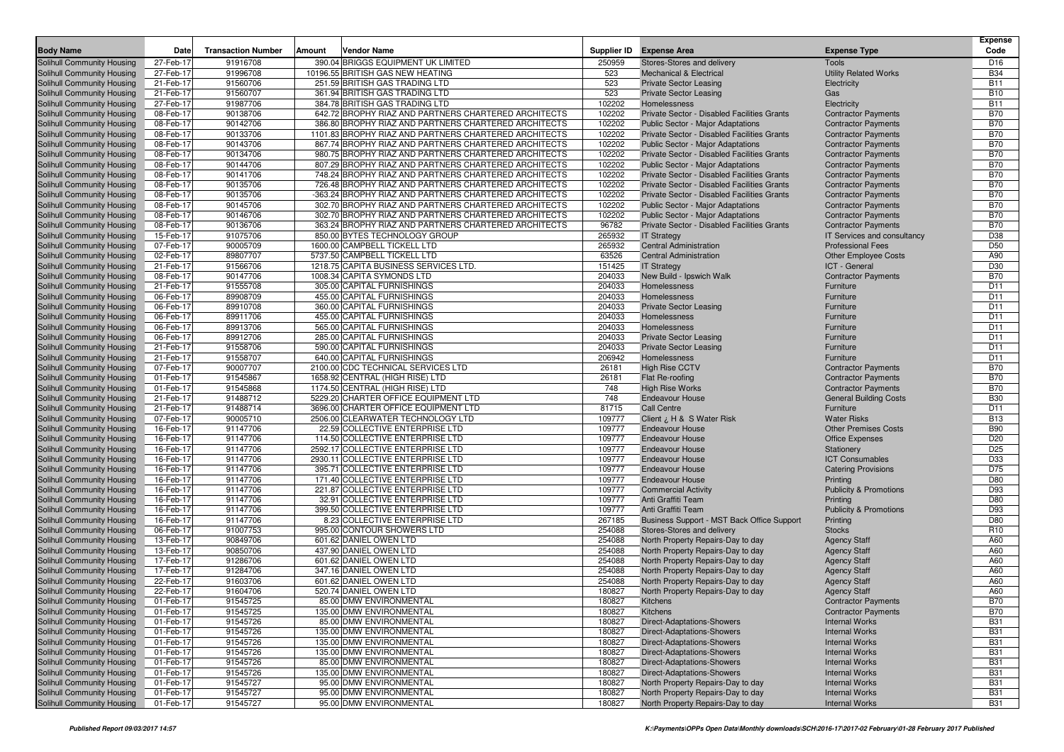| Body Name | Date | Transaction Number | Amount | Vendor Name | Supplier ID | Expense Area | Expense Type | Expense Code |
|---|---|---|---|---|---|---|---|---|
| Solihull Community Housing | 27-Feb-17 | 91916708 | 390.04 | BRIGGS EQUIPMENT UK LIMITED | 250959 | Stores-Stores and delivery | Tools | D16 |
| Solihull Community Housing | 27-Feb-17 | 91996708 | 10196.55 | BRITISH GAS NEW HEATING | 523 | Mechanical & Electrical | Utility Related Works | B34 |
| Solihull Community Housing | 21-Feb-17 | 91560706 | 251.59 | BRITISH GAS TRADING LTD | 523 | Private Sector Leasing | Electricity | B11 |
| Solihull Community Housing | 21-Feb-17 | 91560707 | 361.94 | BRITISH GAS TRADING LTD | 523 | Private Sector Leasing | Gas | B10 |
| Solihull Community Housing | 27-Feb-17 | 91987706 | 384.78 | BRITISH GAS TRADING LTD | 102202 | Homelessness | Electricity | B11 |
| Solihull Community Housing | 08-Feb-17 | 90138706 | 642.72 | BROPHY RIAZ AND PARTNERS CHARTERED ARCHITECTS | 102202 | Private Sector - Disabled Facilities Grants | Contractor Payments | B70 |
| Solihull Community Housing | 08-Feb-17 | 90142706 | 386.80 | BROPHY RIAZ AND PARTNERS CHARTERED ARCHITECTS | 102202 | Public Sector - Major Adaptations | Contractor Payments | B70 |
| Solihull Community Housing | 08-Feb-17 | 90133706 | 1101.83 | BROPHY RIAZ AND PARTNERS CHARTERED ARCHITECTS | 102202 | Private Sector - Disabled Facilities Grants | Contractor Payments | B70 |
| Solihull Community Housing | 08-Feb-17 | 90143706 | 867.74 | BROPHY RIAZ AND PARTNERS CHARTERED ARCHITECTS | 102202 | Public Sector - Major Adaptations | Contractor Payments | B70 |
| Solihull Community Housing | 08-Feb-17 | 90134706 | 980.75 | BROPHY RIAZ AND PARTNERS CHARTERED ARCHITECTS | 102202 | Private Sector - Disabled Facilities Grants | Contractor Payments | B70 |
| Solihull Community Housing | 08-Feb-17 | 90144706 | 807.29 | BROPHY RIAZ AND PARTNERS CHARTERED ARCHITECTS | 102202 | Public Sector - Major Adaptations | Contractor Payments | B70 |
| Solihull Community Housing | 08-Feb-17 | 90141706 | 748.24 | BROPHY RIAZ AND PARTNERS CHARTERED ARCHITECTS | 102202 | Private Sector - Disabled Facilities Grants | Contractor Payments | B70 |
| Solihull Community Housing | 08-Feb-17 | 90135706 | 726.48 | BROPHY RIAZ AND PARTNERS CHARTERED ARCHITECTS | 102202 | Private Sector - Disabled Facilities Grants | Contractor Payments | B70 |
| Solihull Community Housing | 08-Feb-17 | 90135706 | -363.24 | BROPHY RIAZ AND PARTNERS CHARTERED ARCHITECTS | 102202 | Private Sector - Disabled Facilities Grants | Contractor Payments | B70 |
| Solihull Community Housing | 08-Feb-17 | 90145706 | 302.70 | BROPHY RIAZ AND PARTNERS CHARTERED ARCHITECTS | 102202 | Public Sector - Major Adaptations | Contractor Payments | B70 |
| Solihull Community Housing | 08-Feb-17 | 90146706 | 302.70 | BROPHY RIAZ AND PARTNERS CHARTERED ARCHITECTS | 102202 | Public Sector - Major Adaptations | Contractor Payments | B70 |
| Solihull Community Housing | 08-Feb-17 | 90136706 | 363.24 | BROPHY RIAZ AND PARTNERS CHARTERED ARCHITECTS | 96782 | Private Sector - Disabled Facilities Grants | Contractor Payments | B70 |
| Solihull Community Housing | 15-Feb-17 | 91075706 | 850.00 | BYTES TECHNOLOGY GROUP | 265932 | IT Strategy | IT Services and consultancy | D38 |
| Solihull Community Housing | 07-Feb-17 | 90005709 | 1600.00 | CAMPBELL TICKELL LTD | 265932 | Central Administration | Professional Fees | D50 |
| Solihull Community Housing | 02-Feb-17 | 89807707 | 5737.50 | CAMPBELL TICKELL LTD | 63526 | Central Administration | Other Employee Costs | A90 |
| Solihull Community Housing | 21-Feb-17 | 91566706 | 1218.75 | CAPITA BUSINESS SERVICES LTD. | 151425 | IT Strategy | ICT - General | D30 |
| Solihull Community Housing | 08-Feb-17 | 90147706 | 1008.34 | CAPITA SYMONDS LTD | 204033 | New Build - Ipswich Walk | Contractor Payments | B70 |
| Solihull Community Housing | 21-Feb-17 | 91555708 | 305.00 | CAPITAL FURNISHINGS | 204033 | Homelessness | Furniture | D11 |
| Solihull Community Housing | 06-Feb-17 | 89908709 | 455.00 | CAPITAL FURNISHINGS | 204033 | Homelessness | Furniture | D11 |
| Solihull Community Housing | 06-Feb-17 | 89910708 | 360.00 | CAPITAL FURNISHINGS | 204033 | Private Sector Leasing | Furniture | D11 |
| Solihull Community Housing | 06-Feb-17 | 89911706 | 455.00 | CAPITAL FURNISHINGS | 204033 | Homelessness | Furniture | D11 |
| Solihull Community Housing | 06-Feb-17 | 89913706 | 565.00 | CAPITAL FURNISHINGS | 204033 | Homelessness | Furniture | D11 |
| Solihull Community Housing | 06-Feb-17 | 89912706 | 285.00 | CAPITAL FURNISHINGS | 204033 | Private Sector Leasing | Furniture | D11 |
| Solihull Community Housing | 21-Feb-17 | 91558706 | 590.00 | CAPITAL FURNISHINGS | 204033 | Private Sector Leasing | Furniture | D11 |
| Solihull Community Housing | 21-Feb-17 | 91558707 | 640.00 | CAPITAL FURNISHINGS | 206942 | Homelessness | Furniture | D11 |
| Solihull Community Housing | 07-Feb-17 | 90007707 | 2100.00 | CDC TECHNICAL SERVICES LTD | 26181 | High Rise CCTV | Contractor Payments | B70 |
| Solihull Community Housing | 01-Feb-17 | 91545867 | 1658.92 | CENTRAL (HIGH RISE) LTD | 26181 | Flat Re-roofing | Contractor Payments | B70 |
| Solihull Community Housing | 01-Feb-17 | 91545868 | 1174.50 | CENTRAL (HIGH RISE) LTD | 748 | High Rise Works | Contractor Payments | B70 |
| Solihull Community Housing | 21-Feb-17 | 91488712 | 5229.20 | CHARTER OFFICE EQUIPMENT LTD | 748 | Endeavour House | General Building Costs | B30 |
| Solihull Community Housing | 21-Feb-17 | 91488714 | 3696.00 | CHARTER OFFICE EQUIPMENT LTD | 81715 | Call Centre | Furniture | D11 |
| Solihull Community Housing | 07-Feb-17 | 90005710 | 2506.00 | CLEARWATER TECHNOLOGY LTD | 109777 | Client ¿ H & S Water Risk | Water Risks | B13 |
| Solihull Community Housing | 16-Feb-17 | 91147706 | 22.59 | COLLECTIVE ENTERPRISE LTD | 109777 | Endeavour House | Other Premises Costs | B90 |
| Solihull Community Housing | 16-Feb-17 | 91147706 | 114.50 | COLLECTIVE ENTERPRISE LTD | 109777 | Endeavour House | Office Expenses | D20 |
| Solihull Community Housing | 16-Feb-17 | 91147706 | 2592.17 | COLLECTIVE ENTERPRISE LTD | 109777 | Endeavour House | Stationery | D25 |
| Solihull Community Housing | 16-Feb-17 | 91147706 | 2930.11 | COLLECTIVE ENTERPRISE LTD | 109777 | Endeavour House | ICT Consumables | D33 |
| Solihull Community Housing | 16-Feb-17 | 91147706 | 395.71 | COLLECTIVE ENTERPRISE LTD | 109777 | Endeavour House | Catering Provisions | D75 |
| Solihull Community Housing | 16-Feb-17 | 91147706 | 171.40 | COLLECTIVE ENTERPRISE LTD | 109777 | Endeavour House | Printing | D80 |
| Solihull Community Housing | 16-Feb-17 | 91147706 | 221.87 | COLLECTIVE ENTERPRISE LTD | 109777 | Commercial Activity | Publicity & Promotions | D93 |
| Solihull Community Housing | 16-Feb-17 | 91147706 | 32.91 | COLLECTIVE ENTERPRISE LTD | 109777 | Anti Graffiti Team | Printing | D80 |
| Solihull Community Housing | 16-Feb-17 | 91147706 | 399.50 | COLLECTIVE ENTERPRISE LTD | 109777 | Anti Graffiti Team | Publicity & Promotions | D93 |
| Solihull Community Housing | 16-Feb-17 | 91147706 | 8.23 | COLLECTIVE ENTERPRISE LTD | 267185 | Business Support - MST Back Office Support | Printing | D80 |
| Solihull Community Housing | 06-Feb-17 | 91007753 | 995.00 | CONTOUR SHOWERS LTD | 254088 | Stores-Stores and delivery | Stocks | R10 |
| Solihull Community Housing | 13-Feb-17 | 90849706 | 601.62 | DANIEL OWEN LTD | 254088 | North Property Repairs-Day to day | Agency Staff | A60 |
| Solihull Community Housing | 13-Feb-17 | 90850706 | 437.90 | DANIEL OWEN LTD | 254088 | North Property Repairs-Day to day | Agency Staff | A60 |
| Solihull Community Housing | 17-Feb-17 | 91286706 | 601.62 | DANIEL OWEN LTD | 254088 | North Property Repairs-Day to day | Agency Staff | A60 |
| Solihull Community Housing | 17-Feb-17 | 91284706 | 347.16 | DANIEL OWEN LTD | 254088 | North Property Repairs-Day to day | Agency Staff | A60 |
| Solihull Community Housing | 22-Feb-17 | 91603706 | 601.62 | DANIEL OWEN LTD | 254088 | North Property Repairs-Day to day | Agency Staff | A60 |
| Solihull Community Housing | 22-Feb-17 | 91604706 | 520.74 | DANIEL OWEN LTD | 180827 | North Property Repairs-Day to day | Agency Staff | A60 |
| Solihull Community Housing | 01-Feb-17 | 91545725 | 85.00 | DMW ENVIRONMENTAL | 180827 | Kitchens | Contractor Payments | B70 |
| Solihull Community Housing | 01-Feb-17 | 91545725 | 135.00 | DMW ENVIRONMENTAL | 180827 | Kitchens | Contractor Payments | B70 |
| Solihull Community Housing | 01-Feb-17 | 91545726 | 85.00 | DMW ENVIRONMENTAL | 180827 | Direct-Adaptations-Showers | Internal Works | B31 |
| Solihull Community Housing | 01-Feb-17 | 91545726 | 135.00 | DMW ENVIRONMENTAL | 180827 | Direct-Adaptations-Showers | Internal Works | B31 |
| Solihull Community Housing | 01-Feb-17 | 91545726 | 135.00 | DMW ENVIRONMENTAL | 180827 | Direct-Adaptations-Showers | Internal Works | B31 |
| Solihull Community Housing | 01-Feb-17 | 91545726 | 135.00 | DMW ENVIRONMENTAL | 180827 | Direct-Adaptations-Showers | Internal Works | B31 |
| Solihull Community Housing | 01-Feb-17 | 91545726 | 85.00 | DMW ENVIRONMENTAL | 180827 | Direct-Adaptations-Showers | Internal Works | B31 |
| Solihull Community Housing | 01-Feb-17 | 91545726 | 135.00 | DMW ENVIRONMENTAL | 180827 | Direct-Adaptations-Showers | Internal Works | B31 |
| Solihull Community Housing | 01-Feb-17 | 91545727 | 95.00 | DMW ENVIRONMENTAL | 180827 | North Property Repairs-Day to day | Internal Works | B31 |
| Solihull Community Housing | 01-Feb-17 | 91545727 | 95.00 | DMW ENVIRONMENTAL | 180827 | North Property Repairs-Day to day | Internal Works | B31 |
| Solihull Community Housing | 01-Feb-17 | 91545727 | 95.00 | DMW ENVIRONMENTAL | 180827 | North Property Repairs-Day to day | Internal Works | B31 |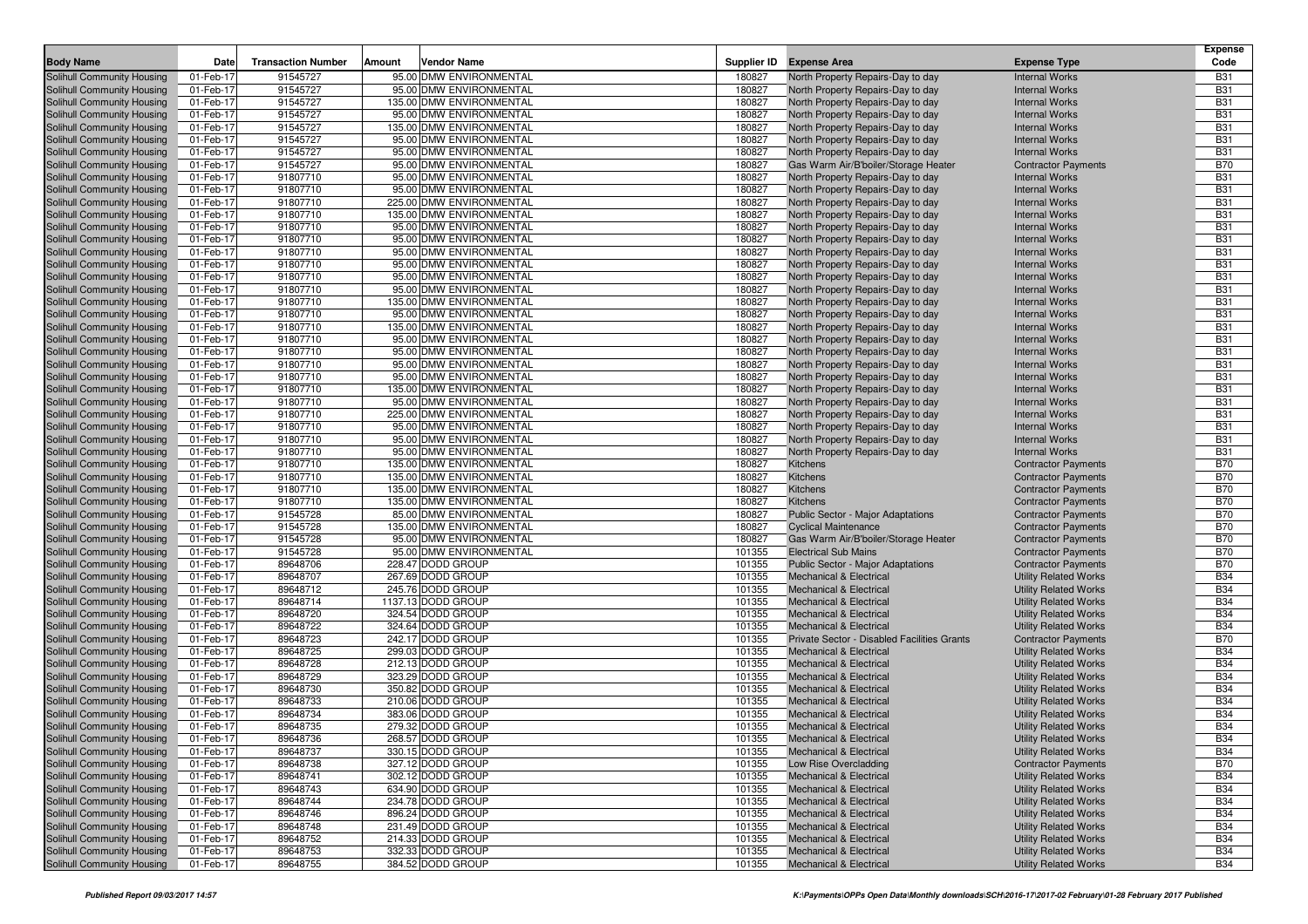| Body Name | Date | Transaction Number | Amount | Vendor Name | Supplier ID | Expense Area | Expense Type | Expense Code |
|---|---|---|---|---|---|---|---|---|
| Solihull Community Housing | 01-Feb-17 | 91545727 | 95.00 | DMW ENVIRONMENTAL | 180827 | North Property Repairs-Day to day | Internal Works | B31 |
| Solihull Community Housing | 01-Feb-17 | 91545727 | 95.00 | DMW ENVIRONMENTAL | 180827 | North Property Repairs-Day to day | Internal Works | B31 |
| Solihull Community Housing | 01-Feb-17 | 91545727 | 135.00 | DMW ENVIRONMENTAL | 180827 | North Property Repairs-Day to day | Internal Works | B31 |
| Solihull Community Housing | 01-Feb-17 | 91545727 | 95.00 | DMW ENVIRONMENTAL | 180827 | North Property Repairs-Day to day | Internal Works | B31 |
| Solihull Community Housing | 01-Feb-17 | 91545727 | 135.00 | DMW ENVIRONMENTAL | 180827 | North Property Repairs-Day to day | Internal Works | B31 |
| Solihull Community Housing | 01-Feb-17 | 91545727 | 95.00 | DMW ENVIRONMENTAL | 180827 | North Property Repairs-Day to day | Internal Works | B31 |
| Solihull Community Housing | 01-Feb-17 | 91545727 | 95.00 | DMW ENVIRONMENTAL | 180827 | North Property Repairs-Day to day | Internal Works | B31 |
| Solihull Community Housing | 01-Feb-17 | 91545727 | 95.00 | DMW ENVIRONMENTAL | 180827 | Gas Warm Air/B'boiler/Storage Heater | Contractor Payments | B70 |
| Solihull Community Housing | 01-Feb-17 | 91807710 | 95.00 | DMW ENVIRONMENTAL | 180827 | North Property Repairs-Day to day | Internal Works | B31 |
| Solihull Community Housing | 01-Feb-17 | 91807710 | 95.00 | DMW ENVIRONMENTAL | 180827 | North Property Repairs-Day to day | Internal Works | B31 |
| Solihull Community Housing | 01-Feb-17 | 91807710 | 225.00 | DMW ENVIRONMENTAL | 180827 | North Property Repairs-Day to day | Internal Works | B31 |
| Solihull Community Housing | 01-Feb-17 | 91807710 | 135.00 | DMW ENVIRONMENTAL | 180827 | North Property Repairs-Day to day | Internal Works | B31 |
| Solihull Community Housing | 01-Feb-17 | 91807710 | 95.00 | DMW ENVIRONMENTAL | 180827 | North Property Repairs-Day to day | Internal Works | B31 |
| Solihull Community Housing | 01-Feb-17 | 91807710 | 95.00 | DMW ENVIRONMENTAL | 180827 | North Property Repairs-Day to day | Internal Works | B31 |
| Solihull Community Housing | 01-Feb-17 | 91807710 | 95.00 | DMW ENVIRONMENTAL | 180827 | North Property Repairs-Day to day | Internal Works | B31 |
| Solihull Community Housing | 01-Feb-17 | 91807710 | 95.00 | DMW ENVIRONMENTAL | 180827 | North Property Repairs-Day to day | Internal Works | B31 |
| Solihull Community Housing | 01-Feb-17 | 91807710 | 95.00 | DMW ENVIRONMENTAL | 180827 | North Property Repairs-Day to day | Internal Works | B31 |
| Solihull Community Housing | 01-Feb-17 | 91807710 | 95.00 | DMW ENVIRONMENTAL | 180827 | North Property Repairs-Day to day | Internal Works | B31 |
| Solihull Community Housing | 01-Feb-17 | 91807710 | 135.00 | DMW ENVIRONMENTAL | 180827 | North Property Repairs-Day to day | Internal Works | B31 |
| Solihull Community Housing | 01-Feb-17 | 91807710 | 95.00 | DMW ENVIRONMENTAL | 180827 | North Property Repairs-Day to day | Internal Works | B31 |
| Solihull Community Housing | 01-Feb-17 | 91807710 | 135.00 | DMW ENVIRONMENTAL | 180827 | North Property Repairs-Day to day | Internal Works | B31 |
| Solihull Community Housing | 01-Feb-17 | 91807710 | 95.00 | DMW ENVIRONMENTAL | 180827 | North Property Repairs-Day to day | Internal Works | B31 |
| Solihull Community Housing | 01-Feb-17 | 91807710 | 95.00 | DMW ENVIRONMENTAL | 180827 | North Property Repairs-Day to day | Internal Works | B31 |
| Solihull Community Housing | 01-Feb-17 | 91807710 | 95.00 | DMW ENVIRONMENTAL | 180827 | North Property Repairs-Day to day | Internal Works | B31 |
| Solihull Community Housing | 01-Feb-17 | 91807710 | 95.00 | DMW ENVIRONMENTAL | 180827 | North Property Repairs-Day to day | Internal Works | B31 |
| Solihull Community Housing | 01-Feb-17 | 91807710 | 135.00 | DMW ENVIRONMENTAL | 180827 | North Property Repairs-Day to day | Internal Works | B31 |
| Solihull Community Housing | 01-Feb-17 | 91807710 | 95.00 | DMW ENVIRONMENTAL | 180827 | North Property Repairs-Day to day | Internal Works | B31 |
| Solihull Community Housing | 01-Feb-17 | 91807710 | 225.00 | DMW ENVIRONMENTAL | 180827 | North Property Repairs-Day to day | Internal Works | B31 |
| Solihull Community Housing | 01-Feb-17 | 91807710 | 95.00 | DMW ENVIRONMENTAL | 180827 | North Property Repairs-Day to day | Internal Works | B31 |
| Solihull Community Housing | 01-Feb-17 | 91807710 | 95.00 | DMW ENVIRONMENTAL | 180827 | North Property Repairs-Day to day | Internal Works | B31 |
| Solihull Community Housing | 01-Feb-17 | 91807710 | 95.00 | DMW ENVIRONMENTAL | 180827 | North Property Repairs-Day to day | Internal Works | B31 |
| Solihull Community Housing | 01-Feb-17 | 91807710 | 135.00 | DMW ENVIRONMENTAL | 180827 | Kitchens | Contractor Payments | B70 |
| Solihull Community Housing | 01-Feb-17 | 91807710 | 135.00 | DMW ENVIRONMENTAL | 180827 | Kitchens | Contractor Payments | B70 |
| Solihull Community Housing | 01-Feb-17 | 91807710 | 135.00 | DMW ENVIRONMENTAL | 180827 | Kitchens | Contractor Payments | B70 |
| Solihull Community Housing | 01-Feb-17 | 91807710 | 135.00 | DMW ENVIRONMENTAL | 180827 | Kitchens | Contractor Payments | B70 |
| Solihull Community Housing | 01-Feb-17 | 91545728 | 85.00 | DMW ENVIRONMENTAL | 180827 | Public Sector - Major Adaptations | Contractor Payments | B70 |
| Solihull Community Housing | 01-Feb-17 | 91545728 | 135.00 | DMW ENVIRONMENTAL | 180827 | Cyclical Maintenance | Contractor Payments | B70 |
| Solihull Community Housing | 01-Feb-17 | 91545728 | 95.00 | DMW ENVIRONMENTAL | 180827 | Gas Warm Air/B'boiler/Storage Heater | Contractor Payments | B70 |
| Solihull Community Housing | 01-Feb-17 | 91545728 | 95.00 | DMW ENVIRONMENTAL | 101355 | Electrical Sub Mains | Contractor Payments | B70 |
| Solihull Community Housing | 01-Feb-17 | 89648706 | 228.47 | DODD GROUP | 101355 | Public Sector - Major Adaptations | Contractor Payments | B70 |
| Solihull Community Housing | 01-Feb-17 | 89648707 | 267.69 | DODD GROUP | 101355 | Mechanical & Electrical | Utility Related Works | B34 |
| Solihull Community Housing | 01-Feb-17 | 89648712 | 245.76 | DODD GROUP | 101355 | Mechanical & Electrical | Utility Related Works | B34 |
| Solihull Community Housing | 01-Feb-17 | 89648714 | 1137.13 | DODD GROUP | 101355 | Mechanical & Electrical | Utility Related Works | B34 |
| Solihull Community Housing | 01-Feb-17 | 89648720 | 324.54 | DODD GROUP | 101355 | Mechanical & Electrical | Utility Related Works | B34 |
| Solihull Community Housing | 01-Feb-17 | 89648722 | 324.64 | DODD GROUP | 101355 | Mechanical & Electrical | Utility Related Works | B34 |
| Solihull Community Housing | 01-Feb-17 | 89648723 | 242.17 | DODD GROUP | 101355 | Private Sector - Disabled Facilities Grants | Contractor Payments | B70 |
| Solihull Community Housing | 01-Feb-17 | 89648725 | 299.03 | DODD GROUP | 101355 | Mechanical & Electrical | Utility Related Works | B34 |
| Solihull Community Housing | 01-Feb-17 | 89648728 | 212.13 | DODD GROUP | 101355 | Mechanical & Electrical | Utility Related Works | B34 |
| Solihull Community Housing | 01-Feb-17 | 89648729 | 323.29 | DODD GROUP | 101355 | Mechanical & Electrical | Utility Related Works | B34 |
| Solihull Community Housing | 01-Feb-17 | 89648730 | 350.82 | DODD GROUP | 101355 | Mechanical & Electrical | Utility Related Works | B34 |
| Solihull Community Housing | 01-Feb-17 | 89648733 | 210.06 | DODD GROUP | 101355 | Mechanical & Electrical | Utility Related Works | B34 |
| Solihull Community Housing | 01-Feb-17 | 89648734 | 383.06 | DODD GROUP | 101355 | Mechanical & Electrical | Utility Related Works | B34 |
| Solihull Community Housing | 01-Feb-17 | 89648735 | 279.32 | DODD GROUP | 101355 | Mechanical & Electrical | Utility Related Works | B34 |
| Solihull Community Housing | 01-Feb-17 | 89648736 | 268.57 | DODD GROUP | 101355 | Mechanical & Electrical | Utility Related Works | B34 |
| Solihull Community Housing | 01-Feb-17 | 89648737 | 330.15 | DODD GROUP | 101355 | Mechanical & Electrical | Utility Related Works | B34 |
| Solihull Community Housing | 01-Feb-17 | 89648738 | 327.12 | DODD GROUP | 101355 | Low Rise Overcladding | Contractor Payments | B70 |
| Solihull Community Housing | 01-Feb-17 | 89648741 | 302.12 | DODD GROUP | 101355 | Mechanical & Electrical | Utility Related Works | B34 |
| Solihull Community Housing | 01-Feb-17 | 89648743 | 634.90 | DODD GROUP | 101355 | Mechanical & Electrical | Utility Related Works | B34 |
| Solihull Community Housing | 01-Feb-17 | 89648744 | 234.78 | DODD GROUP | 101355 | Mechanical & Electrical | Utility Related Works | B34 |
| Solihull Community Housing | 01-Feb-17 | 89648746 | 896.24 | DODD GROUP | 101355 | Mechanical & Electrical | Utility Related Works | B34 |
| Solihull Community Housing | 01-Feb-17 | 89648748 | 231.49 | DODD GROUP | 101355 | Mechanical & Electrical | Utility Related Works | B34 |
| Solihull Community Housing | 01-Feb-17 | 89648752 | 214.33 | DODD GROUP | 101355 | Mechanical & Electrical | Utility Related Works | B34 |
| Solihull Community Housing | 01-Feb-17 | 89648753 | 332.33 | DODD GROUP | 101355 | Mechanical & Electrical | Utility Related Works | B34 |
| Solihull Community Housing | 01-Feb-17 | 89648755 | 384.52 | DODD GROUP | 101355 | Mechanical & Electrical | Utility Related Works | B34 |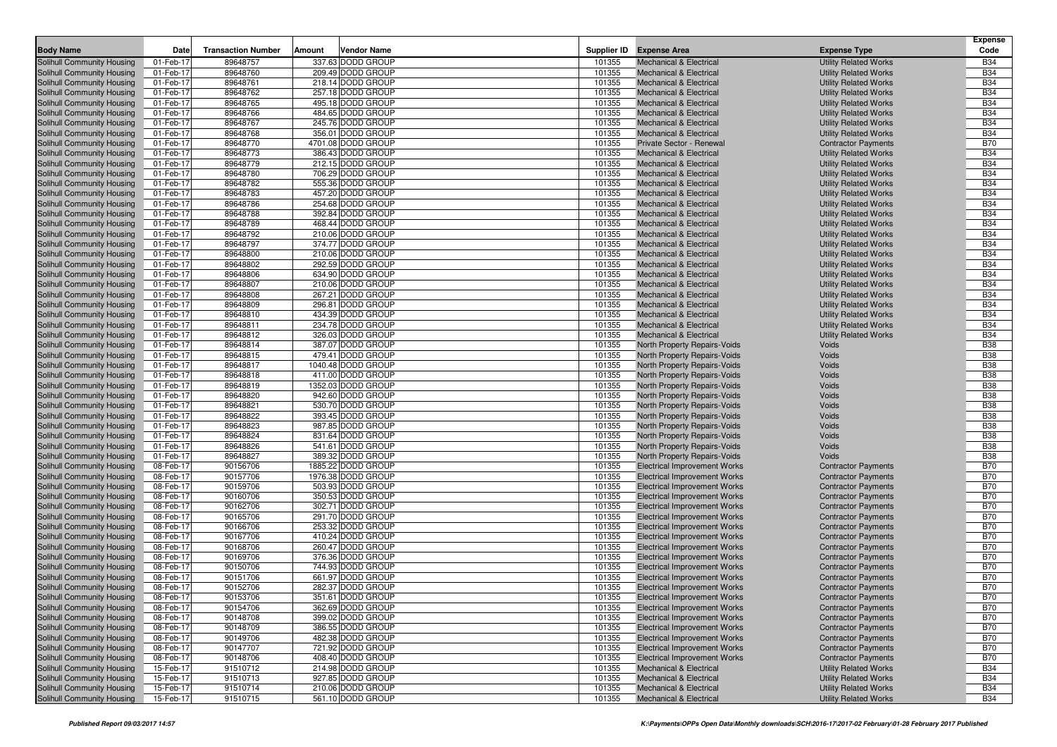| Body Name | Date | Transaction Number | Amount | Vendor Name | Supplier ID | Expense Area | Expense Type | Expense Code |
|---|---|---|---|---|---|---|---|---|
| Solihull Community Housing | 01-Feb-17 | 89648757 | 337.63 | DODD GROUP | 101355 | Mechanical & Electrical | Utility Related Works | B34 |
| Solihull Community Housing | 01-Feb-17 | 89648760 | 209.49 | DODD GROUP | 101355 | Mechanical & Electrical | Utility Related Works | B34 |
| Solihull Community Housing | 01-Feb-17 | 89648761 | 218.14 | DODD GROUP | 101355 | Mechanical & Electrical | Utility Related Works | B34 |
| Solihull Community Housing | 01-Feb-17 | 89648762 | 257.18 | DODD GROUP | 101355 | Mechanical & Electrical | Utility Related Works | B34 |
| Solihull Community Housing | 01-Feb-17 | 89648765 | 495.18 | DODD GROUP | 101355 | Mechanical & Electrical | Utility Related Works | B34 |
| Solihull Community Housing | 01-Feb-17 | 89648766 | 484.65 | DODD GROUP | 101355 | Mechanical & Electrical | Utility Related Works | B34 |
| Solihull Community Housing | 01-Feb-17 | 89648767 | 245.76 | DODD GROUP | 101355 | Mechanical & Electrical | Utility Related Works | B34 |
| Solihull Community Housing | 01-Feb-17 | 89648768 | 356.01 | DODD GROUP | 101355 | Mechanical & Electrical | Utility Related Works | B34 |
| Solihull Community Housing | 01-Feb-17 | 89648770 | 4701.08 | DODD GROUP | 101355 | Private Sector - Renewal | Contractor Payments | B70 |
| Solihull Community Housing | 01-Feb-17 | 89648773 | 386.43 | DODD GROUP | 101355 | Mechanical & Electrical | Utility Related Works | B34 |
| Solihull Community Housing | 01-Feb-17 | 89648779 | 212.15 | DODD GROUP | 101355 | Mechanical & Electrical | Utility Related Works | B34 |
| Solihull Community Housing | 01-Feb-17 | 89648780 | 706.29 | DODD GROUP | 101355 | Mechanical & Electrical | Utility Related Works | B34 |
| Solihull Community Housing | 01-Feb-17 | 89648782 | 555.36 | DODD GROUP | 101355 | Mechanical & Electrical | Utility Related Works | B34 |
| Solihull Community Housing | 01-Feb-17 | 89648783 | 457.20 | DODD GROUP | 101355 | Mechanical & Electrical | Utility Related Works | B34 |
| Solihull Community Housing | 01-Feb-17 | 89648786 | 254.68 | DODD GROUP | 101355 | Mechanical & Electrical | Utility Related Works | B34 |
| Solihull Community Housing | 01-Feb-17 | 89648788 | 392.84 | DODD GROUP | 101355 | Mechanical & Electrical | Utility Related Works | B34 |
| Solihull Community Housing | 01-Feb-17 | 89648789 | 468.44 | DODD GROUP | 101355 | Mechanical & Electrical | Utility Related Works | B34 |
| Solihull Community Housing | 01-Feb-17 | 89648792 | 210.06 | DODD GROUP | 101355 | Mechanical & Electrical | Utility Related Works | B34 |
| Solihull Community Housing | 01-Feb-17 | 89648797 | 374.77 | DODD GROUP | 101355 | Mechanical & Electrical | Utility Related Works | B34 |
| Solihull Community Housing | 01-Feb-17 | 89648800 | 210.06 | DODD GROUP | 101355 | Mechanical & Electrical | Utility Related Works | B34 |
| Solihull Community Housing | 01-Feb-17 | 89648802 | 292.59 | DODD GROUP | 101355 | Mechanical & Electrical | Utility Related Works | B34 |
| Solihull Community Housing | 01-Feb-17 | 89648806 | 634.90 | DODD GROUP | 101355 | Mechanical & Electrical | Utility Related Works | B34 |
| Solihull Community Housing | 01-Feb-17 | 89648807 | 210.06 | DODD GROUP | 101355 | Mechanical & Electrical | Utility Related Works | B34 |
| Solihull Community Housing | 01-Feb-17 | 89648808 | 267.21 | DODD GROUP | 101355 | Mechanical & Electrical | Utility Related Works | B34 |
| Solihull Community Housing | 01-Feb-17 | 89648809 | 296.81 | DODD GROUP | 101355 | Mechanical & Electrical | Utility Related Works | B34 |
| Solihull Community Housing | 01-Feb-17 | 89648810 | 434.39 | DODD GROUP | 101355 | Mechanical & Electrical | Utility Related Works | B34 |
| Solihull Community Housing | 01-Feb-17 | 89648811 | 234.78 | DODD GROUP | 101355 | Mechanical & Electrical | Utility Related Works | B34 |
| Solihull Community Housing | 01-Feb-17 | 89648812 | 326.03 | DODD GROUP | 101355 | Mechanical & Electrical | Utility Related Works | B34 |
| Solihull Community Housing | 01-Feb-17 | 89648814 | 387.07 | DODD GROUP | 101355 | North Property Repairs-Voids | Voids | B38 |
| Solihull Community Housing | 01-Feb-17 | 89648815 | 479.41 | DODD GROUP | 101355 | North Property Repairs-Voids | Voids | B38 |
| Solihull Community Housing | 01-Feb-17 | 89648817 | 1040.48 | DODD GROUP | 101355 | North Property Repairs-Voids | Voids | B38 |
| Solihull Community Housing | 01-Feb-17 | 89648818 | 411.00 | DODD GROUP | 101355 | North Property Repairs-Voids | Voids | B38 |
| Solihull Community Housing | 01-Feb-17 | 89648819 | 1352.03 | DODD GROUP | 101355 | North Property Repairs-Voids | Voids | B38 |
| Solihull Community Housing | 01-Feb-17 | 89648820 | 942.60 | DODD GROUP | 101355 | North Property Repairs-Voids | Voids | B38 |
| Solihull Community Housing | 01-Feb-17 | 89648821 | 530.70 | DODD GROUP | 101355 | North Property Repairs-Voids | Voids | B38 |
| Solihull Community Housing | 01-Feb-17 | 89648822 | 393.45 | DODD GROUP | 101355 | North Property Repairs-Voids | Voids | B38 |
| Solihull Community Housing | 01-Feb-17 | 89648823 | 987.85 | DODD GROUP | 101355 | North Property Repairs-Voids | Voids | B38 |
| Solihull Community Housing | 01-Feb-17 | 89648824 | 831.64 | DODD GROUP | 101355 | North Property Repairs-Voids | Voids | B38 |
| Solihull Community Housing | 01-Feb-17 | 89648826 | 541.61 | DODD GROUP | 101355 | North Property Repairs-Voids | Voids | B38 |
| Solihull Community Housing | 01-Feb-17 | 89648827 | 389.32 | DODD GROUP | 101355 | North Property Repairs-Voids | Voids | B38 |
| Solihull Community Housing | 08-Feb-17 | 90156706 | 1885.22 | DODD GROUP | 101355 | Electrical Improvement Works | Contractor Payments | B70 |
| Solihull Community Housing | 08-Feb-17 | 90157706 | 1976.38 | DODD GROUP | 101355 | Electrical Improvement Works | Contractor Payments | B70 |
| Solihull Community Housing | 08-Feb-17 | 90159706 | 503.93 | DODD GROUP | 101355 | Electrical Improvement Works | Contractor Payments | B70 |
| Solihull Community Housing | 08-Feb-17 | 90160706 | 350.53 | DODD GROUP | 101355 | Electrical Improvement Works | Contractor Payments | B70 |
| Solihull Community Housing | 08-Feb-17 | 90162706 | 302.71 | DODD GROUP | 101355 | Electrical Improvement Works | Contractor Payments | B70 |
| Solihull Community Housing | 08-Feb-17 | 90165706 | 291.70 | DODD GROUP | 101355 | Electrical Improvement Works | Contractor Payments | B70 |
| Solihull Community Housing | 08-Feb-17 | 90166706 | 253.32 | DODD GROUP | 101355 | Electrical Improvement Works | Contractor Payments | B70 |
| Solihull Community Housing | 08-Feb-17 | 90167706 | 410.24 | DODD GROUP | 101355 | Electrical Improvement Works | Contractor Payments | B70 |
| Solihull Community Housing | 08-Feb-17 | 90168706 | 260.47 | DODD GROUP | 101355 | Electrical Improvement Works | Contractor Payments | B70 |
| Solihull Community Housing | 08-Feb-17 | 90169706 | 376.36 | DODD GROUP | 101355 | Electrical Improvement Works | Contractor Payments | B70 |
| Solihull Community Housing | 08-Feb-17 | 90150706 | 744.93 | DODD GROUP | 101355 | Electrical Improvement Works | Contractor Payments | B70 |
| Solihull Community Housing | 08-Feb-17 | 90151706 | 661.97 | DODD GROUP | 101355 | Electrical Improvement Works | Contractor Payments | B70 |
| Solihull Community Housing | 08-Feb-17 | 90152706 | 282.37 | DODD GROUP | 101355 | Electrical Improvement Works | Contractor Payments | B70 |
| Solihull Community Housing | 08-Feb-17 | 90153706 | 351.61 | DODD GROUP | 101355 | Electrical Improvement Works | Contractor Payments | B70 |
| Solihull Community Housing | 08-Feb-17 | 90154706 | 362.69 | DODD GROUP | 101355 | Electrical Improvement Works | Contractor Payments | B70 |
| Solihull Community Housing | 08-Feb-17 | 90148708 | 399.02 | DODD GROUP | 101355 | Electrical Improvement Works | Contractor Payments | B70 |
| Solihull Community Housing | 08-Feb-17 | 90148709 | 386.55 | DODD GROUP | 101355 | Electrical Improvement Works | Contractor Payments | B70 |
| Solihull Community Housing | 08-Feb-17 | 90149706 | 482.38 | DODD GROUP | 101355 | Electrical Improvement Works | Contractor Payments | B70 |
| Solihull Community Housing | 08-Feb-17 | 90147707 | 721.92 | DODD GROUP | 101355 | Electrical Improvement Works | Contractor Payments | B70 |
| Solihull Community Housing | 08-Feb-17 | 90148706 | 408.40 | DODD GROUP | 101355 | Electrical Improvement Works | Contractor Payments | B70 |
| Solihull Community Housing | 15-Feb-17 | 91510712 | 214.98 | DODD GROUP | 101355 | Mechanical & Electrical | Utility Related Works | B34 |
| Solihull Community Housing | 15-Feb-17 | 91510713 | 927.85 | DODD GROUP | 101355 | Mechanical & Electrical | Utility Related Works | B34 |
| Solihull Community Housing | 15-Feb-17 | 91510714 | 210.06 | DODD GROUP | 101355 | Mechanical & Electrical | Utility Related Works | B34 |
| Solihull Community Housing | 15-Feb-17 | 91510715 | 561.10 | DODD GROUP | 101355 | Mechanical & Electrical | Utility Related Works | B34 |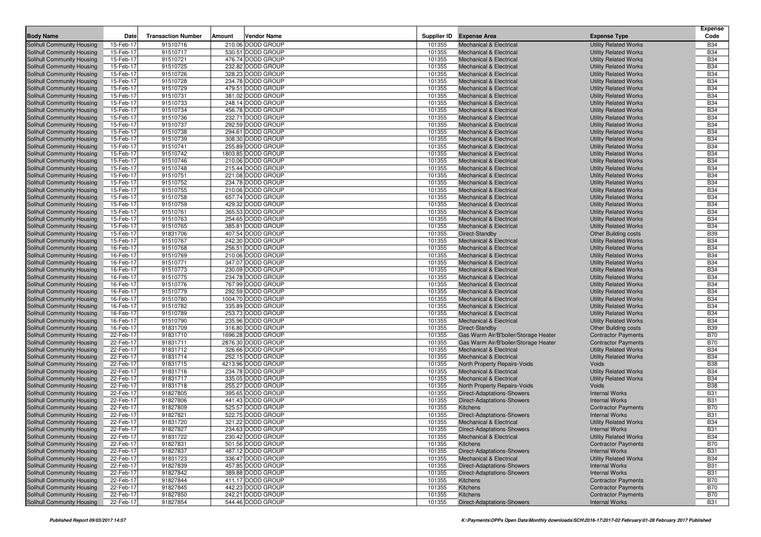| Body Name | Date | Transaction Number | Amount | Vendor Name | Supplier ID | Expense Area | Expense Type | Expense Code |
|---|---|---|---|---|---|---|---|---|
| Solihull Community Housing | 15-Feb-17 | 91510716 | 210.06 | DODD GROUP | 101355 | Mechanical & Electrical | Utility Related Works | B34 |
| Solihull Community Housing | 15-Feb-17 | 91510717 | 530.51 | DODD GROUP | 101355 | Mechanical & Electrical | Utility Related Works | B34 |
| Solihull Community Housing | 15-Feb-17 | 91510721 | 476.74 | DODD GROUP | 101355 | Mechanical & Electrical | Utility Related Works | B34 |
| Solihull Community Housing | 15-Feb-17 | 91510725 | 232.82 | DODD GROUP | 101355 | Mechanical & Electrical | Utility Related Works | B34 |
| Solihull Community Housing | 15-Feb-17 | 91510726 | 328.23 | DODD GROUP | 101355 | Mechanical & Electrical | Utility Related Works | B34 |
| Solihull Community Housing | 15-Feb-17 | 91510728 | 234.78 | DODD GROUP | 101355 | Mechanical & Electrical | Utility Related Works | B34 |
| Solihull Community Housing | 15-Feb-17 | 91510729 | 479.51 | DODD GROUP | 101355 | Mechanical & Electrical | Utility Related Works | B34 |
| Solihull Community Housing | 15-Feb-17 | 91510731 | 381.02 | DODD GROUP | 101355 | Mechanical & Electrical | Utility Related Works | B34 |
| Solihull Community Housing | 15-Feb-17 | 91510733 | 248.14 | DODD GROUP | 101355 | Mechanical & Electrical | Utility Related Works | B34 |
| Solihull Community Housing | 15-Feb-17 | 91510734 | 456.78 | DODD GROUP | 101355 | Mechanical & Electrical | Utility Related Works | B34 |
| Solihull Community Housing | 15-Feb-17 | 91510736 | 232.71 | DODD GROUP | 101355 | Mechanical & Electrical | Utility Related Works | B34 |
| Solihull Community Housing | 15-Feb-17 | 91510737 | 292.59 | DODD GROUP | 101355 | Mechanical & Electrical | Utility Related Works | B34 |
| Solihull Community Housing | 15-Feb-17 | 91510738 | 294.61 | DODD GROUP | 101355 | Mechanical & Electrical | Utility Related Works | B34 |
| Solihull Community Housing | 15-Feb-17 | 91510739 | 308.30 | DODD GROUP | 101355 | Mechanical & Electrical | Utility Related Works | B34 |
| Solihull Community Housing | 15-Feb-17 | 91510741 | 255.89 | DODD GROUP | 101355 | Mechanical & Electrical | Utility Related Works | B34 |
| Solihull Community Housing | 15-Feb-17 | 91510742 | 1803.85 | DODD GROUP | 101355 | Mechanical & Electrical | Utility Related Works | B34 |
| Solihull Community Housing | 15-Feb-17 | 91510746 | 210.06 | DODD GROUP | 101355 | Mechanical & Electrical | Utility Related Works | B34 |
| Solihull Community Housing | 15-Feb-17 | 91510748 | 215.44 | DODD GROUP | 101355 | Mechanical & Electrical | Utility Related Works | B34 |
| Solihull Community Housing | 15-Feb-17 | 91510751 | 221.08 | DODD GROUP | 101355 | Mechanical & Electrical | Utility Related Works | B34 |
| Solihull Community Housing | 15-Feb-17 | 91510752 | 234.78 | DODD GROUP | 101355 | Mechanical & Electrical | Utility Related Works | B34 |
| Solihull Community Housing | 15-Feb-17 | 91510755 | 210.06 | DODD GROUP | 101355 | Mechanical & Electrical | Utility Related Works | B34 |
| Solihull Community Housing | 15-Feb-17 | 91510758 | 657.74 | DODD GROUP | 101355 | Mechanical & Electrical | Utility Related Works | B34 |
| Solihull Community Housing | 15-Feb-17 | 91510759 | 429.32 | DODD GROUP | 101355 | Mechanical & Electrical | Utility Related Works | B34 |
| Solihull Community Housing | 15-Feb-17 | 91510761 | 365.53 | DODD GROUP | 101355 | Mechanical & Electrical | Utility Related Works | B34 |
| Solihull Community Housing | 15-Feb-17 | 91510763 | 254.65 | DODD GROUP | 101355 | Mechanical & Electrical | Utility Related Works | B34 |
| Solihull Community Housing | 15-Feb-17 | 91510765 | 385.81 | DODD GROUP | 101355 | Mechanical & Electrical | Utility Related Works | B34 |
| Solihull Community Housing | 15-Feb-17 | 91831706 | 407.54 | DODD GROUP | 101355 | Direct-Standby | Other Building costs | B39 |
| Solihull Community Housing | 15-Feb-17 | 91510767 | 242.30 | DODD GROUP | 101355 | Mechanical & Electrical | Utility Related Works | B34 |
| Solihull Community Housing | 16-Feb-17 | 91510768 | 256.51 | DODD GROUP | 101355 | Mechanical & Electrical | Utility Related Works | B34 |
| Solihull Community Housing | 16-Feb-17 | 91510769 | 210.06 | DODD GROUP | 101355 | Mechanical & Electrical | Utility Related Works | B34 |
| Solihull Community Housing | 16-Feb-17 | 91510771 | 347.07 | DODD GROUP | 101355 | Mechanical & Electrical | Utility Related Works | B34 |
| Solihull Community Housing | 16-Feb-17 | 91510773 | 230.09 | DODD GROUP | 101355 | Mechanical & Electrical | Utility Related Works | B34 |
| Solihull Community Housing | 16-Feb-17 | 91510775 | 234.78 | DODD GROUP | 101355 | Mechanical & Electrical | Utility Related Works | B34 |
| Solihull Community Housing | 16-Feb-17 | 91510776 | 767.99 | DODD GROUP | 101355 | Mechanical & Electrical | Utility Related Works | B34 |
| Solihull Community Housing | 16-Feb-17 | 91510779 | 292.59 | DODD GROUP | 101355 | Mechanical & Electrical | Utility Related Works | B34 |
| Solihull Community Housing | 16-Feb-17 | 91510780 | 1004.70 | DODD GROUP | 101355 | Mechanical & Electrical | Utility Related Works | B34 |
| Solihull Community Housing | 16-Feb-17 | 91510782 | 335.89 | DODD GROUP | 101355 | Mechanical & Electrical | Utility Related Works | B34 |
| Solihull Community Housing | 16-Feb-17 | 91510789 | 253.73 | DODD GROUP | 101355 | Mechanical & Electrical | Utility Related Works | B34 |
| Solihull Community Housing | 16-Feb-17 | 91510790 | 235.96 | DODD GROUP | 101355 | Mechanical & Electrical | Utility Related Works | B34 |
| Solihull Community Housing | 16-Feb-17 | 91831709 | 316.80 | DODD GROUP | 101355 | Direct-Standby | Other Building costs | B39 |
| Solihull Community Housing | 22-Feb-17 | 91831710 | 1696.28 | DODD GROUP | 101355 | Gas Warm Air/B'boiler/Storage Heater | Contractor Payments | B70 |
| Solihull Community Housing | 22-Feb-17 | 91831711 | 2876.30 | DODD GROUP | 101355 | Gas Warm Air/B'boiler/Storage Heater | Contractor Payments | B70 |
| Solihull Community Housing | 22-Feb-17 | 91831712 | 326.66 | DODD GROUP | 101355 | Mechanical & Electrical | Utility Related Works | B34 |
| Solihull Community Housing | 22-Feb-17 | 91831714 | 252.15 | DODD GROUP | 101355 | Mechanical & Electrical | Utility Related Works | B34 |
| Solihull Community Housing | 22-Feb-17 | 91831715 | 4213.96 | DODD GROUP | 101355 | North Property Repairs-Voids | Voids | B38 |
| Solihull Community Housing | 22-Feb-17 | 91831716 | 234.78 | DODD GROUP | 101355 | Mechanical & Electrical | Utility Related Works | B34 |
| Solihull Community Housing | 22-Feb-17 | 91831717 | 335.05 | DODD GROUP | 101355 | Mechanical & Electrical | Utility Related Works | B34 |
| Solihull Community Housing | 22-Feb-17 | 91831718 | 255.27 | DODD GROUP | 101355 | North Property Repairs-Voids | Voids | B38 |
| Solihull Community Housing | 22-Feb-17 | 91827805 | 395.65 | DODD GROUP | 101355 | Direct-Adaptations-Showers | Internal Works | B31 |
| Solihull Community Housing | 22-Feb-17 | 91827806 | 441.43 | DODD GROUP | 101355 | Direct-Adaptations-Showers | Internal Works | B31 |
| Solihull Community Housing | 22-Feb-17 | 91827809 | 525.57 | DODD GROUP | 101355 | Kitchens | Contractor Payments | B70 |
| Solihull Community Housing | 22-Feb-17 | 91827821 | 522.75 | DODD GROUP | 101355 | Direct-Adaptations-Showers | Internal Works | B31 |
| Solihull Community Housing | 22-Feb-17 | 91831720 | 321.22 | DODD GROUP | 101355 | Mechanical & Electrical | Utility Related Works | B34 |
| Solihull Community Housing | 22-Feb-17 | 91827827 | 234.63 | DODD GROUP | 101355 | Direct-Adaptations-Showers | Internal Works | B31 |
| Solihull Community Housing | 22-Feb-17 | 91831722 | 230.42 | DODD GROUP | 101355 | Mechanical & Electrical | Utility Related Works | B34 |
| Solihull Community Housing | 22-Feb-17 | 91827831 | 501.56 | DODD GROUP | 101355 | Kitchens | Contractor Payments | B70 |
| Solihull Community Housing | 22-Feb-17 | 91827837 | 487.12 | DODD GROUP | 101355 | Direct-Adaptations-Showers | Internal Works | B31 |
| Solihull Community Housing | 22-Feb-17 | 91831723 | 336.47 | DODD GROUP | 101355 | Mechanical & Electrical | Utility Related Works | B34 |
| Solihull Community Housing | 22-Feb-17 | 91827839 | 457.85 | DODD GROUP | 101355 | Direct-Adaptations-Showers | Internal Works | B31 |
| Solihull Community Housing | 22-Feb-17 | 91827842 | 389.88 | DODD GROUP | 101355 | Direct-Adaptations-Showers | Internal Works | B31 |
| Solihull Community Housing | 22-Feb-17 | 91827844 | 411.17 | DODD GROUP | 101355 | Kitchens | Contractor Payments | B70 |
| Solihull Community Housing | 22-Feb-17 | 91827845 | 442.23 | DODD GROUP | 101355 | Kitchens | Contractor Payments | B70 |
| Solihull Community Housing | 22-Feb-17 | 91827850 | 242.21 | DODD GROUP | 101355 | Kitchens | Contractor Payments | B70 |
| Solihull Community Housing | 22-Feb-17 | 91827854 | 544.46 | DODD GROUP | 101355 | Direct-Adaptations-Showers | Internal Works | B31 |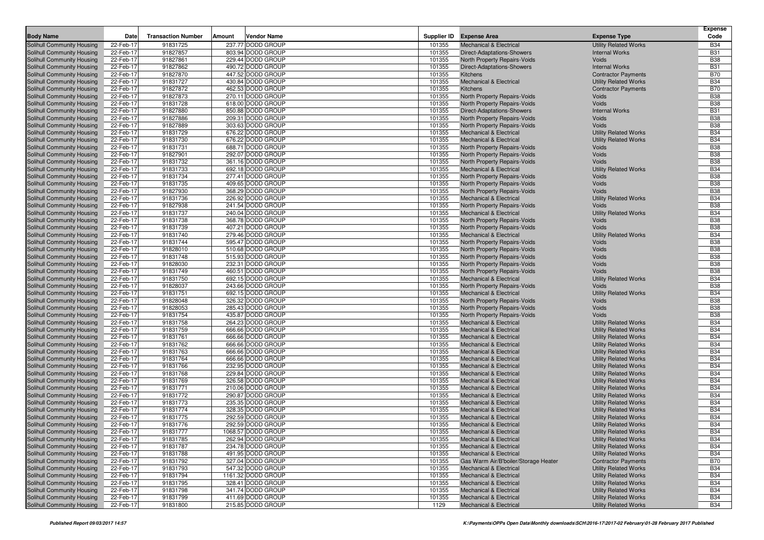| Body Name | Date | Transaction Number | Amount | Vendor Name | Supplier ID | Expense Area | Expense Type | Expense Code |
|---|---|---|---|---|---|---|---|---|
| Solihull Community Housing | 22-Feb-17 | 91831725 | 237.77 | DODD GROUP | 101355 | Mechanical & Electrical | Utility Related Works | B34 |
| Solihull Community Housing | 22-Feb-17 | 91827857 | 803.94 | DODD GROUP | 101355 | Direct-Adaptations-Showers | Internal Works | B31 |
| Solihull Community Housing | 22-Feb-17 | 91827861 | 229.44 | DODD GROUP | 101355 | North Property Repairs-Voids | Voids | B38 |
| Solihull Community Housing | 22-Feb-17 | 91827862 | 490.72 | DODD GROUP | 101355 | Direct-Adaptations-Showers | Internal Works | B31 |
| Solihull Community Housing | 22-Feb-17 | 91827870 | 447.52 | DODD GROUP | 101355 | Kitchens | Contractor Payments | B70 |
| Solihull Community Housing | 22-Feb-17 | 91831727 | 430.84 | DODD GROUP | 101355 | Mechanical & Electrical | Utility Related Works | B34 |
| Solihull Community Housing | 22-Feb-17 | 91827872 | 462.53 | DODD GROUP | 101355 | Kitchens | Contractor Payments | B70 |
| Solihull Community Housing | 22-Feb-17 | 91827873 | 270.11 | DODD GROUP | 101355 | North Property Repairs-Voids | Voids | B38 |
| Solihull Community Housing | 22-Feb-17 | 91831728 | 618.00 | DODD GROUP | 101355 | North Property Repairs-Voids | Voids | B38 |
| Solihull Community Housing | 22-Feb-17 | 91827880 | 850.88 | DODD GROUP | 101355 | Direct-Adaptations-Showers | Internal Works | B31 |
| Solihull Community Housing | 22-Feb-17 | 91827886 | 209.31 | DODD GROUP | 101355 | North Property Repairs-Voids | Voids | B38 |
| Solihull Community Housing | 22-Feb-17 | 91827889 | 303.63 | DODD GROUP | 101355 | North Property Repairs-Voids | Voids | B38 |
| Solihull Community Housing | 22-Feb-17 | 91831729 | 676.22 | DODD GROUP | 101355 | Mechanical & Electrical | Utility Related Works | B34 |
| Solihull Community Housing | 22-Feb-17 | 91831730 | 676.22 | DODD GROUP | 101355 | Mechanical & Electrical | Utility Related Works | B34 |
| Solihull Community Housing | 22-Feb-17 | 91831731 | 688.71 | DODD GROUP | 101355 | North Property Repairs-Voids | Voids | B38 |
| Solihull Community Housing | 22-Feb-17 | 91827901 | 292.07 | DODD GROUP | 101355 | North Property Repairs-Voids | Voids | B38 |
| Solihull Community Housing | 22-Feb-17 | 91831732 | 361.16 | DODD GROUP | 101355 | North Property Repairs-Voids | Voids | B38 |
| Solihull Community Housing | 22-Feb-17 | 91831733 | 692.18 | DODD GROUP | 101355 | Mechanical & Electrical | Utility Related Works | B34 |
| Solihull Community Housing | 22-Feb-17 | 91831734 | 277.41 | DODD GROUP | 101355 | North Property Repairs-Voids | Voids | B38 |
| Solihull Community Housing | 22-Feb-17 | 91831735 | 409.65 | DODD GROUP | 101355 | North Property Repairs-Voids | Voids | B38 |
| Solihull Community Housing | 22-Feb-17 | 91827930 | 368.29 | DODD GROUP | 101355 | North Property Repairs-Voids | Voids | B38 |
| Solihull Community Housing | 22-Feb-17 | 91831736 | 226.92 | DODD GROUP | 101355 | Mechanical & Electrical | Utility Related Works | B34 |
| Solihull Community Housing | 22-Feb-17 | 91827938 | 241.54 | DODD GROUP | 101355 | North Property Repairs-Voids | Voids | B38 |
| Solihull Community Housing | 22-Feb-17 | 91831737 | 240.04 | DODD GROUP | 101355 | Mechanical & Electrical | Utility Related Works | B34 |
| Solihull Community Housing | 22-Feb-17 | 91831738 | 368.78 | DODD GROUP | 101355 | North Property Repairs-Voids | Voids | B38 |
| Solihull Community Housing | 22-Feb-17 | 91831739 | 407.21 | DODD GROUP | 101355 | North Property Repairs-Voids | Voids | B38 |
| Solihull Community Housing | 22-Feb-17 | 91831740 | 279.46 | DODD GROUP | 101355 | Mechanical & Electrical | Utility Related Works | B34 |
| Solihull Community Housing | 22-Feb-17 | 91831744 | 595.47 | DODD GROUP | 101355 | North Property Repairs-Voids | Voids | B38 |
| Solihull Community Housing | 22-Feb-17 | 91828010 | 510.68 | DODD GROUP | 101355 | North Property Repairs-Voids | Voids | B38 |
| Solihull Community Housing | 22-Feb-17 | 91831748 | 515.93 | DODD GROUP | 101355 | North Property Repairs-Voids | Voids | B38 |
| Solihull Community Housing | 22-Feb-17 | 91828030 | 232.31 | DODD GROUP | 101355 | North Property Repairs-Voids | Voids | B38 |
| Solihull Community Housing | 22-Feb-17 | 91831749 | 460.51 | DODD GROUP | 101355 | North Property Repairs-Voids | Voids | B38 |
| Solihull Community Housing | 22-Feb-17 | 91831750 | 692.15 | DODD GROUP | 101355 | Mechanical & Electrical | Utility Related Works | B34 |
| Solihull Community Housing | 22-Feb-17 | 91828037 | 243.66 | DODD GROUP | 101355 | North Property Repairs-Voids | Voids | B38 |
| Solihull Community Housing | 22-Feb-17 | 91831751 | 692.15 | DODD GROUP | 101355 | Mechanical & Electrical | Utility Related Works | B34 |
| Solihull Community Housing | 22-Feb-17 | 91828048 | 326.32 | DODD GROUP | 101355 | North Property Repairs-Voids | Voids | B38 |
| Solihull Community Housing | 22-Feb-17 | 91828053 | 285.43 | DODD GROUP | 101355 | North Property Repairs-Voids | Voids | B38 |
| Solihull Community Housing | 22-Feb-17 | 91831754 | 435.87 | DODD GROUP | 101355 | North Property Repairs-Voids | Voids | B38 |
| Solihull Community Housing | 22-Feb-17 | 91831758 | 264.23 | DODD GROUP | 101355 | Mechanical & Electrical | Utility Related Works | B34 |
| Solihull Community Housing | 22-Feb-17 | 91831759 | 666.66 | DODD GROUP | 101355 | Mechanical & Electrical | Utility Related Works | B34 |
| Solihull Community Housing | 22-Feb-17 | 91831761 | 666.66 | DODD GROUP | 101355 | Mechanical & Electrical | Utility Related Works | B34 |
| Solihull Community Housing | 22-Feb-17 | 91831762 | 666.66 | DODD GROUP | 101355 | Mechanical & Electrical | Utility Related Works | B34 |
| Solihull Community Housing | 22-Feb-17 | 91831763 | 666.66 | DODD GROUP | 101355 | Mechanical & Electrical | Utility Related Works | B34 |
| Solihull Community Housing | 22-Feb-17 | 91831764 | 666.66 | DODD GROUP | 101355 | Mechanical & Electrical | Utility Related Works | B34 |
| Solihull Community Housing | 22-Feb-17 | 91831766 | 232.95 | DODD GROUP | 101355 | Mechanical & Electrical | Utility Related Works | B34 |
| Solihull Community Housing | 22-Feb-17 | 91831768 | 229.84 | DODD GROUP | 101355 | Mechanical & Electrical | Utility Related Works | B34 |
| Solihull Community Housing | 22-Feb-17 | 91831769 | 326.58 | DODD GROUP | 101355 | Mechanical & Electrical | Utility Related Works | B34 |
| Solihull Community Housing | 22-Feb-17 | 91831771 | 210.06 | DODD GROUP | 101355 | Mechanical & Electrical | Utility Related Works | B34 |
| Solihull Community Housing | 22-Feb-17 | 91831772 | 290.87 | DODD GROUP | 101355 | Mechanical & Electrical | Utility Related Works | B34 |
| Solihull Community Housing | 22-Feb-17 | 91831773 | 235.35 | DODD GROUP | 101355 | Mechanical & Electrical | Utility Related Works | B34 |
| Solihull Community Housing | 22-Feb-17 | 91831774 | 328.35 | DODD GROUP | 101355 | Mechanical & Electrical | Utility Related Works | B34 |
| Solihull Community Housing | 22-Feb-17 | 91831775 | 292.59 | DODD GROUP | 101355 | Mechanical & Electrical | Utility Related Works | B34 |
| Solihull Community Housing | 22-Feb-17 | 91831776 | 292.59 | DODD GROUP | 101355 | Mechanical & Electrical | Utility Related Works | B34 |
| Solihull Community Housing | 22-Feb-17 | 91831777 | 1068.57 | DODD GROUP | 101355 | Mechanical & Electrical | Utility Related Works | B34 |
| Solihull Community Housing | 22-Feb-17 | 91831785 | 262.94 | DODD GROUP | 101355 | Mechanical & Electrical | Utility Related Works | B34 |
| Solihull Community Housing | 22-Feb-17 | 91831787 | 234.78 | DODD GROUP | 101355 | Mechanical & Electrical | Utility Related Works | B34 |
| Solihull Community Housing | 22-Feb-17 | 91831788 | 491.95 | DODD GROUP | 101355 | Mechanical & Electrical | Utility Related Works | B34 |
| Solihull Community Housing | 22-Feb-17 | 91831792 | 327.04 | DODD GROUP | 101355 | Gas Warm Air/B'boiler/Storage Heater | Contractor Payments | B70 |
| Solihull Community Housing | 22-Feb-17 | 91831793 | 547.32 | DODD GROUP | 101355 | Mechanical & Electrical | Utility Related Works | B34 |
| Solihull Community Housing | 22-Feb-17 | 91831794 | 1161.32 | DODD GROUP | 101355 | Mechanical & Electrical | Utility Related Works | B34 |
| Solihull Community Housing | 22-Feb-17 | 91831795 | 328.41 | DODD GROUP | 101355 | Mechanical & Electrical | Utility Related Works | B34 |
| Solihull Community Housing | 22-Feb-17 | 91831798 | 341.74 | DODD GROUP | 101355 | Mechanical & Electrical | Utility Related Works | B34 |
| Solihull Community Housing | 22-Feb-17 | 91831799 | 411.69 | DODD GROUP | 101355 | Mechanical & Electrical | Utility Related Works | B34 |
| Solihull Community Housing | 22-Feb-17 | 91831800 | 215.85 | DODD GROUP | 1129 | Mechanical & Electrical | Utility Related Works | B34 |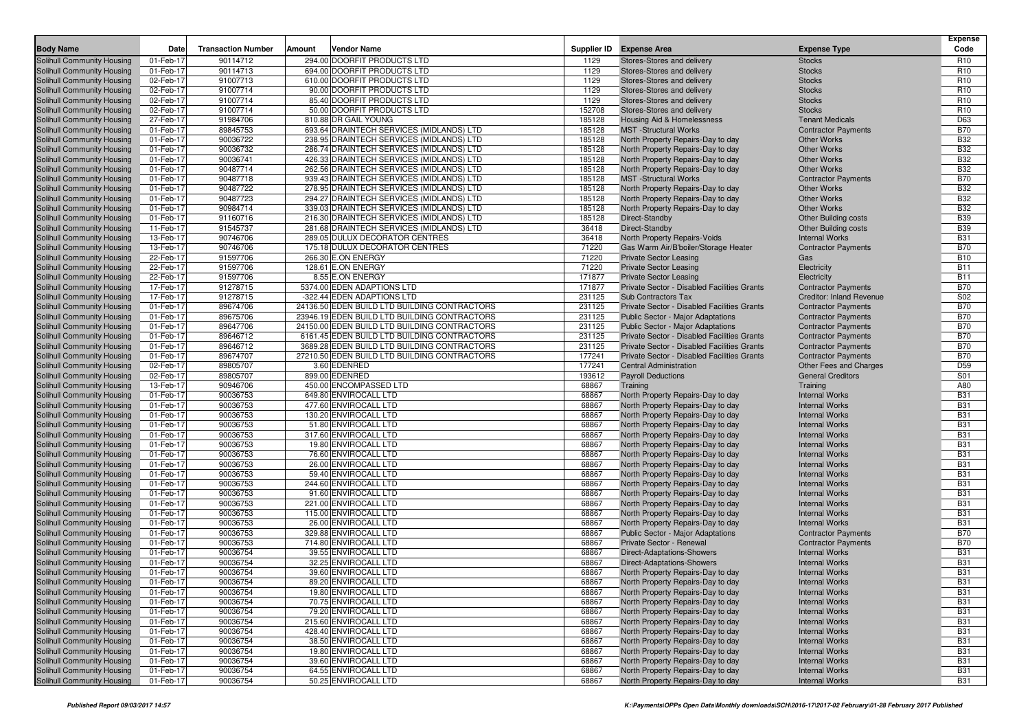| Body Name | Date | Transaction Number | Amount | Vendor Name | Supplier ID | Expense Area | Expense Type | Expense Code |
|---|---|---|---|---|---|---|---|---|
| Solihull Community Housing | 01-Feb-17 | 90114712 | 294.00 | DOORFIT PRODUCTS LTD | 1129 | Stores-Stores and delivery | Stocks | R10 |
| Solihull Community Housing | 01-Feb-17 | 90114713 | 694.00 | DOORFIT PRODUCTS LTD | 1129 | Stores-Stores and delivery | Stocks | R10 |
| Solihull Community Housing | 02-Feb-17 | 91007713 | 610.00 | DOORFIT PRODUCTS LTD | 1129 | Stores-Stores and delivery | Stocks | R10 |
| Solihull Community Housing | 02-Feb-17 | 91007714 | 90.00 | DOORFIT PRODUCTS LTD | 1129 | Stores-Stores and delivery | Stocks | R10 |
| Solihull Community Housing | 02-Feb-17 | 91007714 | 85.40 | DOORFIT PRODUCTS LTD | 1129 | Stores-Stores and delivery | Stocks | R10 |
| Solihull Community Housing | 02-Feb-17 | 91007714 | 50.00 | DOORFIT PRODUCTS LTD | 1129 | Stores-Stores and delivery | Stocks | R10 |
| Solihull Community Housing | 27-Feb-17 | 91984706 | 810.88 | DR GAIL YOUNG | 152708 | Housing Aid & Homelessness | Tenant Medicals | D63 |
| Solihull Community Housing | 01-Feb-17 | 89845753 | 693.64 | DRAINTECH SERVICES (MIDLANDS) LTD | 185128 | MST -Structural Works | Contractor Payments | B70 |
| Solihull Community Housing | 01-Feb-17 | 90036722 | 238.95 | DRAINTECH SERVICES (MIDLANDS) LTD | 185128 | North Property Repairs-Day to day | Other Works | B32 |
| Solihull Community Housing | 01-Feb-17 | 90036732 | 286.74 | DRAINTECH SERVICES (MIDLANDS) LTD | 185128 | North Property Repairs-Day to day | Other Works | B32 |
| Solihull Community Housing | 01-Feb-17 | 90036741 | 426.33 | DRAINTECH SERVICES (MIDLANDS) LTD | 185128 | North Property Repairs-Day to day | Other Works | B32 |
| Solihull Community Housing | 01-Feb-17 | 90487714 | 262.56 | DRAINTECH SERVICES (MIDLANDS) LTD | 185128 | North Property Repairs-Day to day | Other Works | B32 |
| Solihull Community Housing | 01-Feb-17 | 90487718 | 939.43 | DRAINTECH SERVICES (MIDLANDS) LTD | 185128 | MST -Structural Works | Contractor Payments | B70 |
| Solihull Community Housing | 01-Feb-17 | 90487722 | 278.95 | DRAINTECH SERVICES (MIDLANDS) LTD | 185128 | North Property Repairs-Day to day | Other Works | B32 |
| Solihull Community Housing | 01-Feb-17 | 90487723 | 294.27 | DRAINTECH SERVICES (MIDLANDS) LTD | 185128 | North Property Repairs-Day to day | Other Works | B32 |
| Solihull Community Housing | 01-Feb-17 | 90984714 | 339.03 | DRAINTECH SERVICES (MIDLANDS) LTD | 185128 | North Property Repairs-Day to day | Other Works | B32 |
| Solihull Community Housing | 01-Feb-17 | 91160716 | 216.30 | DRAINTECH SERVICES (MIDLANDS) LTD | 185128 | Direct-Standby | Other Building costs | B39 |
| Solihull Community Housing | 11-Feb-17 | 91545737 | 281.68 | DRAINTECH SERVICES (MIDLANDS) LTD | 185128 | Direct-Standby | Other Building costs | B39 |
| Solihull Community Housing | 13-Feb-17 | 90746706 | 289.05 | DULUX DECORATOR CENTRES | 36418 | North Property Repairs-Voids | Internal Works | B31 |
| Solihull Community Housing | 13-Feb-17 | 90746706 | 175.18 | DULUX DECORATOR CENTRES | 36418 | Gas Warm Air/B'boiler/Storage Heater | Contractor Payments | B70 |
| Solihull Community Housing | 22-Feb-17 | 91597706 | 266.30 | E.ON ENERGY | 71220 | Private Sector Leasing | Gas | B10 |
| Solihull Community Housing | 22-Feb-17 | 91597706 | 128.61 | E.ON ENERGY | 71220 | Private Sector Leasing | Electricity | B11 |
| Solihull Community Housing | 22-Feb-17 | 91597706 | 8.55 | E.ON ENERGY | 71220 | Private Sector Leasing | Electricity | B11 |
| Solihull Community Housing | 17-Feb-17 | 91278715 | 5374.00 | EDEN ADAPTIONS LTD | 171877 | Private Sector - Disabled Facilities Grants | Contractor Payments | B70 |
| Solihull Community Housing | 17-Feb-17 | 91278715 | -322.44 | EDEN ADAPTIONS LTD | 171877 | Sub Contractors Tax | Creditor: Inland Revenue | S02 |
| Solihull Community Housing | 01-Feb-17 | 89674706 | 24136.50 | EDEN BUILD LTD BUILDING CONTRACTORS | 231125 | Private Sector - Disabled Facilities Grants | Contractor Payments | B70 |
| Solihull Community Housing | 01-Feb-17 | 89675706 | 23946.19 | EDEN BUILD LTD BUILDING CONTRACTORS | 231125 | Public Sector - Major Adaptations | Contractor Payments | B70 |
| Solihull Community Housing | 01-Feb-17 | 89647706 | 24150.00 | EDEN BUILD LTD BUILDING CONTRACTORS | 231125 | Public Sector - Major Adaptations | Contractor Payments | B70 |
| Solihull Community Housing | 01-Feb-17 | 89646712 | 6161.45 | EDEN BUILD LTD BUILDING CONTRACTORS | 231125 | Private Sector - Disabled Facilities Grants | Contractor Payments | B70 |
| Solihull Community Housing | 01-Feb-17 | 89646712 | 3689.28 | EDEN BUILD LTD BUILDING CONTRACTORS | 231125 | Private Sector - Disabled Facilities Grants | Contractor Payments | B70 |
| Solihull Community Housing | 01-Feb-17 | 89674707 | 27210.50 | EDEN BUILD LTD BUILDING CONTRACTORS | 231125 | Private Sector - Disabled Facilities Grants | Contractor Payments | B70 |
| Solihull Community Housing | 02-Feb-17 | 89805707 | 3.60 | EDENRED | 177241 | Central Administration | Other Fees and Charges | D59 |
| Solihull Community Housing | 02-Feb-17 | 89805707 | 899.00 | EDENRED | 177241 | Payroll Deductions | General Creditors | S01 |
| Solihull Community Housing | 13-Feb-17 | 90946706 | 450.00 | ENCOMPASSED LTD | 193612 | Training | Training | A80 |
| Solihull Community Housing | 01-Feb-17 | 90036753 | 649.80 | ENVIROCALL LTD | 68867 | North Property Repairs-Day to day | Internal Works | B31 |
| Solihull Community Housing | 01-Feb-17 | 90036753 | 477.60 | ENVIROCALL LTD | 68867 | North Property Repairs-Day to day | Internal Works | B31 |
| Solihull Community Housing | 01-Feb-17 | 90036753 | 130.20 | ENVIROCALL LTD | 68867 | North Property Repairs-Day to day | Internal Works | B31 |
| Solihull Community Housing | 01-Feb-17 | 90036753 | 51.80 | ENVIROCALL LTD | 68867 | North Property Repairs-Day to day | Internal Works | B31 |
| Solihull Community Housing | 01-Feb-17 | 90036753 | 317.60 | ENVIROCALL LTD | 68867 | North Property Repairs-Day to day | Internal Works | B31 |
| Solihull Community Housing | 01-Feb-17 | 90036753 | 19.80 | ENVIROCALL LTD | 68867 | North Property Repairs-Day to day | Internal Works | B31 |
| Solihull Community Housing | 01-Feb-17 | 90036753 | 76.60 | ENVIROCALL LTD | 68867 | North Property Repairs-Day to day | Internal Works | B31 |
| Solihull Community Housing | 01-Feb-17 | 90036753 | 26.00 | ENVIROCALL LTD | 68867 | North Property Repairs-Day to day | Internal Works | B31 |
| Solihull Community Housing | 01-Feb-17 | 90036753 | 59.40 | ENVIROCALL LTD | 68867 | North Property Repairs-Day to day | Internal Works | B31 |
| Solihull Community Housing | 01-Feb-17 | 90036753 | 244.60 | ENVIROCALL LTD | 68867 | North Property Repairs-Day to day | Internal Works | B31 |
| Solihull Community Housing | 01-Feb-17 | 90036753 | 91.60 | ENVIROCALL LTD | 68867 | North Property Repairs-Day to day | Internal Works | B31 |
| Solihull Community Housing | 01-Feb-17 | 90036753 | 221.00 | ENVIROCALL LTD | 68867 | North Property Repairs-Day to day | Internal Works | B31 |
| Solihull Community Housing | 01-Feb-17 | 90036753 | 115.00 | ENVIROCALL LTD | 68867 | North Property Repairs-Day to day | Internal Works | B31 |
| Solihull Community Housing | 01-Feb-17 | 90036753 | 26.00 | ENVIROCALL LTD | 68867 | North Property Repairs-Day to day | Internal Works | B31 |
| Solihull Community Housing | 01-Feb-17 | 90036753 | 329.88 | ENVIROCALL LTD | 68867 | Public Sector - Major Adaptations | Contractor Payments | B70 |
| Solihull Community Housing | 01-Feb-17 | 90036753 | 714.80 | ENVIROCALL LTD | 68867 | Private Sector - Renewal | Contractor Payments | B70 |
| Solihull Community Housing | 01-Feb-17 | 90036754 | 39.55 | ENVIROCALL LTD | 68867 | Direct-Adaptations-Showers | Internal Works | B31 |
| Solihull Community Housing | 01-Feb-17 | 90036754 | 32.25 | ENVIROCALL LTD | 68867 | Direct-Adaptations-Showers | Internal Works | B31 |
| Solihull Community Housing | 01-Feb-17 | 90036754 | 39.60 | ENVIROCALL LTD | 68867 | North Property Repairs-Day to day | Internal Works | B31 |
| Solihull Community Housing | 01-Feb-17 | 90036754 | 89.20 | ENVIROCALL LTD | 68867 | North Property Repairs-Day to day | Internal Works | B31 |
| Solihull Community Housing | 01-Feb-17 | 90036754 | 19.80 | ENVIROCALL LTD | 68867 | North Property Repairs-Day to day | Internal Works | B31 |
| Solihull Community Housing | 01-Feb-17 | 90036754 | 70.75 | ENVIROCALL LTD | 68867 | North Property Repairs-Day to day | Internal Works | B31 |
| Solihull Community Housing | 01-Feb-17 | 90036754 | 79.20 | ENVIROCALL LTD | 68867 | North Property Repairs-Day to day | Internal Works | B31 |
| Solihull Community Housing | 01-Feb-17 | 90036754 | 215.60 | ENVIROCALL LTD | 68867 | North Property Repairs-Day to day | Internal Works | B31 |
| Solihull Community Housing | 01-Feb-17 | 90036754 | 428.40 | ENVIROCALL LTD | 68867 | North Property Repairs-Day to day | Internal Works | B31 |
| Solihull Community Housing | 01-Feb-17 | 90036754 | 38.50 | ENVIROCALL LTD | 68867 | North Property Repairs-Day to day | Internal Works | B31 |
| Solihull Community Housing | 01-Feb-17 | 90036754 | 19.80 | ENVIROCALL LTD | 68867 | North Property Repairs-Day to day | Internal Works | B31 |
| Solihull Community Housing | 01-Feb-17 | 90036754 | 39.60 | ENVIROCALL LTD | 68867 | North Property Repairs-Day to day | Internal Works | B31 |
| Solihull Community Housing | 01-Feb-17 | 90036754 | 64.55 | ENVIROCALL LTD | 68867 | North Property Repairs-Day to day | Internal Works | B31 |
| Solihull Community Housing | 01-Feb-17 | 90036754 | 50.25 | ENVIROCALL LTD | 68867 | North Property Repairs-Day to day | Internal Works | B31 |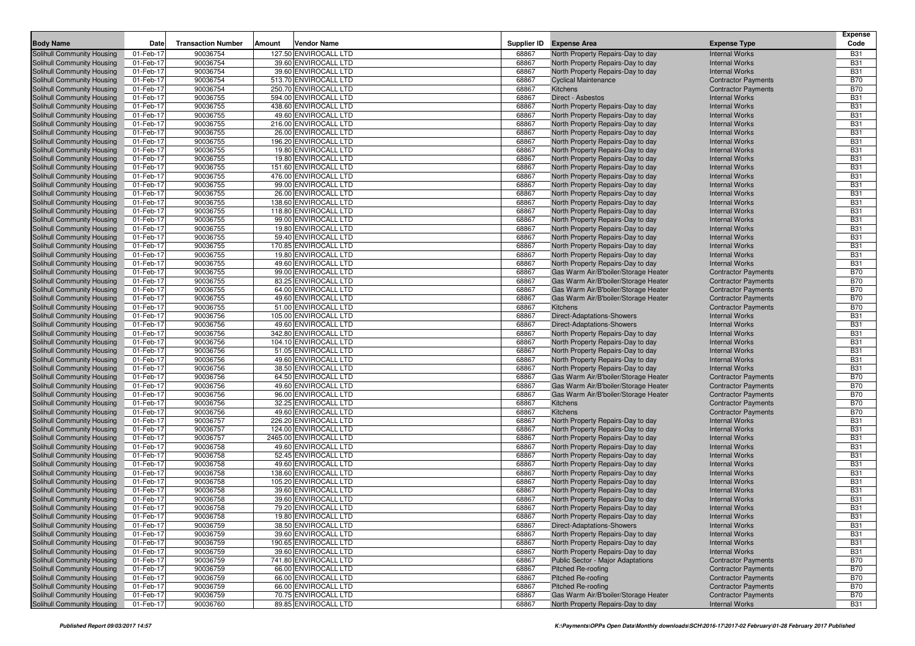| Body Name | Date | Transaction Number | Amount | Vendor Name | Supplier ID | Expense Area | Expense Type | Expense Code |
|---|---|---|---|---|---|---|---|---|
| Solihull Community Housing | 01-Feb-17 | 90036754 | 127.50 | ENVIROCALL LTD | 68867 | North Property Repairs-Day to day | Internal Works | B31 |
| Solihull Community Housing | 01-Feb-17 | 90036754 | 39.60 | ENVIROCALL LTD | 68867 | North Property Repairs-Day to day | Internal Works | B31 |
| Solihull Community Housing | 01-Feb-17 | 90036754 | 39.60 | ENVIROCALL LTD | 68867 | North Property Repairs-Day to day | Internal Works | B31 |
| Solihull Community Housing | 01-Feb-17 | 90036754 | 513.70 | ENVIROCALL LTD | 68867 | Cyclical Maintenance | Contractor Payments | B70 |
| Solihull Community Housing | 01-Feb-17 | 90036754 | 250.70 | ENVIROCALL LTD | 68867 | Kitchens | Contractor Payments | B70 |
| Solihull Community Housing | 01-Feb-17 | 90036755 | 594.00 | ENVIROCALL LTD | 68867 | Direct - Asbestos | Internal Works | B31 |
| Solihull Community Housing | 01-Feb-17 | 90036755 | 438.60 | ENVIROCALL LTD | 68867 | North Property Repairs-Day to day | Internal Works | B31 |
| Solihull Community Housing | 01-Feb-17 | 90036755 | 49.60 | ENVIROCALL LTD | 68867 | North Property Repairs-Day to day | Internal Works | B31 |
| Solihull Community Housing | 01-Feb-17 | 90036755 | 216.00 | ENVIROCALL LTD | 68867 | North Property Repairs-Day to day | Internal Works | B31 |
| Solihull Community Housing | 01-Feb-17 | 90036755 | 26.00 | ENVIROCALL LTD | 68867 | North Property Repairs-Day to day | Internal Works | B31 |
| Solihull Community Housing | 01-Feb-17 | 90036755 | 196.20 | ENVIROCALL LTD | 68867 | North Property Repairs-Day to day | Internal Works | B31 |
| Solihull Community Housing | 01-Feb-17 | 90036755 | 19.80 | ENVIROCALL LTD | 68867 | North Property Repairs-Day to day | Internal Works | B31 |
| Solihull Community Housing | 01-Feb-17 | 90036755 | 19.80 | ENVIROCALL LTD | 68867 | North Property Repairs-Day to day | Internal Works | B31 |
| Solihull Community Housing | 01-Feb-17 | 90036755 | 151.60 | ENVIROCALL LTD | 68867 | North Property Repairs-Day to day | Internal Works | B31 |
| Solihull Community Housing | 01-Feb-17 | 90036755 | 476.00 | ENVIROCALL LTD | 68867 | North Property Repairs-Day to day | Internal Works | B31 |
| Solihull Community Housing | 01-Feb-17 | 90036755 | 99.00 | ENVIROCALL LTD | 68867 | North Property Repairs-Day to day | Internal Works | B31 |
| Solihull Community Housing | 01-Feb-17 | 90036755 | 26.00 | ENVIROCALL LTD | 68867 | North Property Repairs-Day to day | Internal Works | B31 |
| Solihull Community Housing | 01-Feb-17 | 90036755 | 138.60 | ENVIROCALL LTD | 68867 | North Property Repairs-Day to day | Internal Works | B31 |
| Solihull Community Housing | 01-Feb-17 | 90036755 | 118.80 | ENVIROCALL LTD | 68867 | North Property Repairs-Day to day | Internal Works | B31 |
| Solihull Community Housing | 01-Feb-17 | 90036755 | 99.00 | ENVIROCALL LTD | 68867 | North Property Repairs-Day to day | Internal Works | B31 |
| Solihull Community Housing | 01-Feb-17 | 90036755 | 19.80 | ENVIROCALL LTD | 68867 | North Property Repairs-Day to day | Internal Works | B31 |
| Solihull Community Housing | 01-Feb-17 | 90036755 | 59.40 | ENVIROCALL LTD | 68867 | North Property Repairs-Day to day | Internal Works | B31 |
| Solihull Community Housing | 01-Feb-17 | 90036755 | 170.85 | ENVIROCALL LTD | 68867 | North Property Repairs-Day to day | Internal Works | B31 |
| Solihull Community Housing | 01-Feb-17 | 90036755 | 19.80 | ENVIROCALL LTD | 68867 | North Property Repairs-Day to day | Internal Works | B31 |
| Solihull Community Housing | 01-Feb-17 | 90036755 | 49.60 | ENVIROCALL LTD | 68867 | North Property Repairs-Day to day | Internal Works | B31 |
| Solihull Community Housing | 01-Feb-17 | 90036755 | 99.00 | ENVIROCALL LTD | 68867 | Gas Warm Air/B'boiler/Storage Heater | Contractor Payments | B70 |
| Solihull Community Housing | 01-Feb-17 | 90036755 | 83.25 | ENVIROCALL LTD | 68867 | Gas Warm Air/B'boiler/Storage Heater | Contractor Payments | B70 |
| Solihull Community Housing | 01-Feb-17 | 90036755 | 64.00 | ENVIROCALL LTD | 68867 | Gas Warm Air/B'boiler/Storage Heater | Contractor Payments | B70 |
| Solihull Community Housing | 01-Feb-17 | 90036755 | 49.60 | ENVIROCALL LTD | 68867 | Gas Warm Air/B'boiler/Storage Heater | Contractor Payments | B70 |
| Solihull Community Housing | 01-Feb-17 | 90036755 | 51.00 | ENVIROCALL LTD | 68867 | Kitchens | Contractor Payments | B70 |
| Solihull Community Housing | 01-Feb-17 | 90036756 | 105.00 | ENVIROCALL LTD | 68867 | Direct-Adaptations-Showers | Internal Works | B31 |
| Solihull Community Housing | 01-Feb-17 | 90036756 | 49.60 | ENVIROCALL LTD | 68867 | Direct-Adaptations-Showers | Internal Works | B31 |
| Solihull Community Housing | 01-Feb-17 | 90036756 | 342.80 | ENVIROCALL LTD | 68867 | North Property Repairs-Day to day | Internal Works | B31 |
| Solihull Community Housing | 01-Feb-17 | 90036756 | 104.10 | ENVIROCALL LTD | 68867 | North Property Repairs-Day to day | Internal Works | B31 |
| Solihull Community Housing | 01-Feb-17 | 90036756 | 51.05 | ENVIROCALL LTD | 68867 | North Property Repairs-Day to day | Internal Works | B31 |
| Solihull Community Housing | 01-Feb-17 | 90036756 | 49.60 | ENVIROCALL LTD | 68867 | North Property Repairs-Day to day | Internal Works | B31 |
| Solihull Community Housing | 01-Feb-17 | 90036756 | 38.50 | ENVIROCALL LTD | 68867 | North Property Repairs-Day to day | Internal Works | B31 |
| Solihull Community Housing | 01-Feb-17 | 90036756 | 64.50 | ENVIROCALL LTD | 68867 | Gas Warm Air/B'boiler/Storage Heater | Contractor Payments | B70 |
| Solihull Community Housing | 01-Feb-17 | 90036756 | 49.60 | ENVIROCALL LTD | 68867 | Gas Warm Air/B'boiler/Storage Heater | Contractor Payments | B70 |
| Solihull Community Housing | 01-Feb-17 | 90036756 | 96.00 | ENVIROCALL LTD | 68867 | Gas Warm Air/B'boiler/Storage Heater | Contractor Payments | B70 |
| Solihull Community Housing | 01-Feb-17 | 90036756 | 32.25 | ENVIROCALL LTD | 68867 | Kitchens | Contractor Payments | B70 |
| Solihull Community Housing | 01-Feb-17 | 90036756 | 49.60 | ENVIROCALL LTD | 68867 | Kitchens | Contractor Payments | B70 |
| Solihull Community Housing | 01-Feb-17 | 90036757 | 226.20 | ENVIROCALL LTD | 68867 | North Property Repairs-Day to day | Internal Works | B31 |
| Solihull Community Housing | 01-Feb-17 | 90036757 | 124.00 | ENVIROCALL LTD | 68867 | North Property Repairs-Day to day | Internal Works | B31 |
| Solihull Community Housing | 01-Feb-17 | 90036757 | 2465.00 | ENVIROCALL LTD | 68867 | North Property Repairs-Day to day | Internal Works | B31 |
| Solihull Community Housing | 01-Feb-17 | 90036758 | 49.60 | ENVIROCALL LTD | 68867 | North Property Repairs-Day to day | Internal Works | B31 |
| Solihull Community Housing | 01-Feb-17 | 90036758 | 52.45 | ENVIROCALL LTD | 68867 | North Property Repairs-Day to day | Internal Works | B31 |
| Solihull Community Housing | 01-Feb-17 | 90036758 | 49.60 | ENVIROCALL LTD | 68867 | North Property Repairs-Day to day | Internal Works | B31 |
| Solihull Community Housing | 01-Feb-17 | 90036758 | 138.60 | ENVIROCALL LTD | 68867 | North Property Repairs-Day to day | Internal Works | B31 |
| Solihull Community Housing | 01-Feb-17 | 90036758 | 105.20 | ENVIROCALL LTD | 68867 | North Property Repairs-Day to day | Internal Works | B31 |
| Solihull Community Housing | 01-Feb-17 | 90036758 | 39.60 | ENVIROCALL LTD | 68867 | North Property Repairs-Day to day | Internal Works | B31 |
| Solihull Community Housing | 01-Feb-17 | 90036758 | 39.60 | ENVIROCALL LTD | 68867 | North Property Repairs-Day to day | Internal Works | B31 |
| Solihull Community Housing | 01-Feb-17 | 90036758 | 79.20 | ENVIROCALL LTD | 68867 | North Property Repairs-Day to day | Internal Works | B31 |
| Solihull Community Housing | 01-Feb-17 | 90036758 | 19.80 | ENVIROCALL LTD | 68867 | North Property Repairs-Day to day | Internal Works | B31 |
| Solihull Community Housing | 01-Feb-17 | 90036759 | 38.50 | ENVIROCALL LTD | 68867 | Direct-Adaptations-Showers | Internal Works | B31 |
| Solihull Community Housing | 01-Feb-17 | 90036759 | 39.60 | ENVIROCALL LTD | 68867 | North Property Repairs-Day to day | Internal Works | B31 |
| Solihull Community Housing | 01-Feb-17 | 90036759 | 190.65 | ENVIROCALL LTD | 68867 | North Property Repairs-Day to day | Internal Works | B31 |
| Solihull Community Housing | 01-Feb-17 | 90036759 | 39.60 | ENVIROCALL LTD | 68867 | North Property Repairs-Day to day | Internal Works | B31 |
| Solihull Community Housing | 01-Feb-17 | 90036759 | 741.80 | ENVIROCALL LTD | 68867 | Public Sector - Major Adaptations | Contractor Payments | B70 |
| Solihull Community Housing | 01-Feb-17 | 90036759 | 66.00 | ENVIROCALL LTD | 68867 | Pitched Re-roofing | Contractor Payments | B70 |
| Solihull Community Housing | 01-Feb-17 | 90036759 | 66.00 | ENVIROCALL LTD | 68867 | Pitched Re-roofing | Contractor Payments | B70 |
| Solihull Community Housing | 01-Feb-17 | 90036759 | 66.00 | ENVIROCALL LTD | 68867 | Pitched Re-roofing | Contractor Payments | B70 |
| Solihull Community Housing | 01-Feb-17 | 90036759 | 70.75 | ENVIROCALL LTD | 68867 | Gas Warm Air/B'boiler/Storage Heater | Contractor Payments | B70 |
| Solihull Community Housing | 01-Feb-17 | 90036760 | 89.85 | ENVIROCALL LTD | 68867 | North Property Repairs-Day to day | Internal Works | B31 |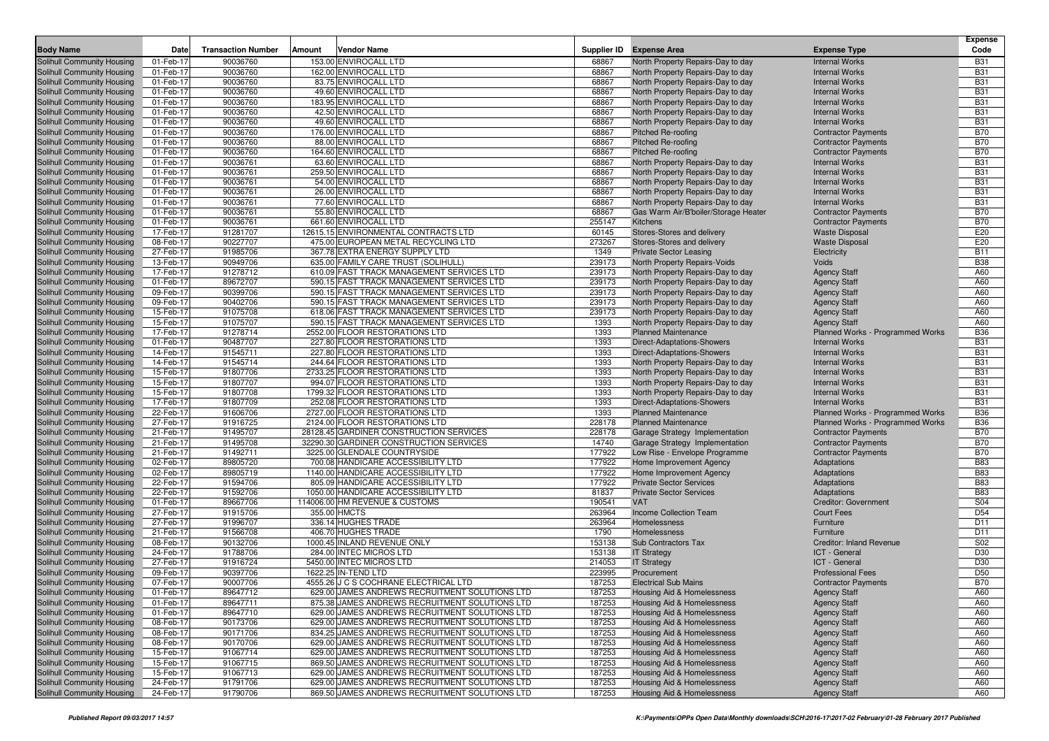| Body Name | Date | Transaction Number | Amount | Vendor Name | Supplier ID | Expense Area | Expense Type | Expense Code |
|---|---|---|---|---|---|---|---|---|
| Solihull Community Housing | 01-Feb-17 | 90036760 | 153.00 | ENVIROCALL LTD | 68867 | North Property Repairs-Day to day | Internal Works | B31 |
| Solihull Community Housing | 01-Feb-17 | 90036760 | 162.00 | ENVIROCALL LTD | 68867 | North Property Repairs-Day to day | Internal Works | B31 |
| Solihull Community Housing | 01-Feb-17 | 90036760 | 83.75 | ENVIROCALL LTD | 68867 | North Property Repairs-Day to day | Internal Works | B31 |
| Solihull Community Housing | 01-Feb-17 | 90036760 | 49.60 | ENVIROCALL LTD | 68867 | North Property Repairs-Day to day | Internal Works | B31 |
| Solihull Community Housing | 01-Feb-17 | 90036760 | 183.95 | ENVIROCALL LTD | 68867 | North Property Repairs-Day to day | Internal Works | B31 |
| Solihull Community Housing | 01-Feb-17 | 90036760 | 42.50 | ENVIROCALL LTD | 68867 | North Property Repairs-Day to day | Internal Works | B31 |
| Solihull Community Housing | 01-Feb-17 | 90036760 | 49.60 | ENVIROCALL LTD | 68867 | North Property Repairs-Day to day | Internal Works | B31 |
| Solihull Community Housing | 01-Feb-17 | 90036760 | 176.00 | ENVIROCALL LTD | 68867 | Pitched Re-roofing | Contractor Payments | B70 |
| Solihull Community Housing | 01-Feb-17 | 90036760 | 88.00 | ENVIROCALL LTD | 68867 | Pitched Re-roofing | Contractor Payments | B70 |
| Solihull Community Housing | 01-Feb-17 | 90036760 | 164.60 | ENVIROCALL LTD | 68867 | Pitched Re-roofing | Contractor Payments | B70 |
| Solihull Community Housing | 01-Feb-17 | 90036761 | 63.60 | ENVIROCALL LTD | 68867 | North Property Repairs-Day to day | Internal Works | B31 |
| Solihull Community Housing | 01-Feb-17 | 90036761 | 259.50 | ENVIROCALL LTD | 68867 | North Property Repairs-Day to day | Internal Works | B31 |
| Solihull Community Housing | 01-Feb-17 | 90036761 | 54.00 | ENVIROCALL LTD | 68867 | North Property Repairs-Day to day | Internal Works | B31 |
| Solihull Community Housing | 01-Feb-17 | 90036761 | 26.00 | ENVIROCALL LTD | 68867 | North Property Repairs-Day to day | Internal Works | B31 |
| Solihull Community Housing | 01-Feb-17 | 90036761 | 77.60 | ENVIROCALL LTD | 68867 | North Property Repairs-Day to day | Internal Works | B31 |
| Solihull Community Housing | 01-Feb-17 | 90036761 | 55.80 | ENVIROCALL LTD | 68867 | Gas Warm Air/B'boiler/Storage Heater | Contractor Payments | B70 |
| Solihull Community Housing | 01-Feb-17 | 90036761 | 661.60 | ENVIROCALL LTD | 255147 | Kitchens | Contractor Payments | B70 |
| Solihull Community Housing | 17-Feb-17 | 91281707 | 12615.15 | ENVIRONMENTAL CONTRACTS LTD | 60145 | Stores-Stores and delivery | Waste Disposal | E20 |
| Solihull Community Housing | 08-Feb-17 | 90227707 | 475.00 | EUROPEAN METAL RECYCLING LTD | 273267 | Stores-Stores and delivery | Waste Disposal | E20 |
| Solihull Community Housing | 27-Feb-17 | 91985706 | 367.78 | EXTRA ENERGY SUPPLY LTD | 1349 | Private Sector Leasing | Electricity | B11 |
| Solihull Community Housing | 13-Feb-17 | 90949706 | 635.00 | FAMILY CARE TRUST (SOLIHULL) | 239173 | North Property Repairs-Voids | Voids | B38 |
| Solihull Community Housing | 17-Feb-17 | 91278712 | 610.09 | FAST TRACK MANAGEMENT SERVICES LTD | 239173 | North Property Repairs-Day to day | Agency Staff | A60 |
| Solihull Community Housing | 01-Feb-17 | 89672707 | 590.15 | FAST TRACK MANAGEMENT SERVICES LTD | 239173 | North Property Repairs-Day to day | Agency Staff | A60 |
| Solihull Community Housing | 09-Feb-17 | 90399706 | 590.15 | FAST TRACK MANAGEMENT SERVICES LTD | 239173 | North Property Repairs-Day to day | Agency Staff | A60 |
| Solihull Community Housing | 09-Feb-17 | 90402706 | 590.15 | FAST TRACK MANAGEMENT SERVICES LTD | 239173 | North Property Repairs-Day to day | Agency Staff | A60 |
| Solihull Community Housing | 15-Feb-17 | 91075708 | 618.06 | FAST TRACK MANAGEMENT SERVICES LTD | 239173 | North Property Repairs-Day to day | Agency Staff | A60 |
| Solihull Community Housing | 15-Feb-17 | 91075707 | 590.15 | FAST TRACK MANAGEMENT SERVICES LTD | 1393 | North Property Repairs-Day to day | Agency Staff | A60 |
| Solihull Community Housing | 17-Feb-17 | 91278714 | 2552.00 | FLOOR RESTORATIONS LTD | 1393 | Planned Maintenance | Planned Works - Programmed Works | B36 |
| Solihull Community Housing | 01-Feb-17 | 90487707 | 227.80 | FLOOR RESTORATIONS LTD | 1393 | Direct-Adaptations-Showers | Internal Works | B31 |
| Solihull Community Housing | 14-Feb-17 | 91545711 | 227.80 | FLOOR RESTORATIONS LTD | 1393 | Direct-Adaptations-Showers | Internal Works | B31 |
| Solihull Community Housing | 14-Feb-17 | 91545714 | 244.64 | FLOOR RESTORATIONS LTD | 1393 | North Property Repairs-Day to day | Internal Works | B31 |
| Solihull Community Housing | 15-Feb-17 | 91807706 | 2733.25 | FLOOR RESTORATIONS LTD | 1393 | North Property Repairs-Day to day | Internal Works | B31 |
| Solihull Community Housing | 15-Feb-17 | 91807707 | 994.07 | FLOOR RESTORATIONS LTD | 1393 | North Property Repairs-Day to day | Internal Works | B31 |
| Solihull Community Housing | 15-Feb-17 | 91807708 | 1799.32 | FLOOR RESTORATIONS LTD | 1393 | North Property Repairs-Day to day | Internal Works | B31 |
| Solihull Community Housing | 17-Feb-17 | 91807709 | 252.08 | FLOOR RESTORATIONS LTD | 1393 | Direct-Adaptations-Showers | Internal Works | B31 |
| Solihull Community Housing | 22-Feb-17 | 91606706 | 2727.00 | FLOOR RESTORATIONS LTD | 1393 | Planned Maintenance | Planned Works - Programmed Works | B36 |
| Solihull Community Housing | 27-Feb-17 | 91916725 | 2124.00 | FLOOR RESTORATIONS LTD | 228178 | Planned Maintenance | Planned Works - Programmed Works | B36 |
| Solihull Community Housing | 21-Feb-17 | 91495707 | 28128.45 | GARDINER CONSTRUCTION SERVICES | 228178 | Garage Strategy Implementation | Contractor Payments | B70 |
| Solihull Community Housing | 21-Feb-17 | 91495708 | 32290.30 | GARDINER CONSTRUCTION SERVICES | 14740 | Garage Strategy Implementation | Contractor Payments | B70 |
| Solihull Community Housing | 21-Feb-17 | 91492711 | 3225.00 | GLENDALE COUNTRYSIDE | 177922 | Low Rise - Envelope Programme | Contractor Payments | B70 |
| Solihull Community Housing | 02-Feb-17 | 89805720 | 700.08 | HANDICARE ACCESSIBILITY LTD | 177922 | Home Improvement Agency | Adaptations | B83 |
| Solihull Community Housing | 02-Feb-17 | 89805719 | 1140.00 | HANDICARE ACCESSIBILITY LTD | 177922 | Home Improvement Agency | Adaptations | B83 |
| Solihull Community Housing | 22-Feb-17 | 91594706 | 805.09 | HANDICARE ACCESSIBILITY LTD | 177922 | Private Sector Services | Adaptations | B83 |
| Solihull Community Housing | 22-Feb-17 | 91592706 | 1050.00 | HANDICARE ACCESSIBILITY LTD | 81837 | Private Sector Services | Adaptations | B83 |
| Solihull Community Housing | 01-Feb-17 | 89667706 | 114006.00 | HM REVENUE & CUSTOMS | 190541 | VAT | Creditor: Government | S04 |
| Solihull Community Housing | 27-Feb-17 | 91915706 | 355.00 | HMCTS | 263964 | Income Collection Team | Court Fees | D54 |
| Solihull Community Housing | 27-Feb-17 | 91996707 | 336.14 | HUGHES TRADE | 263964 | Homelessness | Furniture | D11 |
| Solihull Community Housing | 21-Feb-17 | 91566708 | 406.70 | HUGHES TRADE | 1790 | Homelessness | Furniture | D11 |
| Solihull Community Housing | 08-Feb-17 | 90132706 | 1000.45 | INLAND REVENUE ONLY | 153138 | Sub Contractors Tax | Creditor: Inland Revenue | S02 |
| Solihull Community Housing | 24-Feb-17 | 91788706 | 284.00 | INTEC MICROS LTD | 153138 | IT Strategy | ICT - General | D30 |
| Solihull Community Housing | 27-Feb-17 | 91916724 | 5450.00 | INTEC MICROS LTD | 214053 | IT Strategy | ICT - General | D30 |
| Solihull Community Housing | 09-Feb-17 | 90397706 | 1622.25 | IN-TEND LTD | 223995 | Procurement | Professional Fees | D50 |
| Solihull Community Housing | 07-Feb-17 | 90007706 | 4555.26 | J C S COCHRANE ELECTRICAL LTD | 187253 | Electrical Sub Mains | Contractor Payments | B70 |
| Solihull Community Housing | 01-Feb-17 | 89647712 | 629.00 | JAMES ANDREWS RECRUITMENT SOLUTIONS LTD | 187253 | Housing Aid & Homelessness | Agency Staff | A60 |
| Solihull Community Housing | 01-Feb-17 | 89647711 | 875.38 | JAMES ANDREWS RECRUITMENT SOLUTIONS LTD | 187253 | Housing Aid & Homelessness | Agency Staff | A60 |
| Solihull Community Housing | 01-Feb-17 | 89647710 | 629.00 | JAMES ANDREWS RECRUITMENT SOLUTIONS LTD | 187253 | Housing Aid & Homelessness | Agency Staff | A60 |
| Solihull Community Housing | 08-Feb-17 | 90173706 | 629.00 | JAMES ANDREWS RECRUITMENT SOLUTIONS LTD | 187253 | Housing Aid & Homelessness | Agency Staff | A60 |
| Solihull Community Housing | 08-Feb-17 | 90171706 | 834.25 | JAMES ANDREWS RECRUITMENT SOLUTIONS LTD | 187253 | Housing Aid & Homelessness | Agency Staff | A60 |
| Solihull Community Housing | 08-Feb-17 | 90170706 | 629.00 | JAMES ANDREWS RECRUITMENT SOLUTIONS LTD | 187253 | Housing Aid & Homelessness | Agency Staff | A60 |
| Solihull Community Housing | 15-Feb-17 | 91067714 | 629.00 | JAMES ANDREWS RECRUITMENT SOLUTIONS LTD | 187253 | Housing Aid & Homelessness | Agency Staff | A60 |
| Solihull Community Housing | 15-Feb-17 | 91067715 | 869.50 | JAMES ANDREWS RECRUITMENT SOLUTIONS LTD | 187253 | Housing Aid & Homelessness | Agency Staff | A60 |
| Solihull Community Housing | 15-Feb-17 | 91067713 | 629.00 | JAMES ANDREWS RECRUITMENT SOLUTIONS LTD | 187253 | Housing Aid & Homelessness | Agency Staff | A60 |
| Solihull Community Housing | 24-Feb-17 | 91791706 | 629.00 | JAMES ANDREWS RECRUITMENT SOLUTIONS LTD | 187253 | Housing Aid & Homelessness | Agency Staff | A60 |
| Solihull Community Housing | 24-Feb-17 | 91790706 | 869.50 | JAMES ANDREWS RECRUITMENT SOLUTIONS LTD | 187253 | Housing Aid & Homelessness | Agency Staff | A60 |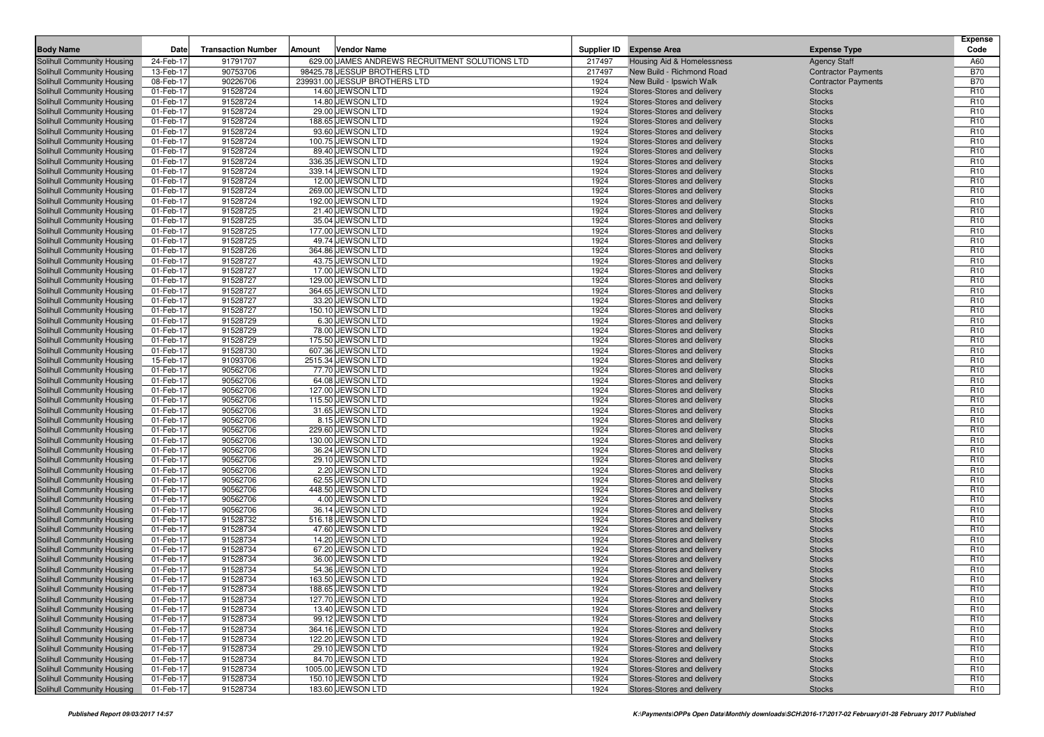| Body Name | Date | Transaction Number | Amount | Vendor Name | Supplier ID | Expense Area | Expense Type | Expense Code |
|---|---|---|---|---|---|---|---|---|
| Solihull Community Housing | 24-Feb-17 | 91791707 | 629.00 | JAMES ANDREWS RECRUITMENT SOLUTIONS LTD | 217497 | Housing Aid & Homelessness | Agency Staff | A60 |
| Solihull Community Housing | 13-Feb-17 | 90753706 | 98425.78 | JESSUP BROTHERS LTD | 217497 | New Build - Richmond Road | Contractor Payments | B70 |
| Solihull Community Housing | 08-Feb-17 | 90226706 | 239931.00 | JESSUP BROTHERS LTD | 1924 | New Build - Ipswich Walk | Contractor Payments | B70 |
| Solihull Community Housing | 01-Feb-17 | 91528724 | 14.60 | JEWSON LTD | 1924 | Stores-Stores and delivery | Stocks | R10 |
| Solihull Community Housing | 01-Feb-17 | 91528724 | 14.80 | JEWSON LTD | 1924 | Stores-Stores and delivery | Stocks | R10 |
| Solihull Community Housing | 01-Feb-17 | 91528724 | 29.00 | JEWSON LTD | 1924 | Stores-Stores and delivery | Stocks | R10 |
| Solihull Community Housing | 01-Feb-17 | 91528724 | 188.65 | JEWSON LTD | 1924 | Stores-Stores and delivery | Stocks | R10 |
| Solihull Community Housing | 01-Feb-17 | 91528724 | 93.60 | JEWSON LTD | 1924 | Stores-Stores and delivery | Stocks | R10 |
| Solihull Community Housing | 01-Feb-17 | 91528724 | 100.75 | JEWSON LTD | 1924 | Stores-Stores and delivery | Stocks | R10 |
| Solihull Community Housing | 01-Feb-17 | 91528724 | 89.40 | JEWSON LTD | 1924 | Stores-Stores and delivery | Stocks | R10 |
| Solihull Community Housing | 01-Feb-17 | 91528724 | 336.35 | JEWSON LTD | 1924 | Stores-Stores and delivery | Stocks | R10 |
| Solihull Community Housing | 01-Feb-17 | 91528724 | 339.14 | JEWSON LTD | 1924 | Stores-Stores and delivery | Stocks | R10 |
| Solihull Community Housing | 01-Feb-17 | 91528724 | 12.00 | JEWSON LTD | 1924 | Stores-Stores and delivery | Stocks | R10 |
| Solihull Community Housing | 01-Feb-17 | 91528724 | 269.00 | JEWSON LTD | 1924 | Stores-Stores and delivery | Stocks | R10 |
| Solihull Community Housing | 01-Feb-17 | 91528724 | 192.00 | JEWSON LTD | 1924 | Stores-Stores and delivery | Stocks | R10 |
| Solihull Community Housing | 01-Feb-17 | 91528725 | 21.40 | JEWSON LTD | 1924 | Stores-Stores and delivery | Stocks | R10 |
| Solihull Community Housing | 01-Feb-17 | 91528725 | 35.04 | JEWSON LTD | 1924 | Stores-Stores and delivery | Stocks | R10 |
| Solihull Community Housing | 01-Feb-17 | 91528725 | 177.00 | JEWSON LTD | 1924 | Stores-Stores and delivery | Stocks | R10 |
| Solihull Community Housing | 01-Feb-17 | 91528725 | 49.74 | JEWSON LTD | 1924 | Stores-Stores and delivery | Stocks | R10 |
| Solihull Community Housing | 01-Feb-17 | 91528726 | 364.86 | JEWSON LTD | 1924 | Stores-Stores and delivery | Stocks | R10 |
| Solihull Community Housing | 01-Feb-17 | 91528727 | 43.75 | JEWSON LTD | 1924 | Stores-Stores and delivery | Stocks | R10 |
| Solihull Community Housing | 01-Feb-17 | 91528727 | 17.00 | JEWSON LTD | 1924 | Stores-Stores and delivery | Stocks | R10 |
| Solihull Community Housing | 01-Feb-17 | 91528727 | 129.00 | JEWSON LTD | 1924 | Stores-Stores and delivery | Stocks | R10 |
| Solihull Community Housing | 01-Feb-17 | 91528727 | 364.65 | JEWSON LTD | 1924 | Stores-Stores and delivery | Stocks | R10 |
| Solihull Community Housing | 01-Feb-17 | 91528727 | 33.20 | JEWSON LTD | 1924 | Stores-Stores and delivery | Stocks | R10 |
| Solihull Community Housing | 01-Feb-17 | 91528727 | 150.10 | JEWSON LTD | 1924 | Stores-Stores and delivery | Stocks | R10 |
| Solihull Community Housing | 01-Feb-17 | 91528729 | 6.30 | JEWSON LTD | 1924 | Stores-Stores and delivery | Stocks | R10 |
| Solihull Community Housing | 01-Feb-17 | 91528729 | 78.00 | JEWSON LTD | 1924 | Stores-Stores and delivery | Stocks | R10 |
| Solihull Community Housing | 01-Feb-17 | 91528729 | 175.50 | JEWSON LTD | 1924 | Stores-Stores and delivery | Stocks | R10 |
| Solihull Community Housing | 01-Feb-17 | 91528730 | 607.36 | JEWSON LTD | 1924 | Stores-Stores and delivery | Stocks | R10 |
| Solihull Community Housing | 15-Feb-17 | 91093706 | 2515.34 | JEWSON LTD | 1924 | Stores-Stores and delivery | Stocks | R10 |
| Solihull Community Housing | 01-Feb-17 | 90562706 | 77.70 | JEWSON LTD | 1924 | Stores-Stores and delivery | Stocks | R10 |
| Solihull Community Housing | 01-Feb-17 | 90562706 | 64.08 | JEWSON LTD | 1924 | Stores-Stores and delivery | Stocks | R10 |
| Solihull Community Housing | 01-Feb-17 | 90562706 | 127.00 | JEWSON LTD | 1924 | Stores-Stores and delivery | Stocks | R10 |
| Solihull Community Housing | 01-Feb-17 | 90562706 | 115.50 | JEWSON LTD | 1924 | Stores-Stores and delivery | Stocks | R10 |
| Solihull Community Housing | 01-Feb-17 | 90562706 | 31.65 | JEWSON LTD | 1924 | Stores-Stores and delivery | Stocks | R10 |
| Solihull Community Housing | 01-Feb-17 | 90562706 | 8.15 | JEWSON LTD | 1924 | Stores-Stores and delivery | Stocks | R10 |
| Solihull Community Housing | 01-Feb-17 | 90562706 | 229.60 | JEWSON LTD | 1924 | Stores-Stores and delivery | Stocks | R10 |
| Solihull Community Housing | 01-Feb-17 | 90562706 | 130.00 | JEWSON LTD | 1924 | Stores-Stores and delivery | Stocks | R10 |
| Solihull Community Housing | 01-Feb-17 | 90562706 | 36.24 | JEWSON LTD | 1924 | Stores-Stores and delivery | Stocks | R10 |
| Solihull Community Housing | 01-Feb-17 | 90562706 | 29.10 | JEWSON LTD | 1924 | Stores-Stores and delivery | Stocks | R10 |
| Solihull Community Housing | 01-Feb-17 | 90562706 | 2.20 | JEWSON LTD | 1924 | Stores-Stores and delivery | Stocks | R10 |
| Solihull Community Housing | 01-Feb-17 | 90562706 | 62.55 | JEWSON LTD | 1924 | Stores-Stores and delivery | Stocks | R10 |
| Solihull Community Housing | 01-Feb-17 | 90562706 | 448.50 | JEWSON LTD | 1924 | Stores-Stores and delivery | Stocks | R10 |
| Solihull Community Housing | 01-Feb-17 | 90562706 | 4.00 | JEWSON LTD | 1924 | Stores-Stores and delivery | Stocks | R10 |
| Solihull Community Housing | 01-Feb-17 | 90562706 | 36.14 | JEWSON LTD | 1924 | Stores-Stores and delivery | Stocks | R10 |
| Solihull Community Housing | 01-Feb-17 | 91528732 | 516.18 | JEWSON LTD | 1924 | Stores-Stores and delivery | Stocks | R10 |
| Solihull Community Housing | 01-Feb-17 | 91528734 | 47.60 | JEWSON LTD | 1924 | Stores-Stores and delivery | Stocks | R10 |
| Solihull Community Housing | 01-Feb-17 | 91528734 | 14.20 | JEWSON LTD | 1924 | Stores-Stores and delivery | Stocks | R10 |
| Solihull Community Housing | 01-Feb-17 | 91528734 | 67.20 | JEWSON LTD | 1924 | Stores-Stores and delivery | Stocks | R10 |
| Solihull Community Housing | 01-Feb-17 | 91528734 | 36.00 | JEWSON LTD | 1924 | Stores-Stores and delivery | Stocks | R10 |
| Solihull Community Housing | 01-Feb-17 | 91528734 | 54.36 | JEWSON LTD | 1924 | Stores-Stores and delivery | Stocks | R10 |
| Solihull Community Housing | 01-Feb-17 | 91528734 | 163.50 | JEWSON LTD | 1924 | Stores-Stores and delivery | Stocks | R10 |
| Solihull Community Housing | 01-Feb-17 | 91528734 | 188.65 | JEWSON LTD | 1924 | Stores-Stores and delivery | Stocks | R10 |
| Solihull Community Housing | 01-Feb-17 | 91528734 | 127.70 | JEWSON LTD | 1924 | Stores-Stores and delivery | Stocks | R10 |
| Solihull Community Housing | 01-Feb-17 | 91528734 | 13.40 | JEWSON LTD | 1924 | Stores-Stores and delivery | Stocks | R10 |
| Solihull Community Housing | 01-Feb-17 | 91528734 | 99.12 | JEWSON LTD | 1924 | Stores-Stores and delivery | Stocks | R10 |
| Solihull Community Housing | 01-Feb-17 | 91528734 | 364.16 | JEWSON LTD | 1924 | Stores-Stores and delivery | Stocks | R10 |
| Solihull Community Housing | 01-Feb-17 | 91528734 | 122.20 | JEWSON LTD | 1924 | Stores-Stores and delivery | Stocks | R10 |
| Solihull Community Housing | 01-Feb-17 | 91528734 | 29.10 | JEWSON LTD | 1924 | Stores-Stores and delivery | Stocks | R10 |
| Solihull Community Housing | 01-Feb-17 | 91528734 | 84.70 | JEWSON LTD | 1924 | Stores-Stores and delivery | Stocks | R10 |
| Solihull Community Housing | 01-Feb-17 | 91528734 | 1005.00 | JEWSON LTD | 1924 | Stores-Stores and delivery | Stocks | R10 |
| Solihull Community Housing | 01-Feb-17 | 91528734 | 150.10 | JEWSON LTD | 1924 | Stores-Stores and delivery | Stocks | R10 |
| Solihull Community Housing | 01-Feb-17 | 91528734 | 183.60 | JEWSON LTD | 1924 | Stores-Stores and delivery | Stocks | R10 |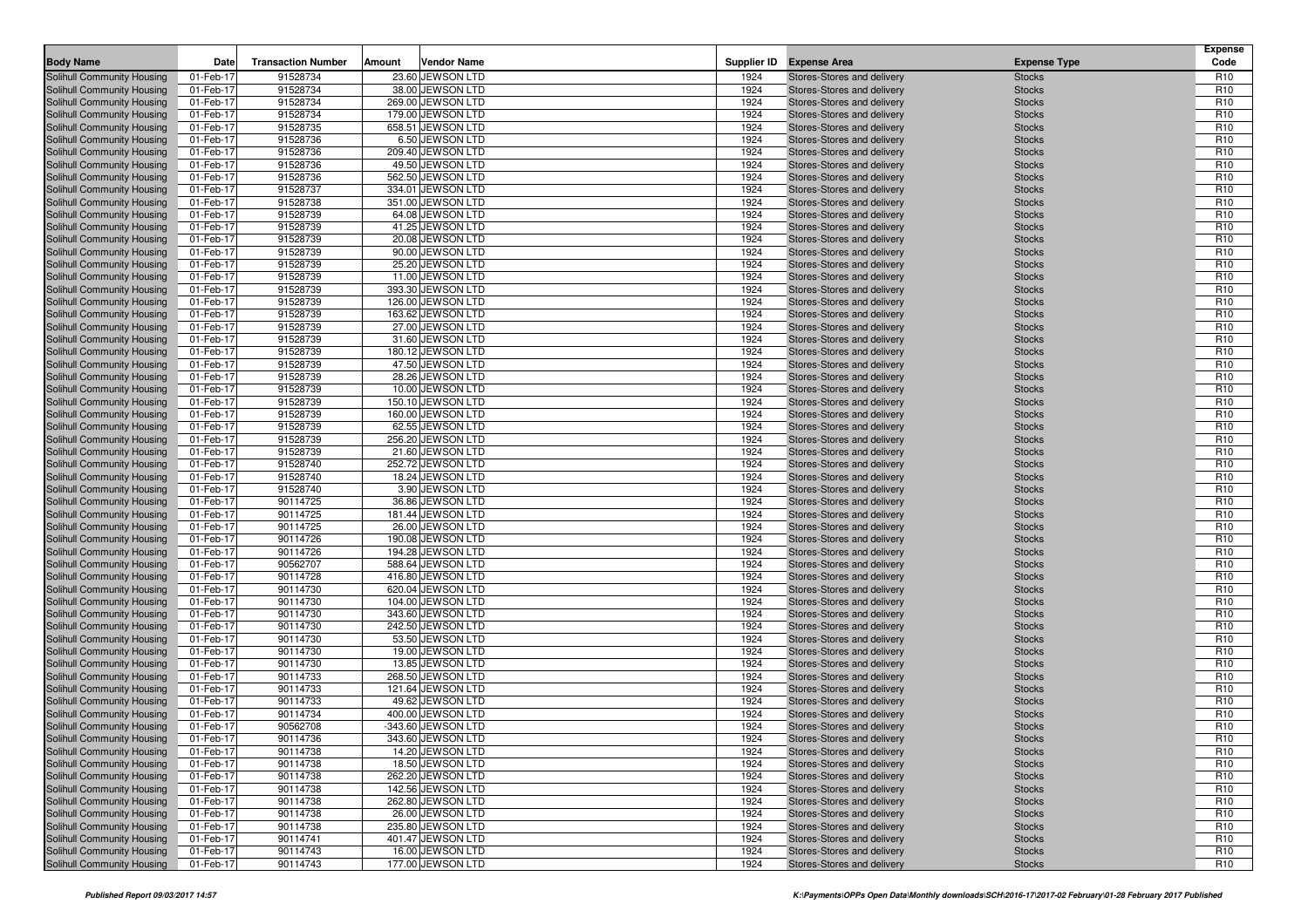| Body Name | Date | Transaction Number | Amount | Vendor Name | Supplier ID | Expense Area | Expense Type | Expense Code |
|---|---|---|---|---|---|---|---|---|
| Solihull Community Housing | 01-Feb-17 | 91528734 | 23.60 | JEWSON LTD | 1924 | Stores-Stores and delivery | Stocks | R10 |
| Solihull Community Housing | 01-Feb-17 | 91528734 | 38.00 | JEWSON LTD | 1924 | Stores-Stores and delivery | Stocks | R10 |
| Solihull Community Housing | 01-Feb-17 | 91528734 | 269.00 | JEWSON LTD | 1924 | Stores-Stores and delivery | Stocks | R10 |
| Solihull Community Housing | 01-Feb-17 | 91528734 | 179.00 | JEWSON LTD | 1924 | Stores-Stores and delivery | Stocks | R10 |
| Solihull Community Housing | 01-Feb-17 | 91528735 | 658.51 | JEWSON LTD | 1924 | Stores-Stores and delivery | Stocks | R10 |
| Solihull Community Housing | 01-Feb-17 | 91528736 | 6.50 | JEWSON LTD | 1924 | Stores-Stores and delivery | Stocks | R10 |
| Solihull Community Housing | 01-Feb-17 | 91528736 | 209.40 | JEWSON LTD | 1924 | Stores-Stores and delivery | Stocks | R10 |
| Solihull Community Housing | 01-Feb-17 | 91528736 | 49.50 | JEWSON LTD | 1924 | Stores-Stores and delivery | Stocks | R10 |
| Solihull Community Housing | 01-Feb-17 | 91528736 | 562.50 | JEWSON LTD | 1924 | Stores-Stores and delivery | Stocks | R10 |
| Solihull Community Housing | 01-Feb-17 | 91528737 | 334.01 | JEWSON LTD | 1924 | Stores-Stores and delivery | Stocks | R10 |
| Solihull Community Housing | 01-Feb-17 | 91528738 | 351.00 | JEWSON LTD | 1924 | Stores-Stores and delivery | Stocks | R10 |
| Solihull Community Housing | 01-Feb-17 | 91528739 | 64.08 | JEWSON LTD | 1924 | Stores-Stores and delivery | Stocks | R10 |
| Solihull Community Housing | 01-Feb-17 | 91528739 | 41.25 | JEWSON LTD | 1924 | Stores-Stores and delivery | Stocks | R10 |
| Solihull Community Housing | 01-Feb-17 | 91528739 | 20.08 | JEWSON LTD | 1924 | Stores-Stores and delivery | Stocks | R10 |
| Solihull Community Housing | 01-Feb-17 | 91528739 | 90.00 | JEWSON LTD | 1924 | Stores-Stores and delivery | Stocks | R10 |
| Solihull Community Housing | 01-Feb-17 | 91528739 | 25.20 | JEWSON LTD | 1924 | Stores-Stores and delivery | Stocks | R10 |
| Solihull Community Housing | 01-Feb-17 | 91528739 | 11.00 | JEWSON LTD | 1924 | Stores-Stores and delivery | Stocks | R10 |
| Solihull Community Housing | 01-Feb-17 | 91528739 | 393.30 | JEWSON LTD | 1924 | Stores-Stores and delivery | Stocks | R10 |
| Solihull Community Housing | 01-Feb-17 | 91528739 | 126.00 | JEWSON LTD | 1924 | Stores-Stores and delivery | Stocks | R10 |
| Solihull Community Housing | 01-Feb-17 | 91528739 | 163.62 | JEWSON LTD | 1924 | Stores-Stores and delivery | Stocks | R10 |
| Solihull Community Housing | 01-Feb-17 | 91528739 | 27.00 | JEWSON LTD | 1924 | Stores-Stores and delivery | Stocks | R10 |
| Solihull Community Housing | 01-Feb-17 | 91528739 | 31.60 | JEWSON LTD | 1924 | Stores-Stores and delivery | Stocks | R10 |
| Solihull Community Housing | 01-Feb-17 | 91528739 | 180.12 | JEWSON LTD | 1924 | Stores-Stores and delivery | Stocks | R10 |
| Solihull Community Housing | 01-Feb-17 | 91528739 | 47.50 | JEWSON LTD | 1924 | Stores-Stores and delivery | Stocks | R10 |
| Solihull Community Housing | 01-Feb-17 | 91528739 | 28.26 | JEWSON LTD | 1924 | Stores-Stores and delivery | Stocks | R10 |
| Solihull Community Housing | 01-Feb-17 | 91528739 | 10.00 | JEWSON LTD | 1924 | Stores-Stores and delivery | Stocks | R10 |
| Solihull Community Housing | 01-Feb-17 | 91528739 | 150.10 | JEWSON LTD | 1924 | Stores-Stores and delivery | Stocks | R10 |
| Solihull Community Housing | 01-Feb-17 | 91528739 | 160.00 | JEWSON LTD | 1924 | Stores-Stores and delivery | Stocks | R10 |
| Solihull Community Housing | 01-Feb-17 | 91528739 | 62.55 | JEWSON LTD | 1924 | Stores-Stores and delivery | Stocks | R10 |
| Solihull Community Housing | 01-Feb-17 | 91528739 | 256.20 | JEWSON LTD | 1924 | Stores-Stores and delivery | Stocks | R10 |
| Solihull Community Housing | 01-Feb-17 | 91528739 | 21.60 | JEWSON LTD | 1924 | Stores-Stores and delivery | Stocks | R10 |
| Solihull Community Housing | 01-Feb-17 | 91528740 | 252.72 | JEWSON LTD | 1924 | Stores-Stores and delivery | Stocks | R10 |
| Solihull Community Housing | 01-Feb-17 | 91528740 | 18.24 | JEWSON LTD | 1924 | Stores-Stores and delivery | Stocks | R10 |
| Solihull Community Housing | 01-Feb-17 | 91528740 | 3.90 | JEWSON LTD | 1924 | Stores-Stores and delivery | Stocks | R10 |
| Solihull Community Housing | 01-Feb-17 | 90114725 | 36.86 | JEWSON LTD | 1924 | Stores-Stores and delivery | Stocks | R10 |
| Solihull Community Housing | 01-Feb-17 | 90114725 | 181.44 | JEWSON LTD | 1924 | Stores-Stores and delivery | Stocks | R10 |
| Solihull Community Housing | 01-Feb-17 | 90114725 | 26.00 | JEWSON LTD | 1924 | Stores-Stores and delivery | Stocks | R10 |
| Solihull Community Housing | 01-Feb-17 | 90114726 | 190.08 | JEWSON LTD | 1924 | Stores-Stores and delivery | Stocks | R10 |
| Solihull Community Housing | 01-Feb-17 | 90114726 | 194.28 | JEWSON LTD | 1924 | Stores-Stores and delivery | Stocks | R10 |
| Solihull Community Housing | 01-Feb-17 | 90562707 | 588.64 | JEWSON LTD | 1924 | Stores-Stores and delivery | Stocks | R10 |
| Solihull Community Housing | 01-Feb-17 | 90114728 | 416.80 | JEWSON LTD | 1924 | Stores-Stores and delivery | Stocks | R10 |
| Solihull Community Housing | 01-Feb-17 | 90114730 | 620.04 | JEWSON LTD | 1924 | Stores-Stores and delivery | Stocks | R10 |
| Solihull Community Housing | 01-Feb-17 | 90114730 | 104.00 | JEWSON LTD | 1924 | Stores-Stores and delivery | Stocks | R10 |
| Solihull Community Housing | 01-Feb-17 | 90114730 | 343.60 | JEWSON LTD | 1924 | Stores-Stores and delivery | Stocks | R10 |
| Solihull Community Housing | 01-Feb-17 | 90114730 | 242.50 | JEWSON LTD | 1924 | Stores-Stores and delivery | Stocks | R10 |
| Solihull Community Housing | 01-Feb-17 | 90114730 | 53.50 | JEWSON LTD | 1924 | Stores-Stores and delivery | Stocks | R10 |
| Solihull Community Housing | 01-Feb-17 | 90114730 | 19.00 | JEWSON LTD | 1924 | Stores-Stores and delivery | Stocks | R10 |
| Solihull Community Housing | 01-Feb-17 | 90114730 | 13.85 | JEWSON LTD | 1924 | Stores-Stores and delivery | Stocks | R10 |
| Solihull Community Housing | 01-Feb-17 | 90114733 | 268.50 | JEWSON LTD | 1924 | Stores-Stores and delivery | Stocks | R10 |
| Solihull Community Housing | 01-Feb-17 | 90114733 | 121.64 | JEWSON LTD | 1924 | Stores-Stores and delivery | Stocks | R10 |
| Solihull Community Housing | 01-Feb-17 | 90114733 | 49.62 | JEWSON LTD | 1924 | Stores-Stores and delivery | Stocks | R10 |
| Solihull Community Housing | 01-Feb-17 | 90114734 | 400.00 | JEWSON LTD | 1924 | Stores-Stores and delivery | Stocks | R10 |
| Solihull Community Housing | 01-Feb-17 | 90562708 | -343.60 | JEWSON LTD | 1924 | Stores-Stores and delivery | Stocks | R10 |
| Solihull Community Housing | 01-Feb-17 | 90114736 | 343.60 | JEWSON LTD | 1924 | Stores-Stores and delivery | Stocks | R10 |
| Solihull Community Housing | 01-Feb-17 | 90114738 | 14.20 | JEWSON LTD | 1924 | Stores-Stores and delivery | Stocks | R10 |
| Solihull Community Housing | 01-Feb-17 | 90114738 | 18.50 | JEWSON LTD | 1924 | Stores-Stores and delivery | Stocks | R10 |
| Solihull Community Housing | 01-Feb-17 | 90114738 | 262.20 | JEWSON LTD | 1924 | Stores-Stores and delivery | Stocks | R10 |
| Solihull Community Housing | 01-Feb-17 | 90114738 | 142.56 | JEWSON LTD | 1924 | Stores-Stores and delivery | Stocks | R10 |
| Solihull Community Housing | 01-Feb-17 | 90114738 | 262.80 | JEWSON LTD | 1924 | Stores-Stores and delivery | Stocks | R10 |
| Solihull Community Housing | 01-Feb-17 | 90114738 | 26.00 | JEWSON LTD | 1924 | Stores-Stores and delivery | Stocks | R10 |
| Solihull Community Housing | 01-Feb-17 | 90114738 | 235.80 | JEWSON LTD | 1924 | Stores-Stores and delivery | Stocks | R10 |
| Solihull Community Housing | 01-Feb-17 | 90114741 | 401.47 | JEWSON LTD | 1924 | Stores-Stores and delivery | Stocks | R10 |
| Solihull Community Housing | 01-Feb-17 | 90114743 | 16.00 | JEWSON LTD | 1924 | Stores-Stores and delivery | Stocks | R10 |
| Solihull Community Housing | 01-Feb-17 | 90114743 | 177.00 | JEWSON LTD | 1924 | Stores-Stores and delivery | Stocks | R10 |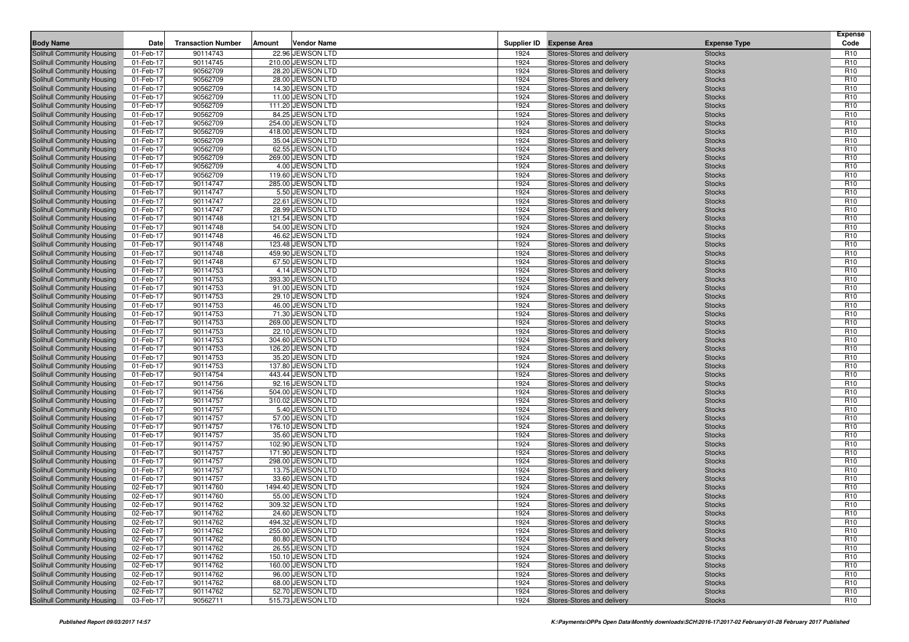| Body Name | Date | Transaction Number | Amount | Vendor Name | Supplier ID | Expense Area | Expense Type | Expense Code |
|---|---|---|---|---|---|---|---|---|
| Solihull Community Housing | 01-Feb-17 | 90114743 | 22.96 | JEWSON LTD | 1924 | Stores-Stores and delivery | Stocks | R10 |
| Solihull Community Housing | 01-Feb-17 | 90114745 | 210.00 | JEWSON LTD | 1924 | Stores-Stores and delivery | Stocks | R10 |
| Solihull Community Housing | 01-Feb-17 | 90562709 | 28.20 | JEWSON LTD | 1924 | Stores-Stores and delivery | Stocks | R10 |
| Solihull Community Housing | 01-Feb-17 | 90562709 | 28.00 | JEWSON LTD | 1924 | Stores-Stores and delivery | Stocks | R10 |
| Solihull Community Housing | 01-Feb-17 | 90562709 | 14.30 | JEWSON LTD | 1924 | Stores-Stores and delivery | Stocks | R10 |
| Solihull Community Housing | 01-Feb-17 | 90562709 | 11.00 | JEWSON LTD | 1924 | Stores-Stores and delivery | Stocks | R10 |
| Solihull Community Housing | 01-Feb-17 | 90562709 | 111.20 | JEWSON LTD | 1924 | Stores-Stores and delivery | Stocks | R10 |
| Solihull Community Housing | 01-Feb-17 | 90562709 | 84.25 | JEWSON LTD | 1924 | Stores-Stores and delivery | Stocks | R10 |
| Solihull Community Housing | 01-Feb-17 | 90562709 | 254.00 | JEWSON LTD | 1924 | Stores-Stores and delivery | Stocks | R10 |
| Solihull Community Housing | 01-Feb-17 | 90562709 | 418.00 | JEWSON LTD | 1924 | Stores-Stores and delivery | Stocks | R10 |
| Solihull Community Housing | 01-Feb-17 | 90562709 | 35.04 | JEWSON LTD | 1924 | Stores-Stores and delivery | Stocks | R10 |
| Solihull Community Housing | 01-Feb-17 | 90562709 | 62.55 | JEWSON LTD | 1924 | Stores-Stores and delivery | Stocks | R10 |
| Solihull Community Housing | 01-Feb-17 | 90562709 | 269.00 | JEWSON LTD | 1924 | Stores-Stores and delivery | Stocks | R10 |
| Solihull Community Housing | 01-Feb-17 | 90562709 | 4.00 | JEWSON LTD | 1924 | Stores-Stores and delivery | Stocks | R10 |
| Solihull Community Housing | 01-Feb-17 | 90562709 | 119.60 | JEWSON LTD | 1924 | Stores-Stores and delivery | Stocks | R10 |
| Solihull Community Housing | 01-Feb-17 | 90114747 | 285.00 | JEWSON LTD | 1924 | Stores-Stores and delivery | Stocks | R10 |
| Solihull Community Housing | 01-Feb-17 | 90114747 | 5.50 | JEWSON LTD | 1924 | Stores-Stores and delivery | Stocks | R10 |
| Solihull Community Housing | 01-Feb-17 | 90114747 | 22.61 | JEWSON LTD | 1924 | Stores-Stores and delivery | Stocks | R10 |
| Solihull Community Housing | 01-Feb-17 | 90114747 | 28.99 | JEWSON LTD | 1924 | Stores-Stores and delivery | Stocks | R10 |
| Solihull Community Housing | 01-Feb-17 | 90114748 | 121.54 | JEWSON LTD | 1924 | Stores-Stores and delivery | Stocks | R10 |
| Solihull Community Housing | 01-Feb-17 | 90114748 | 54.00 | JEWSON LTD | 1924 | Stores-Stores and delivery | Stocks | R10 |
| Solihull Community Housing | 01-Feb-17 | 90114748 | 46.62 | JEWSON LTD | 1924 | Stores-Stores and delivery | Stocks | R10 |
| Solihull Community Housing | 01-Feb-17 | 90114748 | 123.48 | JEWSON LTD | 1924 | Stores-Stores and delivery | Stocks | R10 |
| Solihull Community Housing | 01-Feb-17 | 90114748 | 459.90 | JEWSON LTD | 1924 | Stores-Stores and delivery | Stocks | R10 |
| Solihull Community Housing | 01-Feb-17 | 90114748 | 67.50 | JEWSON LTD | 1924 | Stores-Stores and delivery | Stocks | R10 |
| Solihull Community Housing | 01-Feb-17 | 90114753 | 4.14 | JEWSON LTD | 1924 | Stores-Stores and delivery | Stocks | R10 |
| Solihull Community Housing | 01-Feb-17 | 90114753 | 393.30 | JEWSON LTD | 1924 | Stores-Stores and delivery | Stocks | R10 |
| Solihull Community Housing | 01-Feb-17 | 90114753 | 91.00 | JEWSON LTD | 1924 | Stores-Stores and delivery | Stocks | R10 |
| Solihull Community Housing | 01-Feb-17 | 90114753 | 29.10 | JEWSON LTD | 1924 | Stores-Stores and delivery | Stocks | R10 |
| Solihull Community Housing | 01-Feb-17 | 90114753 | 46.00 | JEWSON LTD | 1924 | Stores-Stores and delivery | Stocks | R10 |
| Solihull Community Housing | 01-Feb-17 | 90114753 | 71.30 | JEWSON LTD | 1924 | Stores-Stores and delivery | Stocks | R10 |
| Solihull Community Housing | 01-Feb-17 | 90114753 | 269.00 | JEWSON LTD | 1924 | Stores-Stores and delivery | Stocks | R10 |
| Solihull Community Housing | 01-Feb-17 | 90114753 | 22.10 | JEWSON LTD | 1924 | Stores-Stores and delivery | Stocks | R10 |
| Solihull Community Housing | 01-Feb-17 | 90114753 | 304.60 | JEWSON LTD | 1924 | Stores-Stores and delivery | Stocks | R10 |
| Solihull Community Housing | 01-Feb-17 | 90114753 | 126.20 | JEWSON LTD | 1924 | Stores-Stores and delivery | Stocks | R10 |
| Solihull Community Housing | 01-Feb-17 | 90114753 | 35.20 | JEWSON LTD | 1924 | Stores-Stores and delivery | Stocks | R10 |
| Solihull Community Housing | 01-Feb-17 | 90114753 | 137.80 | JEWSON LTD | 1924 | Stores-Stores and delivery | Stocks | R10 |
| Solihull Community Housing | 01-Feb-17 | 90114754 | 443.44 | JEWSON LTD | 1924 | Stores-Stores and delivery | Stocks | R10 |
| Solihull Community Housing | 01-Feb-17 | 90114756 | 92.16 | JEWSON LTD | 1924 | Stores-Stores and delivery | Stocks | R10 |
| Solihull Community Housing | 01-Feb-17 | 90114756 | 504.00 | JEWSON LTD | 1924 | Stores-Stores and delivery | Stocks | R10 |
| Solihull Community Housing | 01-Feb-17 | 90114757 | 310.02 | JEWSON LTD | 1924 | Stores-Stores and delivery | Stocks | R10 |
| Solihull Community Housing | 01-Feb-17 | 90114757 | 5.40 | JEWSON LTD | 1924 | Stores-Stores and delivery | Stocks | R10 |
| Solihull Community Housing | 01-Feb-17 | 90114757 | 57.00 | JEWSON LTD | 1924 | Stores-Stores and delivery | Stocks | R10 |
| Solihull Community Housing | 01-Feb-17 | 90114757 | 176.10 | JEWSON LTD | 1924 | Stores-Stores and delivery | Stocks | R10 |
| Solihull Community Housing | 01-Feb-17 | 90114757 | 35.60 | JEWSON LTD | 1924 | Stores-Stores and delivery | Stocks | R10 |
| Solihull Community Housing | 01-Feb-17 | 90114757 | 102.90 | JEWSON LTD | 1924 | Stores-Stores and delivery | Stocks | R10 |
| Solihull Community Housing | 01-Feb-17 | 90114757 | 171.90 | JEWSON LTD | 1924 | Stores-Stores and delivery | Stocks | R10 |
| Solihull Community Housing | 01-Feb-17 | 90114757 | 298.00 | JEWSON LTD | 1924 | Stores-Stores and delivery | Stocks | R10 |
| Solihull Community Housing | 01-Feb-17 | 90114757 | 13.75 | JEWSON LTD | 1924 | Stores-Stores and delivery | Stocks | R10 |
| Solihull Community Housing | 01-Feb-17 | 90114757 | 33.60 | JEWSON LTD | 1924 | Stores-Stores and delivery | Stocks | R10 |
| Solihull Community Housing | 02-Feb-17 | 90114760 | 1494.40 | JEWSON LTD | 1924 | Stores-Stores and delivery | Stocks | R10 |
| Solihull Community Housing | 02-Feb-17 | 90114760 | 55.00 | JEWSON LTD | 1924 | Stores-Stores and delivery | Stocks | R10 |
| Solihull Community Housing | 02-Feb-17 | 90114762 | 309.32 | JEWSON LTD | 1924 | Stores-Stores and delivery | Stocks | R10 |
| Solihull Community Housing | 02-Feb-17 | 90114762 | 24.60 | JEWSON LTD | 1924 | Stores-Stores and delivery | Stocks | R10 |
| Solihull Community Housing | 02-Feb-17 | 90114762 | 494.32 | JEWSON LTD | 1924 | Stores-Stores and delivery | Stocks | R10 |
| Solihull Community Housing | 02-Feb-17 | 90114762 | 255.00 | JEWSON LTD | 1924 | Stores-Stores and delivery | Stocks | R10 |
| Solihull Community Housing | 02-Feb-17 | 90114762 | 80.80 | JEWSON LTD | 1924 | Stores-Stores and delivery | Stocks | R10 |
| Solihull Community Housing | 02-Feb-17 | 90114762 | 26.55 | JEWSON LTD | 1924 | Stores-Stores and delivery | Stocks | R10 |
| Solihull Community Housing | 02-Feb-17 | 90114762 | 150.10 | JEWSON LTD | 1924 | Stores-Stores and delivery | Stocks | R10 |
| Solihull Community Housing | 02-Feb-17 | 90114762 | 160.00 | JEWSON LTD | 1924 | Stores-Stores and delivery | Stocks | R10 |
| Solihull Community Housing | 02-Feb-17 | 90114762 | 96.00 | JEWSON LTD | 1924 | Stores-Stores and delivery | Stocks | R10 |
| Solihull Community Housing | 02-Feb-17 | 90114762 | 68.00 | JEWSON LTD | 1924 | Stores-Stores and delivery | Stocks | R10 |
| Solihull Community Housing | 02-Feb-17 | 90114762 | 52.70 | JEWSON LTD | 1924 | Stores-Stores and delivery | Stocks | R10 |
| Solihull Community Housing | 03-Feb-17 | 90562711 | 515.73 | JEWSON LTD | 1924 | Stores-Stores and delivery | Stocks | R10 |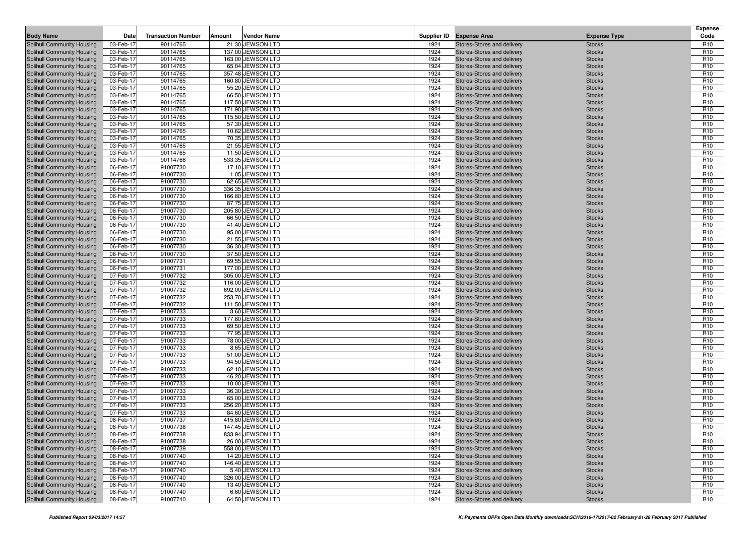| Body Name | Date | Transaction Number | Amount | Vendor Name | Supplier ID | Expense Area | Expense Type | Expense Code |
|---|---|---|---|---|---|---|---|---|
| Solihull Community Housing | 03-Feb-17 | 90114765 | 21.30 | JEWSON LTD | 1924 | Stores-Stores and delivery | Stocks | R10 |
| Solihull Community Housing | 03-Feb-17 | 90114765 | 137.00 | JEWSON LTD | 1924 | Stores-Stores and delivery | Stocks | R10 |
| Solihull Community Housing | 03-Feb-17 | 90114765 | 163.00 | JEWSON LTD | 1924 | Stores-Stores and delivery | Stocks | R10 |
| Solihull Community Housing | 03-Feb-17 | 90114765 | 65.04 | JEWSON LTD | 1924 | Stores-Stores and delivery | Stocks | R10 |
| Solihull Community Housing | 03-Feb-17 | 90114765 | 357.48 | JEWSON LTD | 1924 | Stores-Stores and delivery | Stocks | R10 |
| Solihull Community Housing | 03-Feb-17 | 90114765 | 160.80 | JEWSON LTD | 1924 | Stores-Stores and delivery | Stocks | R10 |
| Solihull Community Housing | 03-Feb-17 | 90114765 | 55.20 | JEWSON LTD | 1924 | Stores-Stores and delivery | Stocks | R10 |
| Solihull Community Housing | 03-Feb-17 | 90114765 | 66.50 | JEWSON LTD | 1924 | Stores-Stores and delivery | Stocks | R10 |
| Solihull Community Housing | 03-Feb-17 | 90114765 | 117.50 | JEWSON LTD | 1924 | Stores-Stores and delivery | Stocks | R10 |
| Solihull Community Housing | 03-Feb-17 | 90114765 | 171.90 | JEWSON LTD | 1924 | Stores-Stores and delivery | Stocks | R10 |
| Solihull Community Housing | 03-Feb-17 | 90114765 | 115.50 | JEWSON LTD | 1924 | Stores-Stores and delivery | Stocks | R10 |
| Solihull Community Housing | 03-Feb-17 | 90114765 | 57.30 | JEWSON LTD | 1924 | Stores-Stores and delivery | Stocks | R10 |
| Solihull Community Housing | 03-Feb-17 | 90114765 | 10.62 | JEWSON LTD | 1924 | Stores-Stores and delivery | Stocks | R10 |
| Solihull Community Housing | 03-Feb-17 | 90114765 | 70.35 | JEWSON LTD | 1924 | Stores-Stores and delivery | Stocks | R10 |
| Solihull Community Housing | 03-Feb-17 | 90114765 | 21.55 | JEWSON LTD | 1924 | Stores-Stores and delivery | Stocks | R10 |
| Solihull Community Housing | 03-Feb-17 | 90114765 | 11.50 | JEWSON LTD | 1924 | Stores-Stores and delivery | Stocks | R10 |
| Solihull Community Housing | 03-Feb-17 | 90114766 | 533.35 | JEWSON LTD | 1924 | Stores-Stores and delivery | Stocks | R10 |
| Solihull Community Housing | 06-Feb-17 | 91007730 | 17.10 | JEWSON LTD | 1924 | Stores-Stores and delivery | Stocks | R10 |
| Solihull Community Housing | 06-Feb-17 | 91007730 | 1.05 | JEWSON LTD | 1924 | Stores-Stores and delivery | Stocks | R10 |
| Solihull Community Housing | 06-Feb-17 | 91007730 | 62.65 | JEWSON LTD | 1924 | Stores-Stores and delivery | Stocks | R10 |
| Solihull Community Housing | 06-Feb-17 | 91007730 | 336.35 | JEWSON LTD | 1924 | Stores-Stores and delivery | Stocks | R10 |
| Solihull Community Housing | 06-Feb-17 | 91007730 | 166.80 | JEWSON LTD | 1924 | Stores-Stores and delivery | Stocks | R10 |
| Solihull Community Housing | 06-Feb-17 | 91007730 | 87.75 | JEWSON LTD | 1924 | Stores-Stores and delivery | Stocks | R10 |
| Solihull Community Housing | 06-Feb-17 | 91007730 | 205.80 | JEWSON LTD | 1924 | Stores-Stores and delivery | Stocks | R10 |
| Solihull Community Housing | 06-Feb-17 | 91007730 | 66.50 | JEWSON LTD | 1924 | Stores-Stores and delivery | Stocks | R10 |
| Solihull Community Housing | 06-Feb-17 | 91007730 | 41.40 | JEWSON LTD | 1924 | Stores-Stores and delivery | Stocks | R10 |
| Solihull Community Housing | 06-Feb-17 | 91007730 | 95.00 | JEWSON LTD | 1924 | Stores-Stores and delivery | Stocks | R10 |
| Solihull Community Housing | 06-Feb-17 | 91007730 | 21.55 | JEWSON LTD | 1924 | Stores-Stores and delivery | Stocks | R10 |
| Solihull Community Housing | 06-Feb-17 | 91007730 | 36.30 | JEWSON LTD | 1924 | Stores-Stores and delivery | Stocks | R10 |
| Solihull Community Housing | 06-Feb-17 | 91007730 | 37.50 | JEWSON LTD | 1924 | Stores-Stores and delivery | Stocks | R10 |
| Solihull Community Housing | 06-Feb-17 | 91007731 | 69.55 | JEWSON LTD | 1924 | Stores-Stores and delivery | Stocks | R10 |
| Solihull Community Housing | 06-Feb-17 | 91007731 | 177.00 | JEWSON LTD | 1924 | Stores-Stores and delivery | Stocks | R10 |
| Solihull Community Housing | 07-Feb-17 | 91007732 | 305.00 | JEWSON LTD | 1924 | Stores-Stores and delivery | Stocks | R10 |
| Solihull Community Housing | 07-Feb-17 | 91007732 | 116.00 | JEWSON LTD | 1924 | Stores-Stores and delivery | Stocks | R10 |
| Solihull Community Housing | 07-Feb-17 | 91007732 | 692.00 | JEWSON LTD | 1924 | Stores-Stores and delivery | Stocks | R10 |
| Solihull Community Housing | 07-Feb-17 | 91007732 | 253.70 | JEWSON LTD | 1924 | Stores-Stores and delivery | Stocks | R10 |
| Solihull Community Housing | 07-Feb-17 | 91007732 | 111.50 | JEWSON LTD | 1924 | Stores-Stores and delivery | Stocks | R10 |
| Solihull Community Housing | 07-Feb-17 | 91007733 | 3.60 | JEWSON LTD | 1924 | Stores-Stores and delivery | Stocks | R10 |
| Solihull Community Housing | 07-Feb-17 | 91007733 | 177.60 | JEWSON LTD | 1924 | Stores-Stores and delivery | Stocks | R10 |
| Solihull Community Housing | 07-Feb-17 | 91007733 | 69.50 | JEWSON LTD | 1924 | Stores-Stores and delivery | Stocks | R10 |
| Solihull Community Housing | 07-Feb-17 | 91007733 | 77.95 | JEWSON LTD | 1924 | Stores-Stores and delivery | Stocks | R10 |
| Solihull Community Housing | 07-Feb-17 | 91007733 | 78.00 | JEWSON LTD | 1924 | Stores-Stores and delivery | Stocks | R10 |
| Solihull Community Housing | 07-Feb-17 | 91007733 | 8.65 | JEWSON LTD | 1924 | Stores-Stores and delivery | Stocks | R10 |
| Solihull Community Housing | 07-Feb-17 | 91007733 | 51.00 | JEWSON LTD | 1924 | Stores-Stores and delivery | Stocks | R10 |
| Solihull Community Housing | 07-Feb-17 | 91007733 | 94.50 | JEWSON LTD | 1924 | Stores-Stores and delivery | Stocks | R10 |
| Solihull Community Housing | 07-Feb-17 | 91007733 | 62.10 | JEWSON LTD | 1924 | Stores-Stores and delivery | Stocks | R10 |
| Solihull Community Housing | 07-Feb-17 | 91007733 | 46.20 | JEWSON LTD | 1924 | Stores-Stores and delivery | Stocks | R10 |
| Solihull Community Housing | 07-Feb-17 | 91007733 | 10.00 | JEWSON LTD | 1924 | Stores-Stores and delivery | Stocks | R10 |
| Solihull Community Housing | 07-Feb-17 | 91007733 | 36.30 | JEWSON LTD | 1924 | Stores-Stores and delivery | Stocks | R10 |
| Solihull Community Housing | 07-Feb-17 | 91007733 | 65.00 | JEWSON LTD | 1924 | Stores-Stores and delivery | Stocks | R10 |
| Solihull Community Housing | 07-Feb-17 | 91007733 | 256.20 | JEWSON LTD | 1924 | Stores-Stores and delivery | Stocks | R10 |
| Solihull Community Housing | 07-Feb-17 | 91007733 | 84.60 | JEWSON LTD | 1924 | Stores-Stores and delivery | Stocks | R10 |
| Solihull Community Housing | 08-Feb-17 | 91007737 | 415.80 | JEWSON LTD | 1924 | Stores-Stores and delivery | Stocks | R10 |
| Solihull Community Housing | 08-Feb-17 | 91007738 | 147.45 | JEWSON LTD | 1924 | Stores-Stores and delivery | Stocks | R10 |
| Solihull Community Housing | 08-Feb-17 | 91007738 | 833.94 | JEWSON LTD | 1924 | Stores-Stores and delivery | Stocks | R10 |
| Solihull Community Housing | 08-Feb-17 | 91007738 | 26.00 | JEWSON LTD | 1924 | Stores-Stores and delivery | Stocks | R10 |
| Solihull Community Housing | 08-Feb-17 | 91007739 | 558.00 | JEWSON LTD | 1924 | Stores-Stores and delivery | Stocks | R10 |
| Solihull Community Housing | 08-Feb-17 | 91007740 | 14.20 | JEWSON LTD | 1924 | Stores-Stores and delivery | Stocks | R10 |
| Solihull Community Housing | 08-Feb-17 | 91007740 | 146.40 | JEWSON LTD | 1924 | Stores-Stores and delivery | Stocks | R10 |
| Solihull Community Housing | 08-Feb-17 | 91007740 | 5.40 | JEWSON LTD | 1924 | Stores-Stores and delivery | Stocks | R10 |
| Solihull Community Housing | 08-Feb-17 | 91007740 | 326.00 | JEWSON LTD | 1924 | Stores-Stores and delivery | Stocks | R10 |
| Solihull Community Housing | 08-Feb-17 | 91007740 | 13.40 | JEWSON LTD | 1924 | Stores-Stores and delivery | Stocks | R10 |
| Solihull Community Housing | 08-Feb-17 | 91007740 | 6.60 | JEWSON LTD | 1924 | Stores-Stores and delivery | Stocks | R10 |
| Solihull Community Housing | 08-Feb-17 | 91007740 | 64.50 | JEWSON LTD | 1924 | Stores-Stores and delivery | Stocks | R10 |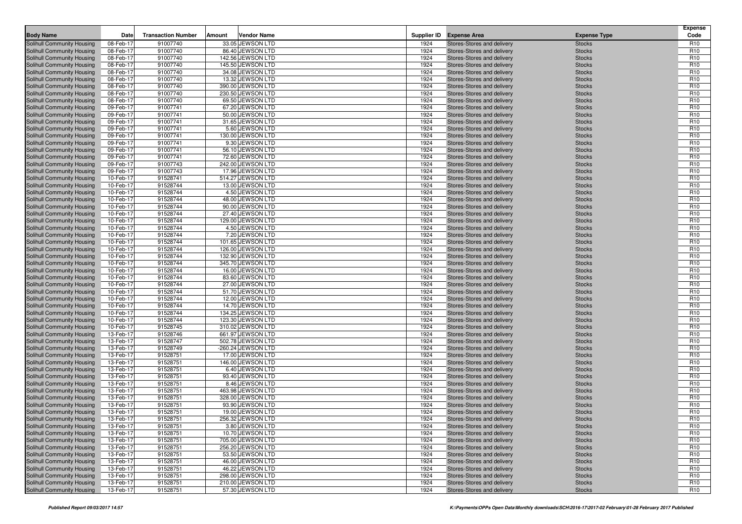| Body Name | Date | Transaction Number | Amount | Vendor Name | Supplier ID | Expense Area | Expense Type | Expense Code |
|---|---|---|---|---|---|---|---|---|
| Solihull Community Housing | 08-Feb-17 | 91007740 | 33.05 | JEWSON LTD | 1924 | Stores-Stores and delivery | Stocks | R10 |
| Solihull Community Housing | 08-Feb-17 | 91007740 | 86.40 | JEWSON LTD | 1924 | Stores-Stores and delivery | Stocks | R10 |
| Solihull Community Housing | 08-Feb-17 | 91007740 | 142.56 | JEWSON LTD | 1924 | Stores-Stores and delivery | Stocks | R10 |
| Solihull Community Housing | 08-Feb-17 | 91007740 | 145.50 | JEWSON LTD | 1924 | Stores-Stores and delivery | Stocks | R10 |
| Solihull Community Housing | 08-Feb-17 | 91007740 | 34.08 | JEWSON LTD | 1924 | Stores-Stores and delivery | Stocks | R10 |
| Solihull Community Housing | 08-Feb-17 | 91007740 | 13.32 | JEWSON LTD | 1924 | Stores-Stores and delivery | Stocks | R10 |
| Solihull Community Housing | 08-Feb-17 | 91007740 | 390.00 | JEWSON LTD | 1924 | Stores-Stores and delivery | Stocks | R10 |
| Solihull Community Housing | 08-Feb-17 | 91007740 | 230.50 | JEWSON LTD | 1924 | Stores-Stores and delivery | Stocks | R10 |
| Solihull Community Housing | 08-Feb-17 | 91007740 | 69.50 | JEWSON LTD | 1924 | Stores-Stores and delivery | Stocks | R10 |
| Solihull Community Housing | 09-Feb-17 | 91007741 | 67.20 | JEWSON LTD | 1924 | Stores-Stores and delivery | Stocks | R10 |
| Solihull Community Housing | 09-Feb-17 | 91007741 | 50.00 | JEWSON LTD | 1924 | Stores-Stores and delivery | Stocks | R10 |
| Solihull Community Housing | 09-Feb-17 | 91007741 | 31.65 | JEWSON LTD | 1924 | Stores-Stores and delivery | Stocks | R10 |
| Solihull Community Housing | 09-Feb-17 | 91007741 | 5.60 | JEWSON LTD | 1924 | Stores-Stores and delivery | Stocks | R10 |
| Solihull Community Housing | 09-Feb-17 | 91007741 | 130.00 | JEWSON LTD | 1924 | Stores-Stores and delivery | Stocks | R10 |
| Solihull Community Housing | 09-Feb-17 | 91007741 | 9.30 | JEWSON LTD | 1924 | Stores-Stores and delivery | Stocks | R10 |
| Solihull Community Housing | 09-Feb-17 | 91007741 | 56.10 | JEWSON LTD | 1924 | Stores-Stores and delivery | Stocks | R10 |
| Solihull Community Housing | 09-Feb-17 | 91007741 | 72.60 | JEWSON LTD | 1924 | Stores-Stores and delivery | Stocks | R10 |
| Solihull Community Housing | 09-Feb-17 | 91007743 | 242.00 | JEWSON LTD | 1924 | Stores-Stores and delivery | Stocks | R10 |
| Solihull Community Housing | 09-Feb-17 | 91007743 | 17.96 | JEWSON LTD | 1924 | Stores-Stores and delivery | Stocks | R10 |
| Solihull Community Housing | 10-Feb-17 | 91528741 | 514.27 | JEWSON LTD | 1924 | Stores-Stores and delivery | Stocks | R10 |
| Solihull Community Housing | 10-Feb-17 | 91528744 | 13.00 | JEWSON LTD | 1924 | Stores-Stores and delivery | Stocks | R10 |
| Solihull Community Housing | 10-Feb-17 | 91528744 | 4.50 | JEWSON LTD | 1924 | Stores-Stores and delivery | Stocks | R10 |
| Solihull Community Housing | 10-Feb-17 | 91528744 | 48.00 | JEWSON LTD | 1924 | Stores-Stores and delivery | Stocks | R10 |
| Solihull Community Housing | 10-Feb-17 | 91528744 | 90.00 | JEWSON LTD | 1924 | Stores-Stores and delivery | Stocks | R10 |
| Solihull Community Housing | 10-Feb-17 | 91528744 | 27.40 | JEWSON LTD | 1924 | Stores-Stores and delivery | Stocks | R10 |
| Solihull Community Housing | 10-Feb-17 | 91528744 | 129.00 | JEWSON LTD | 1924 | Stores-Stores and delivery | Stocks | R10 |
| Solihull Community Housing | 10-Feb-17 | 91528744 | 4.50 | JEWSON LTD | 1924 | Stores-Stores and delivery | Stocks | R10 |
| Solihull Community Housing | 10-Feb-17 | 91528744 | 7.20 | JEWSON LTD | 1924 | Stores-Stores and delivery | Stocks | R10 |
| Solihull Community Housing | 10-Feb-17 | 91528744 | 101.65 | JEWSON LTD | 1924 | Stores-Stores and delivery | Stocks | R10 |
| Solihull Community Housing | 10-Feb-17 | 91528744 | 126.00 | JEWSON LTD | 1924 | Stores-Stores and delivery | Stocks | R10 |
| Solihull Community Housing | 10-Feb-17 | 91528744 | 132.90 | JEWSON LTD | 1924 | Stores-Stores and delivery | Stocks | R10 |
| Solihull Community Housing | 10-Feb-17 | 91528744 | 345.70 | JEWSON LTD | 1924 | Stores-Stores and delivery | Stocks | R10 |
| Solihull Community Housing | 10-Feb-17 | 91528744 | 16.00 | JEWSON LTD | 1924 | Stores-Stores and delivery | Stocks | R10 |
| Solihull Community Housing | 10-Feb-17 | 91528744 | 83.60 | JEWSON LTD | 1924 | Stores-Stores and delivery | Stocks | R10 |
| Solihull Community Housing | 10-Feb-17 | 91528744 | 27.00 | JEWSON LTD | 1924 | Stores-Stores and delivery | Stocks | R10 |
| Solihull Community Housing | 10-Feb-17 | 91528744 | 51.70 | JEWSON LTD | 1924 | Stores-Stores and delivery | Stocks | R10 |
| Solihull Community Housing | 10-Feb-17 | 91528744 | 12.00 | JEWSON LTD | 1924 | Stores-Stores and delivery | Stocks | R10 |
| Solihull Community Housing | 10-Feb-17 | 91528744 | 14.70 | JEWSON LTD | 1924 | Stores-Stores and delivery | Stocks | R10 |
| Solihull Community Housing | 10-Feb-17 | 91528744 | 134.25 | JEWSON LTD | 1924 | Stores-Stores and delivery | Stocks | R10 |
| Solihull Community Housing | 10-Feb-17 | 91528744 | 123.30 | JEWSON LTD | 1924 | Stores-Stores and delivery | Stocks | R10 |
| Solihull Community Housing | 10-Feb-17 | 91528745 | 310.02 | JEWSON LTD | 1924 | Stores-Stores and delivery | Stocks | R10 |
| Solihull Community Housing | 13-Feb-17 | 91528746 | 661.97 | JEWSON LTD | 1924 | Stores-Stores and delivery | Stocks | R10 |
| Solihull Community Housing | 13-Feb-17 | 91528747 | 502.78 | JEWSON LTD | 1924 | Stores-Stores and delivery | Stocks | R10 |
| Solihull Community Housing | 13-Feb-17 | 91528749 | -260.24 | JEWSON LTD | 1924 | Stores-Stores and delivery | Stocks | R10 |
| Solihull Community Housing | 13-Feb-17 | 91528751 | 17.00 | JEWSON LTD | 1924 | Stores-Stores and delivery | Stocks | R10 |
| Solihull Community Housing | 13-Feb-17 | 91528751 | 146.00 | JEWSON LTD | 1924 | Stores-Stores and delivery | Stocks | R10 |
| Solihull Community Housing | 13-Feb-17 | 91528751 | 6.40 | JEWSON LTD | 1924 | Stores-Stores and delivery | Stocks | R10 |
| Solihull Community Housing | 13-Feb-17 | 91528751 | 93.40 | JEWSON LTD | 1924 | Stores-Stores and delivery | Stocks | R10 |
| Solihull Community Housing | 13-Feb-17 | 91528751 | 8.46 | JEWSON LTD | 1924 | Stores-Stores and delivery | Stocks | R10 |
| Solihull Community Housing | 13-Feb-17 | 91528751 | 463.98 | JEWSON LTD | 1924 | Stores-Stores and delivery | Stocks | R10 |
| Solihull Community Housing | 13-Feb-17 | 91528751 | 328.00 | JEWSON LTD | 1924 | Stores-Stores and delivery | Stocks | R10 |
| Solihull Community Housing | 13-Feb-17 | 91528751 | 93.90 | JEWSON LTD | 1924 | Stores-Stores and delivery | Stocks | R10 |
| Solihull Community Housing | 13-Feb-17 | 91528751 | 19.00 | JEWSON LTD | 1924 | Stores-Stores and delivery | Stocks | R10 |
| Solihull Community Housing | 13-Feb-17 | 91528751 | 256.32 | JEWSON LTD | 1924 | Stores-Stores and delivery | Stocks | R10 |
| Solihull Community Housing | 13-Feb-17 | 91528751 | 3.80 | JEWSON LTD | 1924 | Stores-Stores and delivery | Stocks | R10 |
| Solihull Community Housing | 13-Feb-17 | 91528751 | 10.70 | JEWSON LTD | 1924 | Stores-Stores and delivery | Stocks | R10 |
| Solihull Community Housing | 13-Feb-17 | 91528751 | 705.00 | JEWSON LTD | 1924 | Stores-Stores and delivery | Stocks | R10 |
| Solihull Community Housing | 13-Feb-17 | 91528751 | 256.20 | JEWSON LTD | 1924 | Stores-Stores and delivery | Stocks | R10 |
| Solihull Community Housing | 13-Feb-17 | 91528751 | 53.50 | JEWSON LTD | 1924 | Stores-Stores and delivery | Stocks | R10 |
| Solihull Community Housing | 13-Feb-17 | 91528751 | 46.00 | JEWSON LTD | 1924 | Stores-Stores and delivery | Stocks | R10 |
| Solihull Community Housing | 13-Feb-17 | 91528751 | 46.22 | JEWSON LTD | 1924 | Stores-Stores and delivery | Stocks | R10 |
| Solihull Community Housing | 13-Feb-17 | 91528751 | 298.00 | JEWSON LTD | 1924 | Stores-Stores and delivery | Stocks | R10 |
| Solihull Community Housing | 13-Feb-17 | 91528751 | 210.00 | JEWSON LTD | 1924 | Stores-Stores and delivery | Stocks | R10 |
| Solihull Community Housing | 13-Feb-17 | 91528751 | 57.30 | JEWSON LTD | 1924 | Stores-Stores and delivery | Stocks | R10 |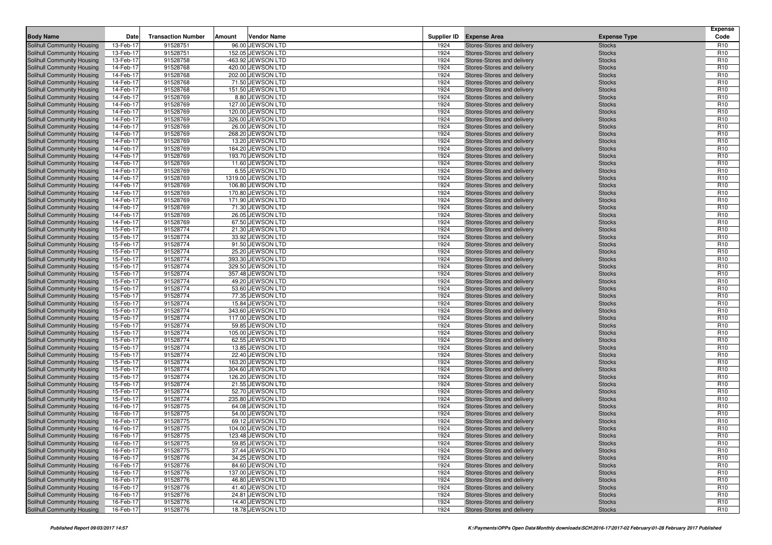| Body Name | Date | Transaction Number | Amount | Vendor Name | Supplier ID | Expense Area | Expense Type | Expense Code |
|---|---|---|---|---|---|---|---|---|
| Solihull Community Housing | 13-Feb-17 | 91528751 | 96.00 | JEWSON LTD | 1924 | Stores-Stores and delivery | Stocks | R10 |
| Solihull Community Housing | 13-Feb-17 | 91528751 | 152.05 | JEWSON LTD | 1924 | Stores-Stores and delivery | Stocks | R10 |
| Solihull Community Housing | 13-Feb-17 | 91528758 | -463.92 | JEWSON LTD | 1924 | Stores-Stores and delivery | Stocks | R10 |
| Solihull Community Housing | 14-Feb-17 | 91528768 | 420.00 | JEWSON LTD | 1924 | Stores-Stores and delivery | Stocks | R10 |
| Solihull Community Housing | 14-Feb-17 | 91528768 | 202.00 | JEWSON LTD | 1924 | Stores-Stores and delivery | Stocks | R10 |
| Solihull Community Housing | 14-Feb-17 | 91528768 | 71.50 | JEWSON LTD | 1924 | Stores-Stores and delivery | Stocks | R10 |
| Solihull Community Housing | 14-Feb-17 | 91528768 | 151.50 | JEWSON LTD | 1924 | Stores-Stores and delivery | Stocks | R10 |
| Solihull Community Housing | 14-Feb-17 | 91528769 | 8.80 | JEWSON LTD | 1924 | Stores-Stores and delivery | Stocks | R10 |
| Solihull Community Housing | 14-Feb-17 | 91528769 | 127.00 | JEWSON LTD | 1924 | Stores-Stores and delivery | Stocks | R10 |
| Solihull Community Housing | 14-Feb-17 | 91528769 | 120.00 | JEWSON LTD | 1924 | Stores-Stores and delivery | Stocks | R10 |
| Solihull Community Housing | 14-Feb-17 | 91528769 | 326.00 | JEWSON LTD | 1924 | Stores-Stores and delivery | Stocks | R10 |
| Solihull Community Housing | 14-Feb-17 | 91528769 | 26.00 | JEWSON LTD | 1924 | Stores-Stores and delivery | Stocks | R10 |
| Solihull Community Housing | 14-Feb-17 | 91528769 | 268.20 | JEWSON LTD | 1924 | Stores-Stores and delivery | Stocks | R10 |
| Solihull Community Housing | 14-Feb-17 | 91528769 | 13.20 | JEWSON LTD | 1924 | Stores-Stores and delivery | Stocks | R10 |
| Solihull Community Housing | 14-Feb-17 | 91528769 | 164.20 | JEWSON LTD | 1924 | Stores-Stores and delivery | Stocks | R10 |
| Solihull Community Housing | 14-Feb-17 | 91528769 | 193.70 | JEWSON LTD | 1924 | Stores-Stores and delivery | Stocks | R10 |
| Solihull Community Housing | 14-Feb-17 | 91528769 | 11.60 | JEWSON LTD | 1924 | Stores-Stores and delivery | Stocks | R10 |
| Solihull Community Housing | 14-Feb-17 | 91528769 | 6.55 | JEWSON LTD | 1924 | Stores-Stores and delivery | Stocks | R10 |
| Solihull Community Housing | 14-Feb-17 | 91528769 | 1319.00 | JEWSON LTD | 1924 | Stores-Stores and delivery | Stocks | R10 |
| Solihull Community Housing | 14-Feb-17 | 91528769 | 106.80 | JEWSON LTD | 1924 | Stores-Stores and delivery | Stocks | R10 |
| Solihull Community Housing | 14-Feb-17 | 91528769 | 170.80 | JEWSON LTD | 1924 | Stores-Stores and delivery | Stocks | R10 |
| Solihull Community Housing | 14-Feb-17 | 91528769 | 171.90 | JEWSON LTD | 1924 | Stores-Stores and delivery | Stocks | R10 |
| Solihull Community Housing | 14-Feb-17 | 91528769 | 71.30 | JEWSON LTD | 1924 | Stores-Stores and delivery | Stocks | R10 |
| Solihull Community Housing | 14-Feb-17 | 91528769 | 26.05 | JEWSON LTD | 1924 | Stores-Stores and delivery | Stocks | R10 |
| Solihull Community Housing | 14-Feb-17 | 91528769 | 67.50 | JEWSON LTD | 1924 | Stores-Stores and delivery | Stocks | R10 |
| Solihull Community Housing | 15-Feb-17 | 91528774 | 21.30 | JEWSON LTD | 1924 | Stores-Stores and delivery | Stocks | R10 |
| Solihull Community Housing | 15-Feb-17 | 91528774 | 33.92 | JEWSON LTD | 1924 | Stores-Stores and delivery | Stocks | R10 |
| Solihull Community Housing | 15-Feb-17 | 91528774 | 91.50 | JEWSON LTD | 1924 | Stores-Stores and delivery | Stocks | R10 |
| Solihull Community Housing | 15-Feb-17 | 91528774 | 25.20 | JEWSON LTD | 1924 | Stores-Stores and delivery | Stocks | R10 |
| Solihull Community Housing | 15-Feb-17 | 91528774 | 393.30 | JEWSON LTD | 1924 | Stores-Stores and delivery | Stocks | R10 |
| Solihull Community Housing | 15-Feb-17 | 91528774 | 329.50 | JEWSON LTD | 1924 | Stores-Stores and delivery | Stocks | R10 |
| Solihull Community Housing | 15-Feb-17 | 91528774 | 357.48 | JEWSON LTD | 1924 | Stores-Stores and delivery | Stocks | R10 |
| Solihull Community Housing | 15-Feb-17 | 91528774 | 49.20 | JEWSON LTD | 1924 | Stores-Stores and delivery | Stocks | R10 |
| Solihull Community Housing | 15-Feb-17 | 91528774 | 53.60 | JEWSON LTD | 1924 | Stores-Stores and delivery | Stocks | R10 |
| Solihull Community Housing | 15-Feb-17 | 91528774 | 77.35 | JEWSON LTD | 1924 | Stores-Stores and delivery | Stocks | R10 |
| Solihull Community Housing | 15-Feb-17 | 91528774 | 15.84 | JEWSON LTD | 1924 | Stores-Stores and delivery | Stocks | R10 |
| Solihull Community Housing | 15-Feb-17 | 91528774 | 343.60 | JEWSON LTD | 1924 | Stores-Stores and delivery | Stocks | R10 |
| Solihull Community Housing | 15-Feb-17 | 91528774 | 117.00 | JEWSON LTD | 1924 | Stores-Stores and delivery | Stocks | R10 |
| Solihull Community Housing | 15-Feb-17 | 91528774 | 59.85 | JEWSON LTD | 1924 | Stores-Stores and delivery | Stocks | R10 |
| Solihull Community Housing | 15-Feb-17 | 91528774 | 105.00 | JEWSON LTD | 1924 | Stores-Stores and delivery | Stocks | R10 |
| Solihull Community Housing | 15-Feb-17 | 91528774 | 62.55 | JEWSON LTD | 1924 | Stores-Stores and delivery | Stocks | R10 |
| Solihull Community Housing | 15-Feb-17 | 91528774 | 13.85 | JEWSON LTD | 1924 | Stores-Stores and delivery | Stocks | R10 |
| Solihull Community Housing | 15-Feb-17 | 91528774 | 22.40 | JEWSON LTD | 1924 | Stores-Stores and delivery | Stocks | R10 |
| Solihull Community Housing | 15-Feb-17 | 91528774 | 163.20 | JEWSON LTD | 1924 | Stores-Stores and delivery | Stocks | R10 |
| Solihull Community Housing | 15-Feb-17 | 91528774 | 304.60 | JEWSON LTD | 1924 | Stores-Stores and delivery | Stocks | R10 |
| Solihull Community Housing | 15-Feb-17 | 91528774 | 126.20 | JEWSON LTD | 1924 | Stores-Stores and delivery | Stocks | R10 |
| Solihull Community Housing | 15-Feb-17 | 91528774 | 21.55 | JEWSON LTD | 1924 | Stores-Stores and delivery | Stocks | R10 |
| Solihull Community Housing | 15-Feb-17 | 91528774 | 52.70 | JEWSON LTD | 1924 | Stores-Stores and delivery | Stocks | R10 |
| Solihull Community Housing | 15-Feb-17 | 91528774 | 235.80 | JEWSON LTD | 1924 | Stores-Stores and delivery | Stocks | R10 |
| Solihull Community Housing | 16-Feb-17 | 91528775 | 64.08 | JEWSON LTD | 1924 | Stores-Stores and delivery | Stocks | R10 |
| Solihull Community Housing | 16-Feb-17 | 91528775 | 54.00 | JEWSON LTD | 1924 | Stores-Stores and delivery | Stocks | R10 |
| Solihull Community Housing | 16-Feb-17 | 91528775 | 69.12 | JEWSON LTD | 1924 | Stores-Stores and delivery | Stocks | R10 |
| Solihull Community Housing | 16-Feb-17 | 91528775 | 104.00 | JEWSON LTD | 1924 | Stores-Stores and delivery | Stocks | R10 |
| Solihull Community Housing | 16-Feb-17 | 91528775 | 123.48 | JEWSON LTD | 1924 | Stores-Stores and delivery | Stocks | R10 |
| Solihull Community Housing | 16-Feb-17 | 91528775 | 59.85 | JEWSON LTD | 1924 | Stores-Stores and delivery | Stocks | R10 |
| Solihull Community Housing | 16-Feb-17 | 91528775 | 37.44 | JEWSON LTD | 1924 | Stores-Stores and delivery | Stocks | R10 |
| Solihull Community Housing | 16-Feb-17 | 91528776 | 34.25 | JEWSON LTD | 1924 | Stores-Stores and delivery | Stocks | R10 |
| Solihull Community Housing | 16-Feb-17 | 91528776 | 84.60 | JEWSON LTD | 1924 | Stores-Stores and delivery | Stocks | R10 |
| Solihull Community Housing | 16-Feb-17 | 91528776 | 137.00 | JEWSON LTD | 1924 | Stores-Stores and delivery | Stocks | R10 |
| Solihull Community Housing | 16-Feb-17 | 91528776 | 46.80 | JEWSON LTD | 1924 | Stores-Stores and delivery | Stocks | R10 |
| Solihull Community Housing | 16-Feb-17 | 91528776 | 41.40 | JEWSON LTD | 1924 | Stores-Stores and delivery | Stocks | R10 |
| Solihull Community Housing | 16-Feb-17 | 91528776 | 24.81 | JEWSON LTD | 1924 | Stores-Stores and delivery | Stocks | R10 |
| Solihull Community Housing | 16-Feb-17 | 91528776 | 14.40 | JEWSON LTD | 1924 | Stores-Stores and delivery | Stocks | R10 |
| Solihull Community Housing | 16-Feb-17 | 91528776 | 18.78 | JEWSON LTD | 1924 | Stores-Stores and delivery | Stocks | R10 |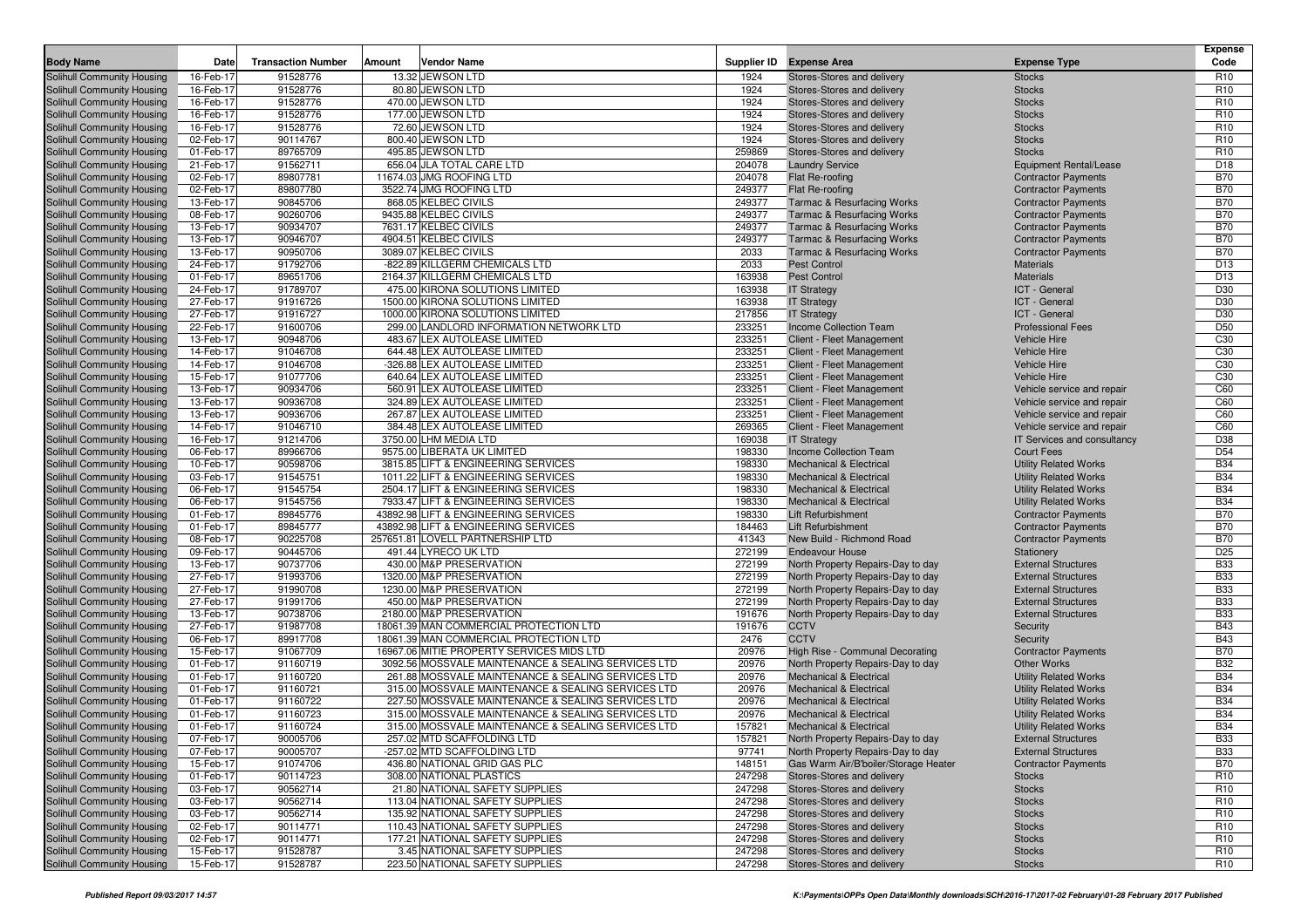| Body Name | Date | Transaction Number | Amount | Vendor Name | Supplier ID | Expense Area | Expense Type | Expense Code |
|---|---|---|---|---|---|---|---|---|
| Solihull Community Housing | 16-Feb-17 | 91528776 | 13.32 | JEWSON LTD | 1924 | Stores-Stores and delivery | Stocks | R10 |
| Solihull Community Housing | 16-Feb-17 | 91528776 | 80.80 | JEWSON LTD | 1924 | Stores-Stores and delivery | Stocks | R10 |
| Solihull Community Housing | 16-Feb-17 | 91528776 | 470.00 | JEWSON LTD | 1924 | Stores-Stores and delivery | Stocks | R10 |
| Solihull Community Housing | 16-Feb-17 | 91528776 | 177.00 | JEWSON LTD | 1924 | Stores-Stores and delivery | Stocks | R10 |
| Solihull Community Housing | 16-Feb-17 | 91528776 | 72.60 | JEWSON LTD | 1924 | Stores-Stores and delivery | Stocks | R10 |
| Solihull Community Housing | 02-Feb-17 | 90114767 | 800.40 | JEWSON LTD | 1924 | Stores-Stores and delivery | Stocks | R10 |
| Solihull Community Housing | 01-Feb-17 | 89765709 | 495.85 | JEWSON LTD | 259869 | Stores-Stores and delivery | Stocks | R10 |
| Solihull Community Housing | 21-Feb-17 | 91562711 | 656.04 | JLA TOTAL CARE LTD | 204078 | Laundry Service | Equipment Rental/Lease | D18 |
| Solihull Community Housing | 02-Feb-17 | 89807781 | 11674.03 | JMG ROOFING LTD | 204078 | Flat Re-roofing | Contractor Payments | B70 |
| Solihull Community Housing | 02-Feb-17 | 89807780 | 3522.74 | JMG ROOFING LTD | 249377 | Flat Re-roofing | Contractor Payments | B70 |
| Solihull Community Housing | 13-Feb-17 | 90845706 | 868.05 | KELBEC CIVILS | 249377 | Tarmac & Resurfacing Works | Contractor Payments | B70 |
| Solihull Community Housing | 08-Feb-17 | 90260706 | 9435.88 | KELBEC CIVILS | 249377 | Tarmac & Resurfacing Works | Contractor Payments | B70 |
| Solihull Community Housing | 13-Feb-17 | 90934707 | 7631.17 | KELBEC CIVILS | 249377 | Tarmac & Resurfacing Works | Contractor Payments | B70 |
| Solihull Community Housing | 13-Feb-17 | 90946707 | 4904.51 | KELBEC CIVILS | 249377 | Tarmac & Resurfacing Works | Contractor Payments | B70 |
| Solihull Community Housing | 13-Feb-17 | 90950706 | 3089.07 | KELBEC CIVILS | 2033 | Tarmac & Resurfacing Works | Contractor Payments | B70 |
| Solihull Community Housing | 24-Feb-17 | 91792706 | -822.89 | KILLGERM CHEMICALS LTD | 2033 | Pest Control | Materials | D13 |
| Solihull Community Housing | 01-Feb-17 | 89651706 | 2164.37 | KILLGERM CHEMICALS LTD | 163938 | Pest Control | Materials | D13 |
| Solihull Community Housing | 24-Feb-17 | 91789707 | 475.00 | KIRONA SOLUTIONS LIMITED | 163938 | IT Strategy | ICT - General | D30 |
| Solihull Community Housing | 27-Feb-17 | 91916726 | 1500.00 | KIRONA SOLUTIONS LIMITED | 163938 | IT Strategy | ICT - General | D30 |
| Solihull Community Housing | 27-Feb-17 | 91916727 | 1000.00 | KIRONA SOLUTIONS LIMITED | 217856 | IT Strategy | ICT - General | D30 |
| Solihull Community Housing | 22-Feb-17 | 91600706 | 299.00 | LANDLORD INFORMATION NETWORK LTD | 233251 | Income Collection Team | Professional Fees | D50 |
| Solihull Community Housing | 13-Feb-17 | 90948706 | 483.67 | LEX AUTOLEASE LIMITED | 233251 | Client - Fleet Management | Vehicle Hire | C30 |
| Solihull Community Housing | 14-Feb-17 | 91046708 | 644.48 | LEX AUTOLEASE LIMITED | 233251 | Client - Fleet Management | Vehicle Hire | C30 |
| Solihull Community Housing | 14-Feb-17 | 91046708 | -326.88 | LEX AUTOLEASE LIMITED | 233251 | Client - Fleet Management | Vehicle Hire | C30 |
| Solihull Community Housing | 15-Feb-17 | 91077706 | 640.64 | LEX AUTOLEASE LIMITED | 233251 | Client - Fleet Management | Vehicle Hire | C30 |
| Solihull Community Housing | 13-Feb-17 | 90934706 | 560.91 | LEX AUTOLEASE LIMITED | 233251 | Client - Fleet Management | Vehicle service and repair | C60 |
| Solihull Community Housing | 13-Feb-17 | 90936708 | 324.89 | LEX AUTOLEASE LIMITED | 233251 | Client - Fleet Management | Vehicle service and repair | C60 |
| Solihull Community Housing | 13-Feb-17 | 90936706 | 267.87 | LEX AUTOLEASE LIMITED | 233251 | Client - Fleet Management | Vehicle service and repair | C60 |
| Solihull Community Housing | 14-Feb-17 | 91046710 | 384.48 | LEX AUTOLEASE LIMITED | 269365 | Client - Fleet Management | Vehicle service and repair | C60 |
| Solihull Community Housing | 16-Feb-17 | 91214706 | 3750.00 | LHM MEDIA LTD | 169038 | IT Strategy | IT Services and consultancy | D38 |
| Solihull Community Housing | 06-Feb-17 | 89966706 | 9575.00 | LIBERATA UK LIMITED | 198330 | Income Collection Team | Court Fees | D54 |
| Solihull Community Housing | 10-Feb-17 | 90598706 | 3815.85 | LIFT & ENGINEERING SERVICES | 198330 | Mechanical & Electrical | Utility Related Works | B34 |
| Solihull Community Housing | 03-Feb-17 | 91545751 | 1011.22 | LIFT & ENGINEERING SERVICES | 198330 | Mechanical & Electrical | Utility Related Works | B34 |
| Solihull Community Housing | 06-Feb-17 | 91545754 | 2504.17 | LIFT & ENGINEERING SERVICES | 198330 | Mechanical & Electrical | Utility Related Works | B34 |
| Solihull Community Housing | 06-Feb-17 | 91545756 | 7933.47 | LIFT & ENGINEERING SERVICES | 198330 | Mechanical & Electrical | Utility Related Works | B34 |
| Solihull Community Housing | 01-Feb-17 | 89845776 | 43892.98 | LIFT & ENGINEERING SERVICES | 198330 | Lift Refurbishment | Contractor Payments | B70 |
| Solihull Community Housing | 01-Feb-17 | 89845777 | 43892.98 | LIFT & ENGINEERING SERVICES | 184463 | Lift Refurbishment | Contractor Payments | B70 |
| Solihull Community Housing | 08-Feb-17 | 90225708 | 257651.81 | LOVELL PARTNERSHIP LTD | 41343 | New Build - Richmond Road | Contractor Payments | B70 |
| Solihull Community Housing | 09-Feb-17 | 90445706 | 491.44 | LYRECO UK LTD | 272199 | Endeavour House | Stationery | D25 |
| Solihull Community Housing | 13-Feb-17 | 90737706 | 430.00 | M&P PRESERVATION | 272199 | North Property Repairs-Day to day | External Structures | B33 |
| Solihull Community Housing | 27-Feb-17 | 91993706 | 1320.00 | M&P PRESERVATION | 272199 | North Property Repairs-Day to day | External Structures | B33 |
| Solihull Community Housing | 27-Feb-17 | 91990708 | 1230.00 | M&P PRESERVATION | 272199 | North Property Repairs-Day to day | External Structures | B33 |
| Solihull Community Housing | 27-Feb-17 | 91991706 | 450.00 | M&P PRESERVATION | 272199 | North Property Repairs-Day to day | External Structures | B33 |
| Solihull Community Housing | 13-Feb-17 | 90738706 | 2180.00 | M&P PRESERVATION | 191676 | North Property Repairs-Day to day | External Structures | B33 |
| Solihull Community Housing | 27-Feb-17 | 91987708 | 18061.39 | MAN COMMERCIAL PROTECTION LTD | 191676 | CCTV | Security | B43 |
| Solihull Community Housing | 06-Feb-17 | 89917708 | 18061.39 | MAN COMMERCIAL PROTECTION LTD | 2476 | CCTV | Security | B43 |
| Solihull Community Housing | 15-Feb-17 | 91067709 | 16967.06 | MITIE PROPERTY SERVICES MIDS LTD | 20976 | High Rise - Communal Decorating | Contractor Payments | B70 |
| Solihull Community Housing | 01-Feb-17 | 91160719 | 3092.56 | MOSSVALE MAINTENANCE & SEALING SERVICES LTD | 20976 | North Property Repairs-Day to day | Other Works | B32 |
| Solihull Community Housing | 01-Feb-17 | 91160720 | 261.88 | MOSSVALE MAINTENANCE & SEALING SERVICES LTD | 20976 | Mechanical & Electrical | Utility Related Works | B34 |
| Solihull Community Housing | 01-Feb-17 | 91160721 | 315.00 | MOSSVALE MAINTENANCE & SEALING SERVICES LTD | 20976 | Mechanical & Electrical | Utility Related Works | B34 |
| Solihull Community Housing | 01-Feb-17 | 91160722 | 227.50 | MOSSVALE MAINTENANCE & SEALING SERVICES LTD | 20976 | Mechanical & Electrical | Utility Related Works | B34 |
| Solihull Community Housing | 01-Feb-17 | 91160723 | 315.00 | MOSSVALE MAINTENANCE & SEALING SERVICES LTD | 20976 | Mechanical & Electrical | Utility Related Works | B34 |
| Solihull Community Housing | 01-Feb-17 | 91160724 | 315.00 | MOSSVALE MAINTENANCE & SEALING SERVICES LTD | 157821 | Mechanical & Electrical | Utility Related Works | B34 |
| Solihull Community Housing | 07-Feb-17 | 90005706 | 257.02 | MTD SCAFFOLDING LTD | 157821 | North Property Repairs-Day to day | External Structures | B33 |
| Solihull Community Housing | 07-Feb-17 | 90005707 | -257.02 | MTD SCAFFOLDING LTD | 97741 | North Property Repairs-Day to day | External Structures | B33 |
| Solihull Community Housing | 15-Feb-17 | 91074706 | 436.80 | NATIONAL GRID GAS PLC | 148151 | Gas Warm Air/B'boiler/Storage Heater | Contractor Payments | B70 |
| Solihull Community Housing | 01-Feb-17 | 90114723 | 308.00 | NATIONAL PLASTICS | 247298 | Stores-Stores and delivery | Stocks | R10 |
| Solihull Community Housing | 03-Feb-17 | 90562714 | 21.80 | NATIONAL SAFETY SUPPLIES | 247298 | Stores-Stores and delivery | Stocks | R10 |
| Solihull Community Housing | 03-Feb-17 | 90562714 | 113.04 | NATIONAL SAFETY SUPPLIES | 247298 | Stores-Stores and delivery | Stocks | R10 |
| Solihull Community Housing | 03-Feb-17 | 90562714 | 135.92 | NATIONAL SAFETY SUPPLIES | 247298 | Stores-Stores and delivery | Stocks | R10 |
| Solihull Community Housing | 02-Feb-17 | 90114771 | 110.43 | NATIONAL SAFETY SUPPLIES | 247298 | Stores-Stores and delivery | Stocks | R10 |
| Solihull Community Housing | 02-Feb-17 | 90114771 | 177.21 | NATIONAL SAFETY SUPPLIES | 247298 | Stores-Stores and delivery | Stocks | R10 |
| Solihull Community Housing | 15-Feb-17 | 91528787 | 3.45 | NATIONAL SAFETY SUPPLIES | 247298 | Stores-Stores and delivery | Stocks | R10 |
| Solihull Community Housing | 15-Feb-17 | 91528787 | 223.50 | NATIONAL SAFETY SUPPLIES | 247298 | Stores-Stores and delivery | Stocks | R10 |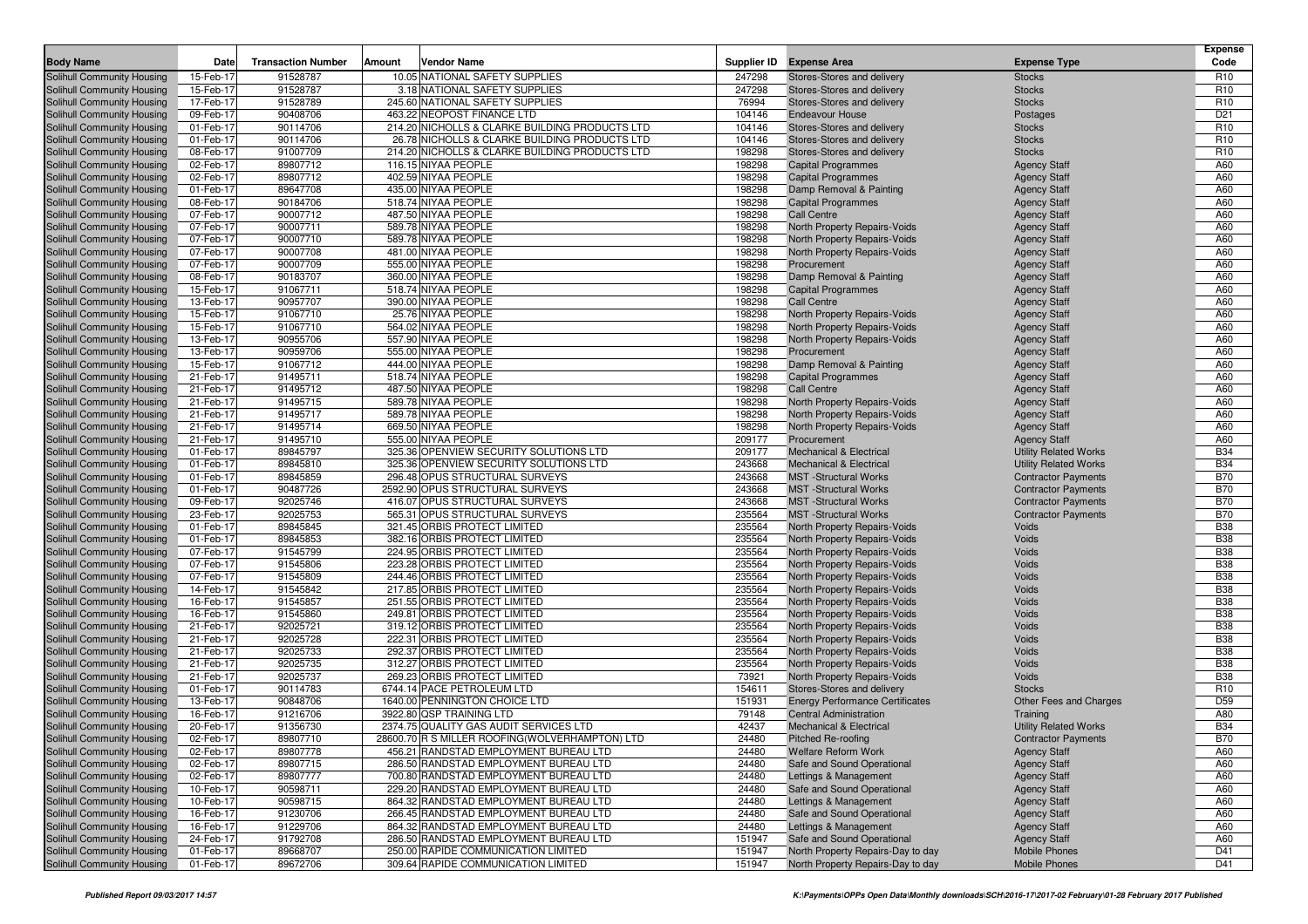| Body Name | Date | Transaction Number | Amount | Vendor Name | Supplier ID | Expense Area | Expense Type | Expense Code |
|---|---|---|---|---|---|---|---|---|
| Solihull Community Housing | 15-Feb-17 | 91528787 | 10.05 | NATIONAL SAFETY SUPPLIES | 247298 | Stores-Stores and delivery | Stocks | R10 |
| Solihull Community Housing | 15-Feb-17 | 91528787 | 3.18 | NATIONAL SAFETY SUPPLIES | 247298 | Stores-Stores and delivery | Stocks | R10 |
| Solihull Community Housing | 17-Feb-17 | 91528789 | 245.60 | NATIONAL SAFETY SUPPLIES | 76994 | Stores-Stores and delivery | Stocks | R10 |
| Solihull Community Housing | 09-Feb-17 | 90408706 | 463.22 | NEOPOST FINANCE LTD | 104146 | Endeavour House | Postages | D21 |
| Solihull Community Housing | 01-Feb-17 | 90114706 | 214.20 | NICHOLLS & CLARKE BUILDING PRODUCTS LTD | 104146 | Stores-Stores and delivery | Stocks | R10 |
| Solihull Community Housing | 01-Feb-17 | 90114706 | 26.78 | NICHOLLS & CLARKE BUILDING PRODUCTS LTD | 104146 | Stores-Stores and delivery | Stocks | R10 |
| Solihull Community Housing | 08-Feb-17 | 91007709 | 214.20 | NICHOLLS & CLARKE BUILDING PRODUCTS LTD | 198298 | Stores-Stores and delivery | Stocks | R10 |
| Solihull Community Housing | 02-Feb-17 | 89807712 | 116.15 | NIYAA PEOPLE | 198298 | Capital Programmes | Agency Staff | A60 |
| Solihull Community Housing | 02-Feb-17 | 89807712 | 402.59 | NIYAA PEOPLE | 198298 | Capital Programmes | Agency Staff | A60 |
| Solihull Community Housing | 01-Feb-17 | 89647708 | 435.00 | NIYAA PEOPLE | 198298 | Damp Removal & Painting | Agency Staff | A60 |
| Solihull Community Housing | 08-Feb-17 | 90184706 | 518.74 | NIYAA PEOPLE | 198298 | Capital Programmes | Agency Staff | A60 |
| Solihull Community Housing | 07-Feb-17 | 90007712 | 487.50 | NIYAA PEOPLE | 198298 | Call Centre | Agency Staff | A60 |
| Solihull Community Housing | 07-Feb-17 | 90007711 | 589.78 | NIYAA PEOPLE | 198298 | North Property Repairs-Voids | Agency Staff | A60 |
| Solihull Community Housing | 07-Feb-17 | 90007710 | 589.78 | NIYAA PEOPLE | 198298 | North Property Repairs-Voids | Agency Staff | A60 |
| Solihull Community Housing | 07-Feb-17 | 90007708 | 481.00 | NIYAA PEOPLE | 198298 | North Property Repairs-Voids | Agency Staff | A60 |
| Solihull Community Housing | 07-Feb-17 | 90007709 | 555.00 | NIYAA PEOPLE | 198298 | Procurement | Agency Staff | A60 |
| Solihull Community Housing | 08-Feb-17 | 90183707 | 360.00 | NIYAA PEOPLE | 198298 | Damp Removal & Painting | Agency Staff | A60 |
| Solihull Community Housing | 15-Feb-17 | 91067711 | 518.74 | NIYAA PEOPLE | 198298 | Capital Programmes | Agency Staff | A60 |
| Solihull Community Housing | 13-Feb-17 | 90957707 | 390.00 | NIYAA PEOPLE | 198298 | Call Centre | Agency Staff | A60 |
| Solihull Community Housing | 15-Feb-17 | 91067710 | 25.76 | NIYAA PEOPLE | 198298 | North Property Repairs-Voids | Agency Staff | A60 |
| Solihull Community Housing | 15-Feb-17 | 91067710 | 564.02 | NIYAA PEOPLE | 198298 | North Property Repairs-Voids | Agency Staff | A60 |
| Solihull Community Housing | 13-Feb-17 | 90955706 | 557.90 | NIYAA PEOPLE | 198298 | North Property Repairs-Voids | Agency Staff | A60 |
| Solihull Community Housing | 13-Feb-17 | 90959706 | 555.00 | NIYAA PEOPLE | 198298 | Procurement | Agency Staff | A60 |
| Solihull Community Housing | 15-Feb-17 | 91067712 | 444.00 | NIYAA PEOPLE | 198298 | Damp Removal & Painting | Agency Staff | A60 |
| Solihull Community Housing | 21-Feb-17 | 91495711 | 518.74 | NIYAA PEOPLE | 198298 | Capital Programmes | Agency Staff | A60 |
| Solihull Community Housing | 21-Feb-17 | 91495712 | 487.50 | NIYAA PEOPLE | 198298 | Call Centre | Agency Staff | A60 |
| Solihull Community Housing | 21-Feb-17 | 91495715 | 589.78 | NIYAA PEOPLE | 198298 | North Property Repairs-Voids | Agency Staff | A60 |
| Solihull Community Housing | 21-Feb-17 | 91495717 | 589.78 | NIYAA PEOPLE | 198298 | North Property Repairs-Voids | Agency Staff | A60 |
| Solihull Community Housing | 21-Feb-17 | 91495714 | 669.50 | NIYAA PEOPLE | 198298 | North Property Repairs-Voids | Agency Staff | A60 |
| Solihull Community Housing | 21-Feb-17 | 91495710 | 555.00 | NIYAA PEOPLE | 209177 | Procurement | Agency Staff | A60 |
| Solihull Community Housing | 01-Feb-17 | 89845797 | 325.36 | OPENVIEW SECURITY SOLUTIONS LTD | 209177 | Mechanical & Electrical | Utility Related Works | B34 |
| Solihull Community Housing | 01-Feb-17 | 89845810 | 325.36 | OPENVIEW SECURITY SOLUTIONS LTD | 243668 | Mechanical & Electrical | Utility Related Works | B34 |
| Solihull Community Housing | 01-Feb-17 | 89845859 | 296.48 | OPUS STRUCTURAL SURVEYS | 243668 | MST -Structural Works | Contractor Payments | B70 |
| Solihull Community Housing | 01-Feb-17 | 90487726 | 2592.90 | OPUS STRUCTURAL SURVEYS | 243668 | MST -Structural Works | Contractor Payments | B70 |
| Solihull Community Housing | 09-Feb-17 | 92025746 | 416.07 | OPUS STRUCTURAL SURVEYS | 243668 | MST -Structural Works | Contractor Payments | B70 |
| Solihull Community Housing | 23-Feb-17 | 92025753 | 565.31 | OPUS STRUCTURAL SURVEYS | 235564 | MST -Structural Works | Contractor Payments | B70 |
| Solihull Community Housing | 01-Feb-17 | 89845845 | 321.45 | ORBIS PROTECT LIMITED | 235564 | North Property Repairs-Voids | Voids | B38 |
| Solihull Community Housing | 01-Feb-17 | 89845853 | 382.16 | ORBIS PROTECT LIMITED | 235564 | North Property Repairs-Voids | Voids | B38 |
| Solihull Community Housing | 07-Feb-17 | 91545799 | 224.95 | ORBIS PROTECT LIMITED | 235564 | North Property Repairs-Voids | Voids | B38 |
| Solihull Community Housing | 07-Feb-17 | 91545806 | 223.28 | ORBIS PROTECT LIMITED | 235564 | North Property Repairs-Voids | Voids | B38 |
| Solihull Community Housing | 07-Feb-17 | 91545809 | 244.46 | ORBIS PROTECT LIMITED | 235564 | North Property Repairs-Voids | Voids | B38 |
| Solihull Community Housing | 14-Feb-17 | 91545842 | 217.85 | ORBIS PROTECT LIMITED | 235564 | North Property Repairs-Voids | Voids | B38 |
| Solihull Community Housing | 16-Feb-17 | 91545857 | 251.55 | ORBIS PROTECT LIMITED | 235564 | North Property Repairs-Voids | Voids | B38 |
| Solihull Community Housing | 16-Feb-17 | 91545860 | 249.81 | ORBIS PROTECT LIMITED | 235564 | North Property Repairs-Voids | Voids | B38 |
| Solihull Community Housing | 21-Feb-17 | 92025721 | 319.12 | ORBIS PROTECT LIMITED | 235564 | North Property Repairs-Voids | Voids | B38 |
| Solihull Community Housing | 21-Feb-17 | 92025728 | 222.31 | ORBIS PROTECT LIMITED | 235564 | North Property Repairs-Voids | Voids | B38 |
| Solihull Community Housing | 21-Feb-17 | 92025733 | 292.37 | ORBIS PROTECT LIMITED | 235564 | North Property Repairs-Voids | Voids | B38 |
| Solihull Community Housing | 21-Feb-17 | 92025735 | 312.27 | ORBIS PROTECT LIMITED | 235564 | North Property Repairs-Voids | Voids | B38 |
| Solihull Community Housing | 21-Feb-17 | 92025737 | 269.23 | ORBIS PROTECT LIMITED | 73921 | North Property Repairs-Voids | Voids | B38 |
| Solihull Community Housing | 01-Feb-17 | 90114783 | 6744.14 | PACE PETROLEUM LTD | 154611 | Stores-Stores and delivery | Stocks | R10 |
| Solihull Community Housing | 13-Feb-17 | 90848706 | 1640.00 | PENNINGTON CHOICE LTD | 151931 | Energy Performance Certificates | Other Fees and Charges | D59 |
| Solihull Community Housing | 16-Feb-17 | 91216706 | 3922.80 | QSP TRAINING LTD | 79148 | Central Administration | Training | A80 |
| Solihull Community Housing | 20-Feb-17 | 91356730 | 2374.75 | QUALITY GAS AUDIT SERVICES LTD | 42437 | Mechanical & Electrical | Utility Related Works | B34 |
| Solihull Community Housing | 02-Feb-17 | 89807710 | 28600.70 | R S MILLER ROOFING(WOLVERHAMPTON) LTD | 24480 | Pitched Re-roofing | Contractor Payments | B70 |
| Solihull Community Housing | 02-Feb-17 | 89807778 | 456.21 | RANDSTAD EMPLOYMENT BUREAU LTD | 24480 | Welfare Reform Work | Agency Staff | A60 |
| Solihull Community Housing | 02-Feb-17 | 89807715 | 286.50 | RANDSTAD EMPLOYMENT BUREAU LTD | 24480 | Safe and Sound Operational | Agency Staff | A60 |
| Solihull Community Housing | 02-Feb-17 | 89807777 | 700.80 | RANDSTAD EMPLOYMENT BUREAU LTD | 24480 | Lettings & Management | Agency Staff | A60 |
| Solihull Community Housing | 10-Feb-17 | 90598711 | 229.20 | RANDSTAD EMPLOYMENT BUREAU LTD | 24480 | Safe and Sound Operational | Agency Staff | A60 |
| Solihull Community Housing | 10-Feb-17 | 90598715 | 864.32 | RANDSTAD EMPLOYMENT BUREAU LTD | 24480 | Lettings & Management | Agency Staff | A60 |
| Solihull Community Housing | 16-Feb-17 | 91230706 | 266.45 | RANDSTAD EMPLOYMENT BUREAU LTD | 24480 | Safe and Sound Operational | Agency Staff | A60 |
| Solihull Community Housing | 16-Feb-17 | 91229706 | 864.32 | RANDSTAD EMPLOYMENT BUREAU LTD | 24480 | Lettings & Management | Agency Staff | A60 |
| Solihull Community Housing | 24-Feb-17 | 91792708 | 286.50 | RANDSTAD EMPLOYMENT BUREAU LTD | 151947 | Safe and Sound Operational | Agency Staff | A60 |
| Solihull Community Housing | 01-Feb-17 | 89668707 | 250.00 | RAPIDE COMMUNICATION LIMITED | 151947 | North Property Repairs-Day to day | Mobile Phones | D41 |
| Solihull Community Housing | 01-Feb-17 | 89672706 | 309.64 | RAPIDE COMMUNICATION LIMITED | 151947 | North Property Repairs-Day to day | Mobile Phones | D41 |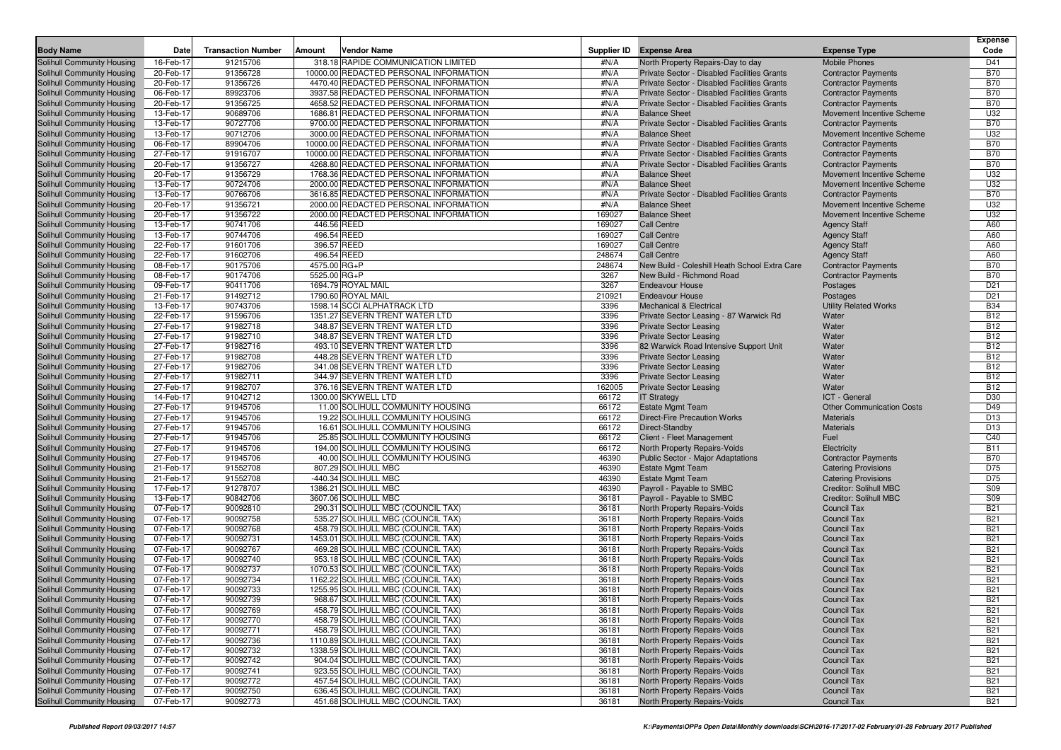| Body Name | Date | Transaction Number | Amount | Vendor Name | Supplier ID | Expense Area | Expense Type | Expense Code |
|---|---|---|---|---|---|---|---|---|
| Solihull Community Housing | 16-Feb-17 | 91215706 | 318.18 | RAPIDE COMMUNICATION LIMITED | #N/A | North Property Repairs-Day to day | Mobile Phones | D41 |
| Solihull Community Housing | 20-Feb-17 | 91356728 | 10000.00 | REDACTED PERSONAL INFORMATION | #N/A | Private Sector - Disabled Facilities Grants | Contractor Payments | B70 |
| Solihull Community Housing | 20-Feb-17 | 91356726 | 4470.40 | REDACTED PERSONAL INFORMATION | #N/A | Private Sector - Disabled Facilities Grants | Contractor Payments | B70 |
| Solihull Community Housing | 06-Feb-17 | 89923706 | 3937.58 | REDACTED PERSONAL INFORMATION | #N/A | Private Sector - Disabled Facilities Grants | Contractor Payments | B70 |
| Solihull Community Housing | 20-Feb-17 | 91356725 | 4658.52 | REDACTED PERSONAL INFORMATION | #N/A | Private Sector - Disabled Facilities Grants | Contractor Payments | B70 |
| Solihull Community Housing | 13-Feb-17 | 90689706 | 1686.81 | REDACTED PERSONAL INFORMATION | #N/A | Balance Sheet | Movement Incentive Scheme | U32 |
| Solihull Community Housing | 13-Feb-17 | 90727706 | 9700.00 | REDACTED PERSONAL INFORMATION | #N/A | Private Sector - Disabled Facilities Grants | Contractor Payments | B70 |
| Solihull Community Housing | 13-Feb-17 | 90712706 | 3000.00 | REDACTED PERSONAL INFORMATION | #N/A | Balance Sheet | Movement Incentive Scheme | U32 |
| Solihull Community Housing | 06-Feb-17 | 89904706 | 10000.00 | REDACTED PERSONAL INFORMATION | #N/A | Private Sector - Disabled Facilities Grants | Contractor Payments | B70 |
| Solihull Community Housing | 27-Feb-17 | 91916707 | 10000.00 | REDACTED PERSONAL INFORMATION | #N/A | Private Sector - Disabled Facilities Grants | Contractor Payments | B70 |
| Solihull Community Housing | 20-Feb-17 | 91356727 | 4268.80 | REDACTED PERSONAL INFORMATION | #N/A | Private Sector - Disabled Facilities Grants | Contractor Payments | B70 |
| Solihull Community Housing | 20-Feb-17 | 91356729 | 1768.36 | REDACTED PERSONAL INFORMATION | #N/A | Balance Sheet | Movement Incentive Scheme | U32 |
| Solihull Community Housing | 13-Feb-17 | 90724706 | 2000.00 | REDACTED PERSONAL INFORMATION | #N/A | Balance Sheet | Movement Incentive Scheme | U32 |
| Solihull Community Housing | 13-Feb-17 | 90766706 | 3616.85 | REDACTED PERSONAL INFORMATION | #N/A | Private Sector - Disabled Facilities Grants | Contractor Payments | B70 |
| Solihull Community Housing | 20-Feb-17 | 91356721 | 2000.00 | REDACTED PERSONAL INFORMATION | #N/A | Balance Sheet | Movement Incentive Scheme | U32 |
| Solihull Community Housing | 20-Feb-17 | 91356722 | 2000.00 | REDACTED PERSONAL INFORMATION | 169027 | Balance Sheet | Movement Incentive Scheme | U32 |
| Solihull Community Housing | 13-Feb-17 | 90741706 | 446.56 | REED | 169027 | Call Centre | Agency Staff | A60 |
| Solihull Community Housing | 13-Feb-17 | 90744706 | 496.54 | REED | 169027 | Call Centre | Agency Staff | A60 |
| Solihull Community Housing | 22-Feb-17 | 91601706 | 396.57 | REED | 169027 | Call Centre | Agency Staff | A60 |
| Solihull Community Housing | 22-Feb-17 | 91602706 | 496.54 | REED | 248674 | Call Centre | Agency Staff | A60 |
| Solihull Community Housing | 08-Feb-17 | 90175706 | 4575.00 | RG+P | 248674 | New Build - Coleshill Heath School Extra Care | Contractor Payments | B70 |
| Solihull Community Housing | 08-Feb-17 | 90174706 | 5525.00 | RG+P | 3267 | New Build - Richmond Road | Contractor Payments | B70 |
| Solihull Community Housing | 09-Feb-17 | 90411706 | 1694.79 | ROYAL MAIL | 3267 | Endeavour House | Postages | D21 |
| Solihull Community Housing | 21-Feb-17 | 91492712 | 1790.60 | ROYAL MAIL | 210921 | Endeavour House | Postages | D21 |
| Solihull Community Housing | 13-Feb-17 | 90743706 | 1598.14 | SCCI ALPHATRACK LTD | 3396 | Mechanical & Electrical | Utility Related Works | B34 |
| Solihull Community Housing | 22-Feb-17 | 91596706 | 1351.27 | SEVERN TRENT WATER LTD | 3396 | Private Sector Leasing - 87 Warwick Rd | Water | B12 |
| Solihull Community Housing | 27-Feb-17 | 91982718 | 348.87 | SEVERN TRENT WATER LTD | 3396 | Private Sector Leasing | Water | B12 |
| Solihull Community Housing | 27-Feb-17 | 91982710 | 348.87 | SEVERN TRENT WATER LTD | 3396 | Private Sector Leasing | Water | B12 |
| Solihull Community Housing | 27-Feb-17 | 91982716 | 493.10 | SEVERN TRENT WATER LTD | 3396 | 82 Warwick Road Intensive Support Unit | Water | B12 |
| Solihull Community Housing | 27-Feb-17 | 91982708 | 448.28 | SEVERN TRENT WATER LTD | 3396 | Private Sector Leasing | Water | B12 |
| Solihull Community Housing | 27-Feb-17 | 91982706 | 341.08 | SEVERN TRENT WATER LTD | 3396 | Private Sector Leasing | Water | B12 |
| Solihull Community Housing | 27-Feb-17 | 91982711 | 344.97 | SEVERN TRENT WATER LTD | 3396 | Private Sector Leasing | Water | B12 |
| Solihull Community Housing | 27-Feb-17 | 91982707 | 376.16 | SEVERN TRENT WATER LTD | 162005 | Private Sector Leasing | Water | B12 |
| Solihull Community Housing | 14-Feb-17 | 91042712 | 1300.00 | SKYWELL LTD | 66172 | IT Strategy | ICT - General | D30 |
| Solihull Community Housing | 27-Feb-17 | 91945706 | 11.00 | SOLIHULL COMMUNITY HOUSING | 66172 | Estate Mgmt Team | Other Communication Costs | D49 |
| Solihull Community Housing | 27-Feb-17 | 91945706 | 19.22 | SOLIHULL COMMUNITY HOUSING | 66172 | Direct-Fire Precaution Works | Materials | D13 |
| Solihull Community Housing | 27-Feb-17 | 91945706 | 16.61 | SOLIHULL COMMUNITY HOUSING | 66172 | Direct-Standby | Materials | D13 |
| Solihull Community Housing | 27-Feb-17 | 91945706 | 25.85 | SOLIHULL COMMUNITY HOUSING | 66172 | Client - Fleet Management | Fuel | C40 |
| Solihull Community Housing | 27-Feb-17 | 91945706 | 194.00 | SOLIHULL COMMUNITY HOUSING | 66172 | North Property Repairs-Voids | Electricity | B11 |
| Solihull Community Housing | 27-Feb-17 | 91945706 | 40.00 | SOLIHULL COMMUNITY HOUSING | 46390 | Public Sector - Major Adaptations | Contractor Payments | B70 |
| Solihull Community Housing | 21-Feb-17 | 91552708 | 807.29 | SOLIHULL MBC | 46390 | Estate Mgmt Team | Catering Provisions | D75 |
| Solihull Community Housing | 21-Feb-17 | 91552708 | -440.34 | SOLIHULL MBC | 46390 | Estate Mgmt Team | Catering Provisions | D75 |
| Solihull Community Housing | 17-Feb-17 | 91278707 | 1386.21 | SOLIHULL MBC | 46390 | Payroll - Payable to SMBC | Creditor: Solihull MBC | S09 |
| Solihull Community Housing | 13-Feb-17 | 90842706 | 3607.06 | SOLIHULL MBC | 36181 | Payroll - Payable to SMBC | Creditor: Solihull MBC | S09 |
| Solihull Community Housing | 07-Feb-17 | 90092810 | 290.31 | SOLIHULL MBC (COUNCIL TAX) | 36181 | North Property Repairs-Voids | Council Tax | B21 |
| Solihull Community Housing | 07-Feb-17 | 90092758 | 535.27 | SOLIHULL MBC (COUNCIL TAX) | 36181 | North Property Repairs-Voids | Council Tax | B21 |
| Solihull Community Housing | 07-Feb-17 | 90092768 | 458.79 | SOLIHULL MBC (COUNCIL TAX) | 36181 | North Property Repairs-Voids | Council Tax | B21 |
| Solihull Community Housing | 07-Feb-17 | 90092731 | 1453.01 | SOLIHULL MBC (COUNCIL TAX) | 36181 | North Property Repairs-Voids | Council Tax | B21 |
| Solihull Community Housing | 07-Feb-17 | 90092767 | 469.28 | SOLIHULL MBC (COUNCIL TAX) | 36181 | North Property Repairs-Voids | Council Tax | B21 |
| Solihull Community Housing | 07-Feb-17 | 90092740 | 953.18 | SOLIHULL MBC (COUNCIL TAX) | 36181 | North Property Repairs-Voids | Council Tax | B21 |
| Solihull Community Housing | 07-Feb-17 | 90092737 | 1070.53 | SOLIHULL MBC (COUNCIL TAX) | 36181 | North Property Repairs-Voids | Council Tax | B21 |
| Solihull Community Housing | 07-Feb-17 | 90092734 | 1162.22 | SOLIHULL MBC (COUNCIL TAX) | 36181 | North Property Repairs-Voids | Council Tax | B21 |
| Solihull Community Housing | 07-Feb-17 | 90092733 | 1255.95 | SOLIHULL MBC (COUNCIL TAX) | 36181 | North Property Repairs-Voids | Council Tax | B21 |
| Solihull Community Housing | 07-Feb-17 | 90092739 | 968.67 | SOLIHULL MBC (COUNCIL TAX) | 36181 | North Property Repairs-Voids | Council Tax | B21 |
| Solihull Community Housing | 07-Feb-17 | 90092769 | 458.79 | SOLIHULL MBC (COUNCIL TAX) | 36181 | North Property Repairs-Voids | Council Tax | B21 |
| Solihull Community Housing | 07-Feb-17 | 90092770 | 458.79 | SOLIHULL MBC (COUNCIL TAX) | 36181 | North Property Repairs-Voids | Council Tax | B21 |
| Solihull Community Housing | 07-Feb-17 | 90092771 | 458.79 | SOLIHULL MBC (COUNCIL TAX) | 36181 | North Property Repairs-Voids | Council Tax | B21 |
| Solihull Community Housing | 07-Feb-17 | 90092736 | 1110.89 | SOLIHULL MBC (COUNCIL TAX) | 36181 | North Property Repairs-Voids | Council Tax | B21 |
| Solihull Community Housing | 07-Feb-17 | 90092732 | 1338.59 | SOLIHULL MBC (COUNCIL TAX) | 36181 | North Property Repairs-Voids | Council Tax | B21 |
| Solihull Community Housing | 07-Feb-17 | 90092742 | 904.04 | SOLIHULL MBC (COUNCIL TAX) | 36181 | North Property Repairs-Voids | Council Tax | B21 |
| Solihull Community Housing | 07-Feb-17 | 90092741 | 923.55 | SOLIHULL MBC (COUNCIL TAX) | 36181 | North Property Repairs-Voids | Council Tax | B21 |
| Solihull Community Housing | 07-Feb-17 | 90092772 | 457.54 | SOLIHULL MBC (COUNCIL TAX) | 36181 | North Property Repairs-Voids | Council Tax | B21 |
| Solihull Community Housing | 07-Feb-17 | 90092750 | 636.45 | SOLIHULL MBC (COUNCIL TAX) | 36181 | North Property Repairs-Voids | Council Tax | B21 |
| Solihull Community Housing | 07-Feb-17 | 90092773 | 451.68 | SOLIHULL MBC (COUNCIL TAX) | 36181 | North Property Repairs-Voids | Council Tax | B21 |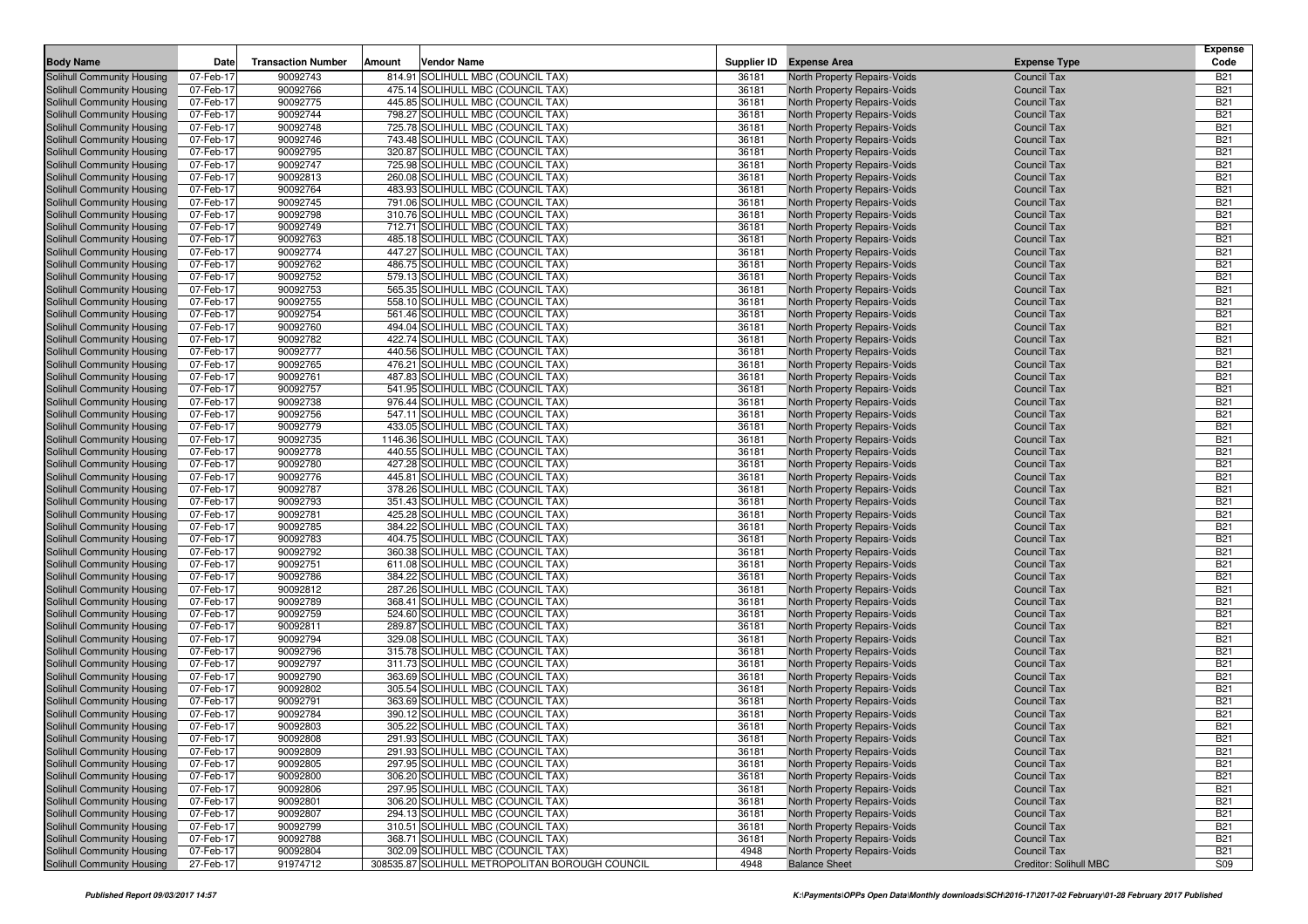| Body Name | Date | Transaction Number | Amount | Vendor Name | Supplier ID | Expense Area | Expense Type | Expense Code |
|---|---|---|---|---|---|---|---|---|
| Solihull Community Housing | 07-Feb-17 | 90092743 | 814.91 | SOLIHULL MBC (COUNCIL TAX) | 36181 | North Property Repairs-Voids | Council Tax | B21 |
| Solihull Community Housing | 07-Feb-17 | 90092766 | 475.14 | SOLIHULL MBC (COUNCIL TAX) | 36181 | North Property Repairs-Voids | Council Tax | B21 |
| Solihull Community Housing | 07-Feb-17 | 90092775 | 445.85 | SOLIHULL MBC (COUNCIL TAX) | 36181 | North Property Repairs-Voids | Council Tax | B21 |
| Solihull Community Housing | 07-Feb-17 | 90092744 | 798.27 | SOLIHULL MBC (COUNCIL TAX) | 36181 | North Property Repairs-Voids | Council Tax | B21 |
| Solihull Community Housing | 07-Feb-17 | 90092748 | 725.78 | SOLIHULL MBC (COUNCIL TAX) | 36181 | North Property Repairs-Voids | Council Tax | B21 |
| Solihull Community Housing | 07-Feb-17 | 90092746 | 743.48 | SOLIHULL MBC (COUNCIL TAX) | 36181 | North Property Repairs-Voids | Council Tax | B21 |
| Solihull Community Housing | 07-Feb-17 | 90092795 | 320.87 | SOLIHULL MBC (COUNCIL TAX) | 36181 | North Property Repairs-Voids | Council Tax | B21 |
| Solihull Community Housing | 07-Feb-17 | 90092747 | 725.98 | SOLIHULL MBC (COUNCIL TAX) | 36181 | North Property Repairs-Voids | Council Tax | B21 |
| Solihull Community Housing | 07-Feb-17 | 90092813 | 260.08 | SOLIHULL MBC (COUNCIL TAX) | 36181 | North Property Repairs-Voids | Council Tax | B21 |
| Solihull Community Housing | 07-Feb-17 | 90092764 | 483.93 | SOLIHULL MBC (COUNCIL TAX) | 36181 | North Property Repairs-Voids | Council Tax | B21 |
| Solihull Community Housing | 07-Feb-17 | 90092745 | 791.06 | SOLIHULL MBC (COUNCIL TAX) | 36181 | North Property Repairs-Voids | Council Tax | B21 |
| Solihull Community Housing | 07-Feb-17 | 90092798 | 310.76 | SOLIHULL MBC (COUNCIL TAX) | 36181 | North Property Repairs-Voids | Council Tax | B21 |
| Solihull Community Housing | 07-Feb-17 | 90092749 | 712.71 | SOLIHULL MBC (COUNCIL TAX) | 36181 | North Property Repairs-Voids | Council Tax | B21 |
| Solihull Community Housing | 07-Feb-17 | 90092763 | 485.18 | SOLIHULL MBC (COUNCIL TAX) | 36181 | North Property Repairs-Voids | Council Tax | B21 |
| Solihull Community Housing | 07-Feb-17 | 90092774 | 447.27 | SOLIHULL MBC (COUNCIL TAX) | 36181 | North Property Repairs-Voids | Council Tax | B21 |
| Solihull Community Housing | 07-Feb-17 | 90092762 | 486.75 | SOLIHULL MBC (COUNCIL TAX) | 36181 | North Property Repairs-Voids | Council Tax | B21 |
| Solihull Community Housing | 07-Feb-17 | 90092752 | 579.13 | SOLIHULL MBC (COUNCIL TAX) | 36181 | North Property Repairs-Voids | Council Tax | B21 |
| Solihull Community Housing | 07-Feb-17 | 90092753 | 565.35 | SOLIHULL MBC (COUNCIL TAX) | 36181 | North Property Repairs-Voids | Council Tax | B21 |
| Solihull Community Housing | 07-Feb-17 | 90092755 | 558.10 | SOLIHULL MBC (COUNCIL TAX) | 36181 | North Property Repairs-Voids | Council Tax | B21 |
| Solihull Community Housing | 07-Feb-17 | 90092754 | 561.46 | SOLIHULL MBC (COUNCIL TAX) | 36181 | North Property Repairs-Voids | Council Tax | B21 |
| Solihull Community Housing | 07-Feb-17 | 90092760 | 494.04 | SOLIHULL MBC (COUNCIL TAX) | 36181 | North Property Repairs-Voids | Council Tax | B21 |
| Solihull Community Housing | 07-Feb-17 | 90092782 | 422.74 | SOLIHULL MBC (COUNCIL TAX) | 36181 | North Property Repairs-Voids | Council Tax | B21 |
| Solihull Community Housing | 07-Feb-17 | 90092777 | 440.56 | SOLIHULL MBC (COUNCIL TAX) | 36181 | North Property Repairs-Voids | Council Tax | B21 |
| Solihull Community Housing | 07-Feb-17 | 90092765 | 476.21 | SOLIHULL MBC (COUNCIL TAX) | 36181 | North Property Repairs-Voids | Council Tax | B21 |
| Solihull Community Housing | 07-Feb-17 | 90092761 | 487.83 | SOLIHULL MBC (COUNCIL TAX) | 36181 | North Property Repairs-Voids | Council Tax | B21 |
| Solihull Community Housing | 07-Feb-17 | 90092757 | 541.95 | SOLIHULL MBC (COUNCIL TAX) | 36181 | North Property Repairs-Voids | Council Tax | B21 |
| Solihull Community Housing | 07-Feb-17 | 90092738 | 976.44 | SOLIHULL MBC (COUNCIL TAX) | 36181 | North Property Repairs-Voids | Council Tax | B21 |
| Solihull Community Housing | 07-Feb-17 | 90092756 | 547.11 | SOLIHULL MBC (COUNCIL TAX) | 36181 | North Property Repairs-Voids | Council Tax | B21 |
| Solihull Community Housing | 07-Feb-17 | 90092779 | 433.05 | SOLIHULL MBC (COUNCIL TAX) | 36181 | North Property Repairs-Voids | Council Tax | B21 |
| Solihull Community Housing | 07-Feb-17 | 90092735 | 1146.36 | SOLIHULL MBC (COUNCIL TAX) | 36181 | North Property Repairs-Voids | Council Tax | B21 |
| Solihull Community Housing | 07-Feb-17 | 90092778 | 440.55 | SOLIHULL MBC (COUNCIL TAX) | 36181 | North Property Repairs-Voids | Council Tax | B21 |
| Solihull Community Housing | 07-Feb-17 | 90092780 | 427.28 | SOLIHULL MBC (COUNCIL TAX) | 36181 | North Property Repairs-Voids | Council Tax | B21 |
| Solihull Community Housing | 07-Feb-17 | 90092776 | 445.81 | SOLIHULL MBC (COUNCIL TAX) | 36181 | North Property Repairs-Voids | Council Tax | B21 |
| Solihull Community Housing | 07-Feb-17 | 90092787 | 378.26 | SOLIHULL MBC (COUNCIL TAX) | 36181 | North Property Repairs-Voids | Council Tax | B21 |
| Solihull Community Housing | 07-Feb-17 | 90092793 | 351.43 | SOLIHULL MBC (COUNCIL TAX) | 36181 | North Property Repairs-Voids | Council Tax | B21 |
| Solihull Community Housing | 07-Feb-17 | 90092781 | 425.28 | SOLIHULL MBC (COUNCIL TAX) | 36181 | North Property Repairs-Voids | Council Tax | B21 |
| Solihull Community Housing | 07-Feb-17 | 90092785 | 384.22 | SOLIHULL MBC (COUNCIL TAX) | 36181 | North Property Repairs-Voids | Council Tax | B21 |
| Solihull Community Housing | 07-Feb-17 | 90092783 | 404.75 | SOLIHULL MBC (COUNCIL TAX) | 36181 | North Property Repairs-Voids | Council Tax | B21 |
| Solihull Community Housing | 07-Feb-17 | 90092792 | 360.38 | SOLIHULL MBC (COUNCIL TAX) | 36181 | North Property Repairs-Voids | Council Tax | B21 |
| Solihull Community Housing | 07-Feb-17 | 90092751 | 611.08 | SOLIHULL MBC (COUNCIL TAX) | 36181 | North Property Repairs-Voids | Council Tax | B21 |
| Solihull Community Housing | 07-Feb-17 | 90092786 | 384.22 | SOLIHULL MBC (COUNCIL TAX) | 36181 | North Property Repairs-Voids | Council Tax | B21 |
| Solihull Community Housing | 07-Feb-17 | 90092812 | 287.26 | SOLIHULL MBC (COUNCIL TAX) | 36181 | North Property Repairs-Voids | Council Tax | B21 |
| Solihull Community Housing | 07-Feb-17 | 90092789 | 368.41 | SOLIHULL MBC (COUNCIL TAX) | 36181 | North Property Repairs-Voids | Council Tax | B21 |
| Solihull Community Housing | 07-Feb-17 | 90092759 | 524.60 | SOLIHULL MBC (COUNCIL TAX) | 36181 | North Property Repairs-Voids | Council Tax | B21 |
| Solihull Community Housing | 07-Feb-17 | 90092811 | 289.87 | SOLIHULL MBC (COUNCIL TAX) | 36181 | North Property Repairs-Voids | Council Tax | B21 |
| Solihull Community Housing | 07-Feb-17 | 90092794 | 329.08 | SOLIHULL MBC (COUNCIL TAX) | 36181 | North Property Repairs-Voids | Council Tax | B21 |
| Solihull Community Housing | 07-Feb-17 | 90092796 | 315.78 | SOLIHULL MBC (COUNCIL TAX) | 36181 | North Property Repairs-Voids | Council Tax | B21 |
| Solihull Community Housing | 07-Feb-17 | 90092797 | 311.73 | SOLIHULL MBC (COUNCIL TAX) | 36181 | North Property Repairs-Voids | Council Tax | B21 |
| Solihull Community Housing | 07-Feb-17 | 90092790 | 363.69 | SOLIHULL MBC (COUNCIL TAX) | 36181 | North Property Repairs-Voids | Council Tax | B21 |
| Solihull Community Housing | 07-Feb-17 | 90092802 | 305.54 | SOLIHULL MBC (COUNCIL TAX) | 36181 | North Property Repairs-Voids | Council Tax | B21 |
| Solihull Community Housing | 07-Feb-17 | 90092791 | 363.69 | SOLIHULL MBC (COUNCIL TAX) | 36181 | North Property Repairs-Voids | Council Tax | B21 |
| Solihull Community Housing | 07-Feb-17 | 90092784 | 390.12 | SOLIHULL MBC (COUNCIL TAX) | 36181 | North Property Repairs-Voids | Council Tax | B21 |
| Solihull Community Housing | 07-Feb-17 | 90092803 | 305.22 | SOLIHULL MBC (COUNCIL TAX) | 36181 | North Property Repairs-Voids | Council Tax | B21 |
| Solihull Community Housing | 07-Feb-17 | 90092808 | 291.93 | SOLIHULL MBC (COUNCIL TAX) | 36181 | North Property Repairs-Voids | Council Tax | B21 |
| Solihull Community Housing | 07-Feb-17 | 90092809 | 291.93 | SOLIHULL MBC (COUNCIL TAX) | 36181 | North Property Repairs-Voids | Council Tax | B21 |
| Solihull Community Housing | 07-Feb-17 | 90092805 | 297.95 | SOLIHULL MBC (COUNCIL TAX) | 36181 | North Property Repairs-Voids | Council Tax | B21 |
| Solihull Community Housing | 07-Feb-17 | 90092800 | 306.20 | SOLIHULL MBC (COUNCIL TAX) | 36181 | North Property Repairs-Voids | Council Tax | B21 |
| Solihull Community Housing | 07-Feb-17 | 90092806 | 297.95 | SOLIHULL MBC (COUNCIL TAX) | 36181 | North Property Repairs-Voids | Council Tax | B21 |
| Solihull Community Housing | 07-Feb-17 | 90092801 | 306.20 | SOLIHULL MBC (COUNCIL TAX) | 36181 | North Property Repairs-Voids | Council Tax | B21 |
| Solihull Community Housing | 07-Feb-17 | 90092807 | 294.13 | SOLIHULL MBC (COUNCIL TAX) | 36181 | North Property Repairs-Voids | Council Tax | B21 |
| Solihull Community Housing | 07-Feb-17 | 90092799 | 310.51 | SOLIHULL MBC (COUNCIL TAX) | 36181 | North Property Repairs-Voids | Council Tax | B21 |
| Solihull Community Housing | 07-Feb-17 | 90092788 | 368.71 | SOLIHULL MBC (COUNCIL TAX) | 36181 | North Property Repairs-Voids | Council Tax | B21 |
| Solihull Community Housing | 07-Feb-17 | 90092804 | 302.09 | SOLIHULL MBC (COUNCIL TAX) | 4948 | North Property Repairs-Voids | Council Tax | B21 |
| Solihull Community Housing | 27-Feb-17 | 91974712 | 308535.87 | SOLIHULL METROPOLITAN BOROUGH COUNCIL | 4948 | Balance Sheet | Creditor: Solihull MBC | S09 |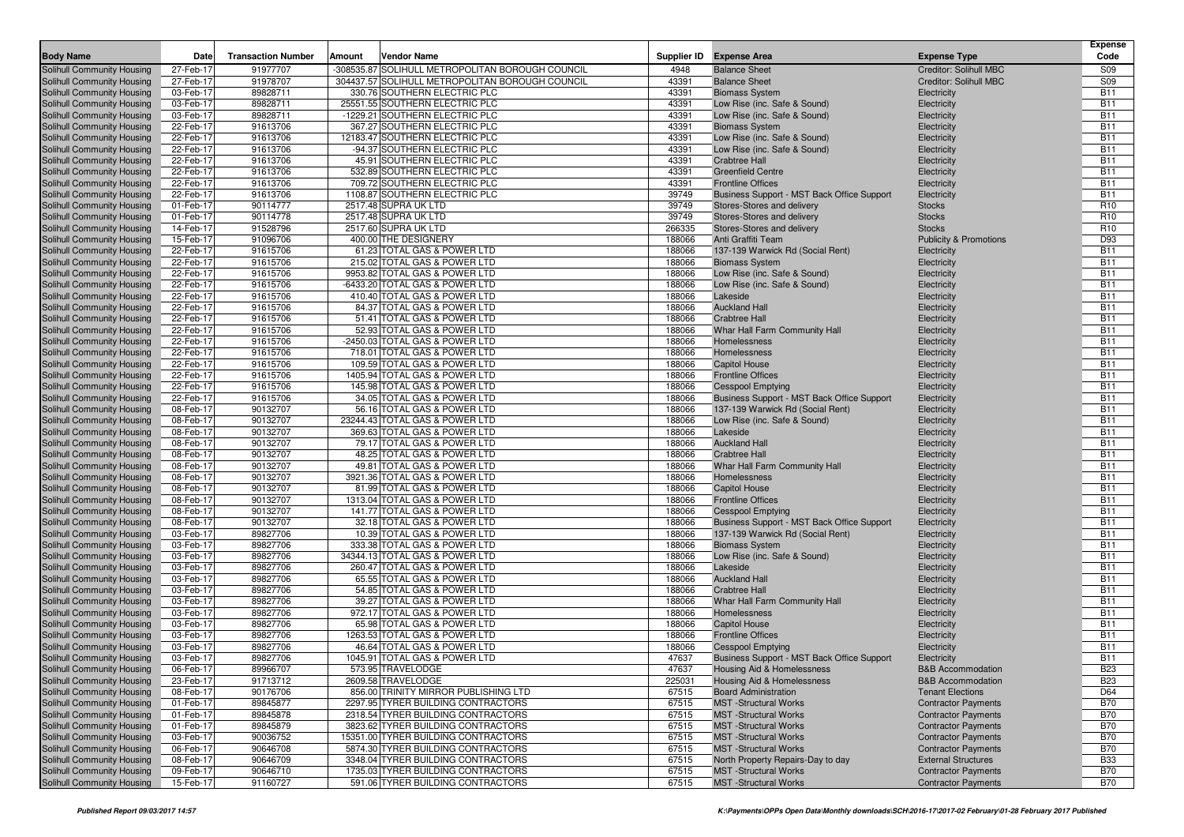| Body Name | Date | Transaction Number | Amount | Vendor Name | Supplier ID | Expense Area | Expense Type | Expense Code |
|---|---|---|---|---|---|---|---|---|
| Solihull Community Housing | 27-Feb-17 | 91977707 | -308535.87 | SOLIHULL METROPOLITAN BOROUGH COUNCIL | 4948 | Balance Sheet | Creditor: Solihull MBC | S09 |
| Solihull Community Housing | 27-Feb-17 | 91978707 | 304437.57 | SOLIHULL METROPOLITAN BOROUGH COUNCIL | 43391 | Balance Sheet | Creditor: Solihull MBC | S09 |
| Solihull Community Housing | 03-Feb-17 | 89828711 | 330.76 | SOUTHERN ELECTRIC PLC | 43391 | Biomass System | Electricity | B11 |
| Solihull Community Housing | 03-Feb-17 | 89828711 | 25551.55 | SOUTHERN ELECTRIC PLC | 43391 | Low Rise (inc. Safe & Sound) | Electricity | B11 |
| Solihull Community Housing | 03-Feb-17 | 89828711 | -1229.21 | SOUTHERN ELECTRIC PLC | 43391 | Low Rise (inc. Safe & Sound) | Electricity | B11 |
| Solihull Community Housing | 22-Feb-17 | 91613706 | 367.27 | SOUTHERN ELECTRIC PLC | 43391 | Biomass System | Electricity | B11 |
| Solihull Community Housing | 22-Feb-17 | 91613706 | 12183.47 | SOUTHERN ELECTRIC PLC | 43391 | Low Rise (inc. Safe & Sound) | Electricity | B11 |
| Solihull Community Housing | 22-Feb-17 | 91613706 | -94.37 | SOUTHERN ELECTRIC PLC | 43391 | Low Rise (inc. Safe & Sound) | Electricity | B11 |
| Solihull Community Housing | 22-Feb-17 | 91613706 | 45.91 | SOUTHERN ELECTRIC PLC | 43391 | Crabtree Hall | Electricity | B11 |
| Solihull Community Housing | 22-Feb-17 | 91613706 | 532.89 | SOUTHERN ELECTRIC PLC | 43391 | Greenfield Centre | Electricity | B11 |
| Solihull Community Housing | 22-Feb-17 | 91613706 | 709.72 | SOUTHERN ELECTRIC PLC | 43391 | Frontline Offices | Electricity | B11 |
| Solihull Community Housing | 22-Feb-17 | 91613706 | 1108.87 | SOUTHERN ELECTRIC PLC | 39749 | Business Support - MST Back Office Support | Electricity | B11 |
| Solihull Community Housing | 01-Feb-17 | 90114777 | 2517.48 | SUPRA UK LTD | 39749 | Stores-Stores and delivery | Stocks | R10 |
| Solihull Community Housing | 01-Feb-17 | 90114778 | 2517.48 | SUPRA UK LTD | 39749 | Stores-Stores and delivery | Stocks | R10 |
| Solihull Community Housing | 14-Feb-17 | 91528796 | 2517.60 | SUPRA UK LTD | 266335 | Stores-Stores and delivery | Stocks | R10 |
| Solihull Community Housing | 15-Feb-17 | 91096706 | 400.00 | THE DESIGNERY | 188066 | Anti Graffiti Team | Publicity & Promotions | D93 |
| Solihull Community Housing | 22-Feb-17 | 91615706 | 61.23 | TOTAL GAS & POWER LTD | 188066 | 137-139 Warwick Rd (Social Rent) | Electricity | B11 |
| Solihull Community Housing | 22-Feb-17 | 91615706 | 215.02 | TOTAL GAS & POWER LTD | 188066 | Biomass System | Electricity | B11 |
| Solihull Community Housing | 22-Feb-17 | 91615706 | 9953.82 | TOTAL GAS & POWER LTD | 188066 | Low Rise (inc. Safe & Sound) | Electricity | B11 |
| Solihull Community Housing | 22-Feb-17 | 91615706 | -6433.20 | TOTAL GAS & POWER LTD | 188066 | Low Rise (inc. Safe & Sound) | Electricity | B11 |
| Solihull Community Housing | 22-Feb-17 | 91615706 | 410.40 | TOTAL GAS & POWER LTD | 188066 | Lakeside | Electricity | B11 |
| Solihull Community Housing | 22-Feb-17 | 91615706 | 84.37 | TOTAL GAS & POWER LTD | 188066 | Auckland Hall | Electricity | B11 |
| Solihull Community Housing | 22-Feb-17 | 91615706 | 51.41 | TOTAL GAS & POWER LTD | 188066 | Crabtree Hall | Electricity | B11 |
| Solihull Community Housing | 22-Feb-17 | 91615706 | 52.93 | TOTAL GAS & POWER LTD | 188066 | Whar Hall Farm Community Hall | Electricity | B11 |
| Solihull Community Housing | 22-Feb-17 | 91615706 | -2450.03 | TOTAL GAS & POWER LTD | 188066 | Homelessness | Electricity | B11 |
| Solihull Community Housing | 22-Feb-17 | 91615706 | 718.01 | TOTAL GAS & POWER LTD | 188066 | Homelessness | Electricity | B11 |
| Solihull Community Housing | 22-Feb-17 | 91615706 | 109.59 | TOTAL GAS & POWER LTD | 188066 | Capitol House | Electricity | B11 |
| Solihull Community Housing | 22-Feb-17 | 91615706 | 1405.94 | TOTAL GAS & POWER LTD | 188066 | Frontline Offices | Electricity | B11 |
| Solihull Community Housing | 22-Feb-17 | 91615706 | 145.98 | TOTAL GAS & POWER LTD | 188066 | Cesspool Emptying | Electricity | B11 |
| Solihull Community Housing | 22-Feb-17 | 91615706 | 34.05 | TOTAL GAS & POWER LTD | 188066 | Business Support - MST Back Office Support | Electricity | B11 |
| Solihull Community Housing | 08-Feb-17 | 90132707 | 56.16 | TOTAL GAS & POWER LTD | 188066 | 137-139 Warwick Rd (Social Rent) | Electricity | B11 |
| Solihull Community Housing | 08-Feb-17 | 90132707 | 23244.43 | TOTAL GAS & POWER LTD | 188066 | Low Rise (inc. Safe & Sound) | Electricity | B11 |
| Solihull Community Housing | 08-Feb-17 | 90132707 | 369.63 | TOTAL GAS & POWER LTD | 188066 | Lakeside | Electricity | B11 |
| Solihull Community Housing | 08-Feb-17 | 90132707 | 79.17 | TOTAL GAS & POWER LTD | 188066 | Auckland Hall | Electricity | B11 |
| Solihull Community Housing | 08-Feb-17 | 90132707 | 48.25 | TOTAL GAS & POWER LTD | 188066 | Crabtree Hall | Electricity | B11 |
| Solihull Community Housing | 08-Feb-17 | 90132707 | 49.81 | TOTAL GAS & POWER LTD | 188066 | Whar Hall Farm Community Hall | Electricity | B11 |
| Solihull Community Housing | 08-Feb-17 | 90132707 | 3921.36 | TOTAL GAS & POWER LTD | 188066 | Homelessness | Electricity | B11 |
| Solihull Community Housing | 08-Feb-17 | 90132707 | 81.99 | TOTAL GAS & POWER LTD | 188066 | Capitol House | Electricity | B11 |
| Solihull Community Housing | 08-Feb-17 | 90132707 | 1313.04 | TOTAL GAS & POWER LTD | 188066 | Frontline Offices | Electricity | B11 |
| Solihull Community Housing | 08-Feb-17 | 90132707 | 141.77 | TOTAL GAS & POWER LTD | 188066 | Cesspool Emptying | Electricity | B11 |
| Solihull Community Housing | 08-Feb-17 | 90132707 | 32.18 | TOTAL GAS & POWER LTD | 188066 | Business Support - MST Back Office Support | Electricity | B11 |
| Solihull Community Housing | 03-Feb-17 | 89827706 | 10.39 | TOTAL GAS & POWER LTD | 188066 | 137-139 Warwick Rd (Social Rent) | Electricity | B11 |
| Solihull Community Housing | 03-Feb-17 | 89827706 | 333.38 | TOTAL GAS & POWER LTD | 188066 | Biomass System | Electricity | B11 |
| Solihull Community Housing | 03-Feb-17 | 89827706 | 34344.13 | TOTAL GAS & POWER LTD | 188066 | Low Rise (inc. Safe & Sound) | Electricity | B11 |
| Solihull Community Housing | 03-Feb-17 | 89827706 | 260.47 | TOTAL GAS & POWER LTD | 188066 | Lakeside | Electricity | B11 |
| Solihull Community Housing | 03-Feb-17 | 89827706 | 65.55 | TOTAL GAS & POWER LTD | 188066 | Auckland Hall | Electricity | B11 |
| Solihull Community Housing | 03-Feb-17 | 89827706 | 54.85 | TOTAL GAS & POWER LTD | 188066 | Crabtree Hall | Electricity | B11 |
| Solihull Community Housing | 03-Feb-17 | 89827706 | 39.27 | TOTAL GAS & POWER LTD | 188066 | Whar Hall Farm Community Hall | Electricity | B11 |
| Solihull Community Housing | 03-Feb-17 | 89827706 | 972.17 | TOTAL GAS & POWER LTD | 188066 | Homelessness | Electricity | B11 |
| Solihull Community Housing | 03-Feb-17 | 89827706 | 65.98 | TOTAL GAS & POWER LTD | 188066 | Capitol House | Electricity | B11 |
| Solihull Community Housing | 03-Feb-17 | 89827706 | 1263.53 | TOTAL GAS & POWER LTD | 188066 | Frontline Offices | Electricity | B11 |
| Solihull Community Housing | 03-Feb-17 | 89827706 | 46.64 | TOTAL GAS & POWER LTD | 188066 | Cesspool Emptying | Electricity | B11 |
| Solihull Community Housing | 03-Feb-17 | 89827706 | 1045.91 | TOTAL GAS & POWER LTD | 47637 | Business Support - MST Back Office Support | Electricity | B11 |
| Solihull Community Housing | 06-Feb-17 | 89966707 | 573.95 | TRAVELODGE | 47637 | Housing Aid & Homelessness | B&B Accommodation | B23 |
| Solihull Community Housing | 23-Feb-17 | 91713712 | 2609.58 | TRAVELODGE | 225031 | Housing Aid & Homelessness | B&B Accommodation | B23 |
| Solihull Community Housing | 08-Feb-17 | 90176706 | 856.00 | TRINITY MIRROR PUBLISHING LTD | 67515 | Board Administration | Tenant Elections | D64 |
| Solihull Community Housing | 01-Feb-17 | 89845877 | 2297.95 | TYRER BUILDING CONTRACTORS | 67515 | MST -Structural Works | Contractor Payments | B70 |
| Solihull Community Housing | 01-Feb-17 | 89845878 | 2318.54 | TYRER BUILDING CONTRACTORS | 67515 | MST -Structural Works | Contractor Payments | B70 |
| Solihull Community Housing | 01-Feb-17 | 89845879 | 3823.62 | TYRER BUILDING CONTRACTORS | 67515 | MST -Structural Works | Contractor Payments | B70 |
| Solihull Community Housing | 03-Feb-17 | 90036752 | 15351.00 | TYRER BUILDING CONTRACTORS | 67515 | MST -Structural Works | Contractor Payments | B70 |
| Solihull Community Housing | 06-Feb-17 | 90646708 | 5874.30 | TYRER BUILDING CONTRACTORS | 67515 | MST -Structural Works | Contractor Payments | B70 |
| Solihull Community Housing | 08-Feb-17 | 90646709 | 3348.04 | TYRER BUILDING CONTRACTORS | 67515 | North Property Repairs-Day to day | External Structures | B33 |
| Solihull Community Housing | 09-Feb-17 | 90646710 | 1735.03 | TYRER BUILDING CONTRACTORS | 67515 | MST -Structural Works | Contractor Payments | B70 |
| Solihull Community Housing | 15-Feb-17 | 91160727 | 591.06 | TYRER BUILDING CONTRACTORS | 67515 | MST -Structural Works | Contractor Payments | B70 |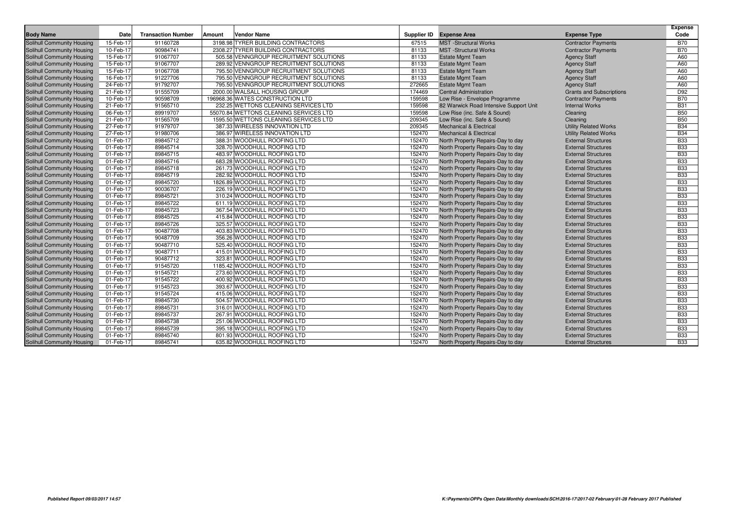| Body Name | Date | Transaction Number | Amount | Vendor Name | Supplier ID | Expense Area | Expense Type | Expense Code |
|---|---|---|---|---|---|---|---|---|
| Solihull Community Housing | 15-Feb-17 | 91160728 | 3198.98 | TYRER BUILDING CONTRACTORS | 67515 | MST -Structural Works | Contractor Payments | B70 |
| Solihull Community Housing | 10-Feb-17 | 90984741 | 2308.27 | TYRER BUILDING CONTRACTORS | 81133 | MST -Structural Works | Contractor Payments | B70 |
| Solihull Community Housing | 15-Feb-17 | 91067707 | 505.58 | VENNGROUP RECRUITMENT SOLUTIONS | 81133 | Estate Mgmt Team | Agency Staff | A60 |
| Solihull Community Housing | 15-Feb-17 | 91067707 | 289.92 | VENNGROUP RECRUITMENT SOLUTIONS | 81133 | Estate Mgmt Team | Agency Staff | A60 |
| Solihull Community Housing | 15-Feb-17 | 91067708 | 795.50 | VENNGROUP RECRUITMENT SOLUTIONS | 81133 | Estate Mgmt Team | Agency Staff | A60 |
| Solihull Community Housing | 16-Feb-17 | 91227706 | 795.50 | VENNGROUP RECRUITMENT SOLUTIONS | 81133 | Estate Mgmt Team | Agency Staff | A60 |
| Solihull Community Housing | 24-Feb-17 | 91792707 | 795.50 | VENNGROUP RECRUITMENT SOLUTIONS | 272665 | Estate Mgmt Team | Agency Staff | A60 |
| Solihull Community Housing | 21-Feb-17 | 91555709 | 2000.00 | WALSALL HOUSING GROUP | 174469 | Central Administration | Grants and Subscriptions | D92 |
| Solihull Community Housing | 10-Feb-17 | 90598709 | 196968.36 | WATES CONSTRUCTION LTD | 159598 | Low Rise - Envelope Programme | Contractor Payments | B70 |
| Solihull Community Housing | 21-Feb-17 | 91565710 | 232.25 | WETTONS CLEANING SERVICES LTD | 159598 | 82 Warwick Road Intensive Support Unit | Internal Works | B31 |
| Solihull Community Housing | 06-Feb-17 | 89919707 | 55070.84 | WETTONS CLEANING SERVICES LTD | 159598 | Low Rise (inc. Safe & Sound) | Cleaning | B50 |
| Solihull Community Housing | 21-Feb-17 | 91565709 | 1595.50 | WETTONS CLEANING SERVICES LTD | 209345 | Low Rise (inc. Safe & Sound) | Cleaning | B50 |
| Solihull Community Housing | 27-Feb-17 | 91979707 | 387.33 | WIRELESS INNOVATION LTD | 209345 | Mechanical & Electrical | Utility Related Works | B34 |
| Solihull Community Housing | 27-Feb-17 | 91980706 | 386.97 | WIRELESS INNOVATION LTD | 152470 | Mechanical & Electrical | Utility Related Works | B34 |
| Solihull Community Housing | 01-Feb-17 | 89845712 | 388.31 | WOODHULL ROOFING LTD | 152470 | North Property Repairs-Day to day | External Structures | B33 |
| Solihull Community Housing | 01-Feb-17 | 89845714 | 328.70 | WOODHULL ROOFING LTD | 152470 | North Property Repairs-Day to day | External Structures | B33 |
| Solihull Community Housing | 01-Feb-17 | 89845715 | 483.97 | WOODHULL ROOFING LTD | 152470 | North Property Repairs-Day to day | External Structures | B33 |
| Solihull Community Housing | 01-Feb-17 | 89845716 | 683.28 | WOODHULL ROOFING LTD | 152470 | North Property Repairs-Day to day | External Structures | B33 |
| Solihull Community Housing | 01-Feb-17 | 89845718 | 261.73 | WOODHULL ROOFING LTD | 152470 | North Property Repairs-Day to day | External Structures | B33 |
| Solihull Community Housing | 01-Feb-17 | 89845719 | 282.92 | WOODHULL ROOFING LTD | 152470 | North Property Repairs-Day to day | External Structures | B33 |
| Solihull Community Housing | 01-Feb-17 | 89845720 | 1826.89 | WOODHULL ROOFING LTD | 152470 | North Property Repairs-Day to day | External Structures | B33 |
| Solihull Community Housing | 01-Feb-17 | 90036707 | 226.19 | WOODHULL ROOFING LTD | 152470 | North Property Repairs-Day to day | External Structures | B33 |
| Solihull Community Housing | 01-Feb-17 | 89845721 | 310.24 | WOODHULL ROOFING LTD | 152470 | North Property Repairs-Day to day | External Structures | B33 |
| Solihull Community Housing | 01-Feb-17 | 89845722 | 611.19 | WOODHULL ROOFING LTD | 152470 | North Property Repairs-Day to day | External Structures | B33 |
| Solihull Community Housing | 01-Feb-17 | 89845723 | 367.54 | WOODHULL ROOFING LTD | 152470 | North Property Repairs-Day to day | External Structures | B33 |
| Solihull Community Housing | 01-Feb-17 | 89845725 | 415.84 | WOODHULL ROOFING LTD | 152470 | North Property Repairs-Day to day | External Structures | B33 |
| Solihull Community Housing | 01-Feb-17 | 89845726 | 325.57 | WOODHULL ROOFING LTD | 152470 | North Property Repairs-Day to day | External Structures | B33 |
| Solihull Community Housing | 01-Feb-17 | 90487708 | 403.83 | WOODHULL ROOFING LTD | 152470 | North Property Repairs-Day to day | External Structures | B33 |
| Solihull Community Housing | 01-Feb-17 | 90487709 | 356.26 | WOODHULL ROOFING LTD | 152470 | North Property Repairs-Day to day | External Structures | B33 |
| Solihull Community Housing | 01-Feb-17 | 90487710 | 525.40 | WOODHULL ROOFING LTD | 152470 | North Property Repairs-Day to day | External Structures | B33 |
| Solihull Community Housing | 01-Feb-17 | 90487711 | 415.01 | WOODHULL ROOFING LTD | 152470 | North Property Repairs-Day to day | External Structures | B33 |
| Solihull Community Housing | 01-Feb-17 | 90487712 | 323.81 | WOODHULL ROOFING LTD | 152470 | North Property Repairs-Day to day | External Structures | B33 |
| Solihull Community Housing | 01-Feb-17 | 91545720 | 1185.42 | WOODHULL ROOFING LTD | 152470 | North Property Repairs-Day to day | External Structures | B33 |
| Solihull Community Housing | 01-Feb-17 | 91545721 | 273.60 | WOODHULL ROOFING LTD | 152470 | North Property Repairs-Day to day | External Structures | B33 |
| Solihull Community Housing | 01-Feb-17 | 91545722 | 400.92 | WOODHULL ROOFING LTD | 152470 | North Property Repairs-Day to day | External Structures | B33 |
| Solihull Community Housing | 01-Feb-17 | 91545723 | 393.67 | WOODHULL ROOFING LTD | 152470 | North Property Repairs-Day to day | External Structures | B33 |
| Solihull Community Housing | 01-Feb-17 | 91545724 | 415.06 | WOODHULL ROOFING LTD | 152470 | North Property Repairs-Day to day | External Structures | B33 |
| Solihull Community Housing | 01-Feb-17 | 89845730 | 504.57 | WOODHULL ROOFING LTD | 152470 | North Property Repairs-Day to day | External Structures | B33 |
| Solihull Community Housing | 01-Feb-17 | 89845731 | 316.01 | WOODHULL ROOFING LTD | 152470 | North Property Repairs-Day to day | External Structures | B33 |
| Solihull Community Housing | 01-Feb-17 | 89845737 | 267.91 | WOODHULL ROOFING LTD | 152470 | North Property Repairs-Day to day | External Structures | B33 |
| Solihull Community Housing | 01-Feb-17 | 89845738 | 251.06 | WOODHULL ROOFING LTD | 152470 | North Property Repairs-Day to day | External Structures | B33 |
| Solihull Community Housing | 01-Feb-17 | 89845739 | 395.18 | WOODHULL ROOFING LTD | 152470 | North Property Repairs-Day to day | External Structures | B33 |
| Solihull Community Housing | 01-Feb-17 | 89845740 | 801.93 | WOODHULL ROOFING LTD | 152470 | North Property Repairs-Day to day | External Structures | B33 |
| Solihull Community Housing | 01-Feb-17 | 89845741 | 635.82 | WOODHULL ROOFING LTD | 152470 | North Property Repairs-Day to day | External Structures | B33 |